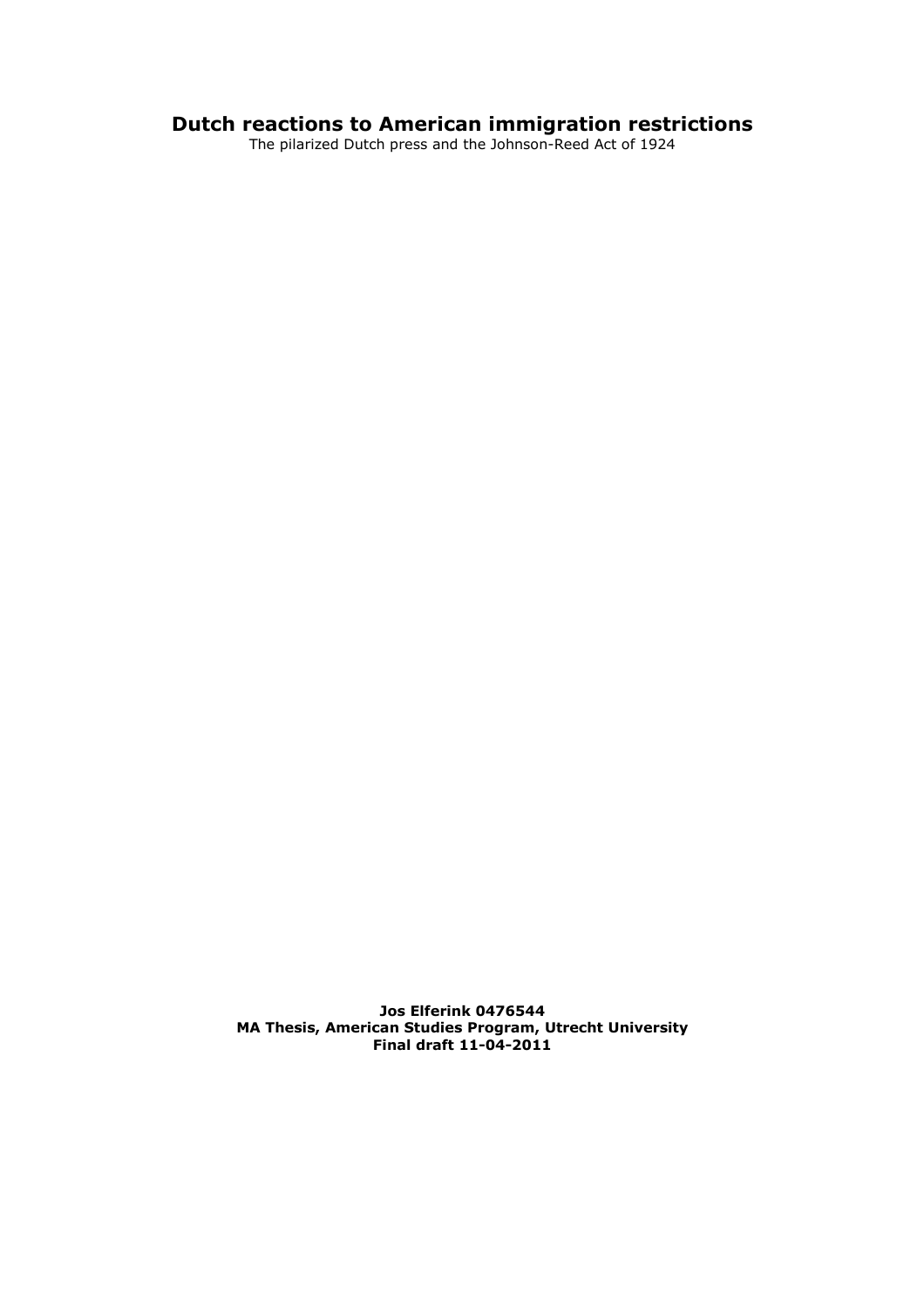# Dutch reactions to American immigration restrictions

The pilarized Dutch press and the Johnson-Reed Act of 1924

**Jos Elferink 0476544**
**MA Thesis, American Studies Program, Utrecht University**
**Final draft 11-04-2011**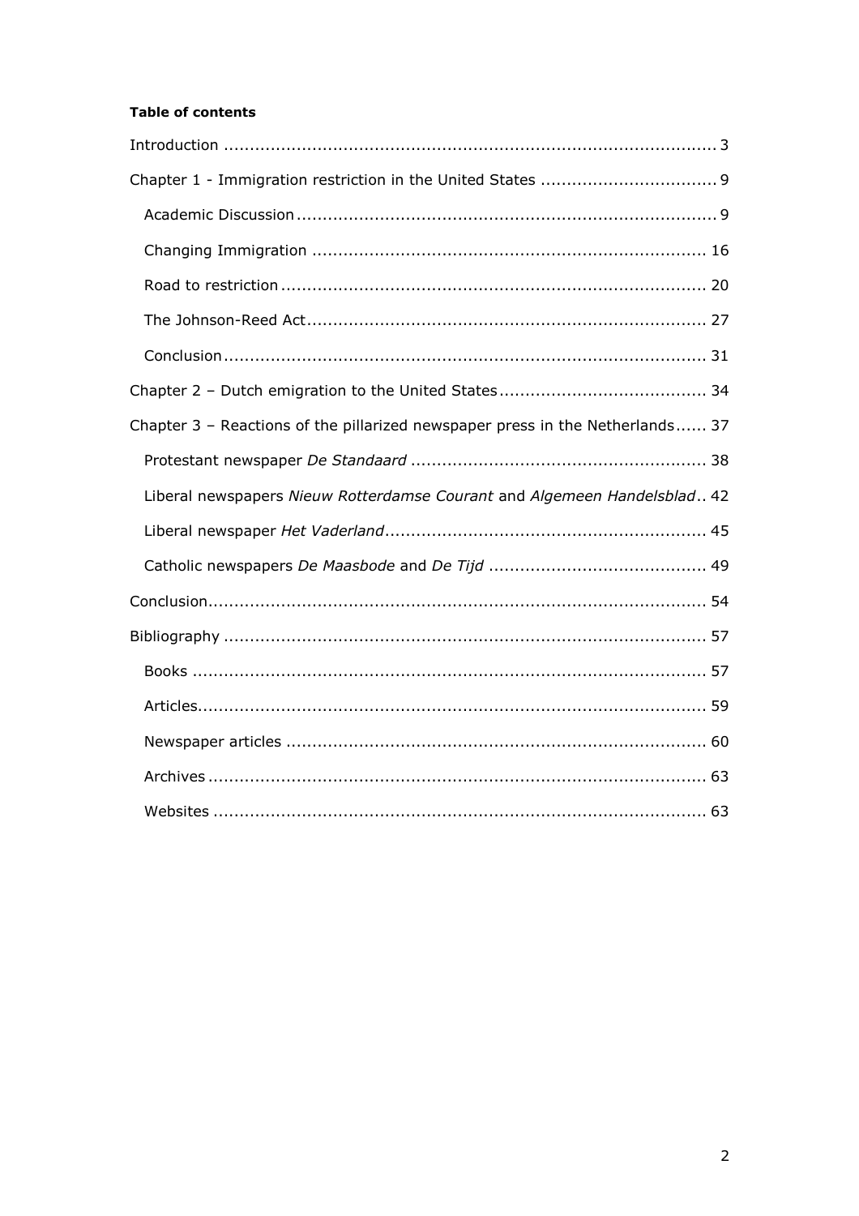**Table of contents**

Introduction ............................................................................................... 3

Chapter 1 - Immigration restriction in the United States .................................. 9

- Academic Discussion ................................................................................. 9
- Changing Immigration ............................................................................ 16
- Road to restriction .................................................................................. 20
- The Johnson-Reed Act ............................................................................. 27
- Conclusion ............................................................................................. 31

Chapter 2 – Dutch emigration to the United States ........................................ 34

Chapter 3 – Reactions of the pillarized newspaper press in the Netherlands ...... 37

- Protestant newspaper *De Standaard* ......................................................... 38
- Liberal newspapers *Nieuw Rotterdamse Courant* and *Algemeen Handelsblad* .. 42
- Liberal newspaper *Het Vaderland* .............................................................. 45
- Catholic newspapers *De Maasbode* and *De Tijd* .......................................... 49

Conclusion ................................................................................................ 54

Bibliography ............................................................................................. 57

- Books .................................................................................................. 57
- Articles ................................................................................................. 59
- Newspaper articles ................................................................................. 60
- Archives ............................................................................................... 63
- Websites .............................................................................................. 63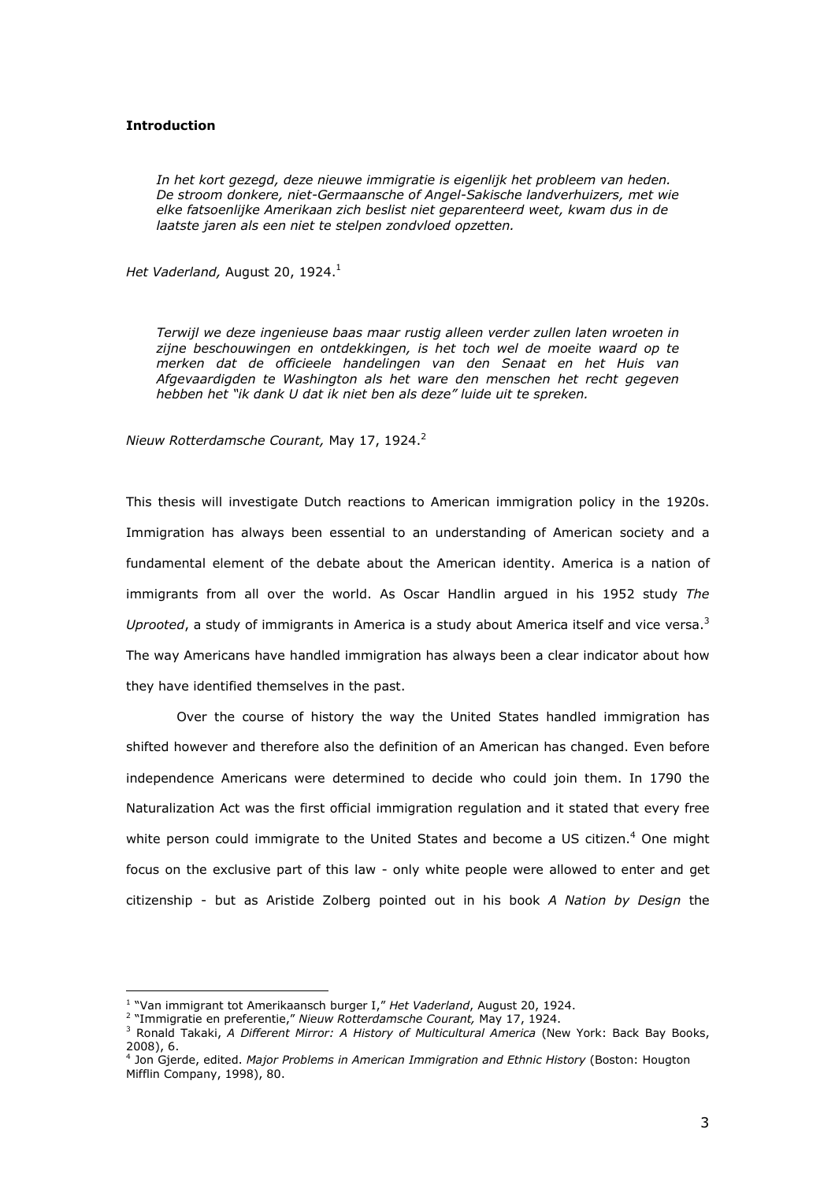**Introduction**

> *In het kort gezegd, deze nieuwe immigratie is eigenlijk het probleem van heden. De stroom donkere, niet-Germaansche of Angel-Sakische landverhuizers, met wie elke fatsoenlijke Amerikaan zich beslist niet geparenteerd weet, kwam dus in de laatste jaren als een niet te stelpen zondvloed opzetten.*

*Het Vaderland,* August 20, 1924.[1]

> *Terwijl we deze ingenieuse baas maar rustig alleen verder zullen laten wroeten in zijne beschouwingen en ontdekkingen, is het toch wel de moeite waard op te merken dat de officieele handelingen van den Senaat en het Huis van Afgevaardigden te Washington als het ware den menschen het recht gegeven hebben het "ik dank U dat ik niet ben als deze" luide uit te spreken.*

*Nieuw Rotterdamsche Courant,* May 17, 1924.[2]

This thesis will investigate Dutch reactions to American immigration policy in the 1920s. Immigration has always been essential to an understanding of American society and a fundamental element of the debate about the American identity. America is a nation of immigrants from all over the world. As Oscar Handlin argued in his 1952 study *The Uprooted*, a study of immigrants in America is a study about America itself and vice versa.[3] The way Americans have handled immigration has always been a clear indicator about how they have identified themselves in the past.

Over the course of history the way the United States handled immigration has shifted however and therefore also the definition of an American has changed. Even before independence Americans were determined to decide who could join them. In 1790 the Naturalization Act was the first official immigration regulation and it stated that every free white person could immigrate to the United States and become a US citizen.[4] One might focus on the exclusive part of this law - only white people were allowed to enter and get citizenship - but as Aristide Zolberg pointed out in his book *A Nation by Design* the

---

[1] "Van immigrant tot Amerikaansch burger I," *Het Vaderland*, August 20, 1924.

[2] "Immigratie en preferentie," *Nieuw Rotterdamsche Courant,* May 17, 1924.

[3] Ronald Takaki, *A Different Mirror: A History of Multicultural America* (New York: Back Bay Books, 2008), 6.

[4] Jon Gjerde, edited. *Major Problems in American Immigration and Ethnic History* (Boston: Hougton Mifflin Company, 1998), 80.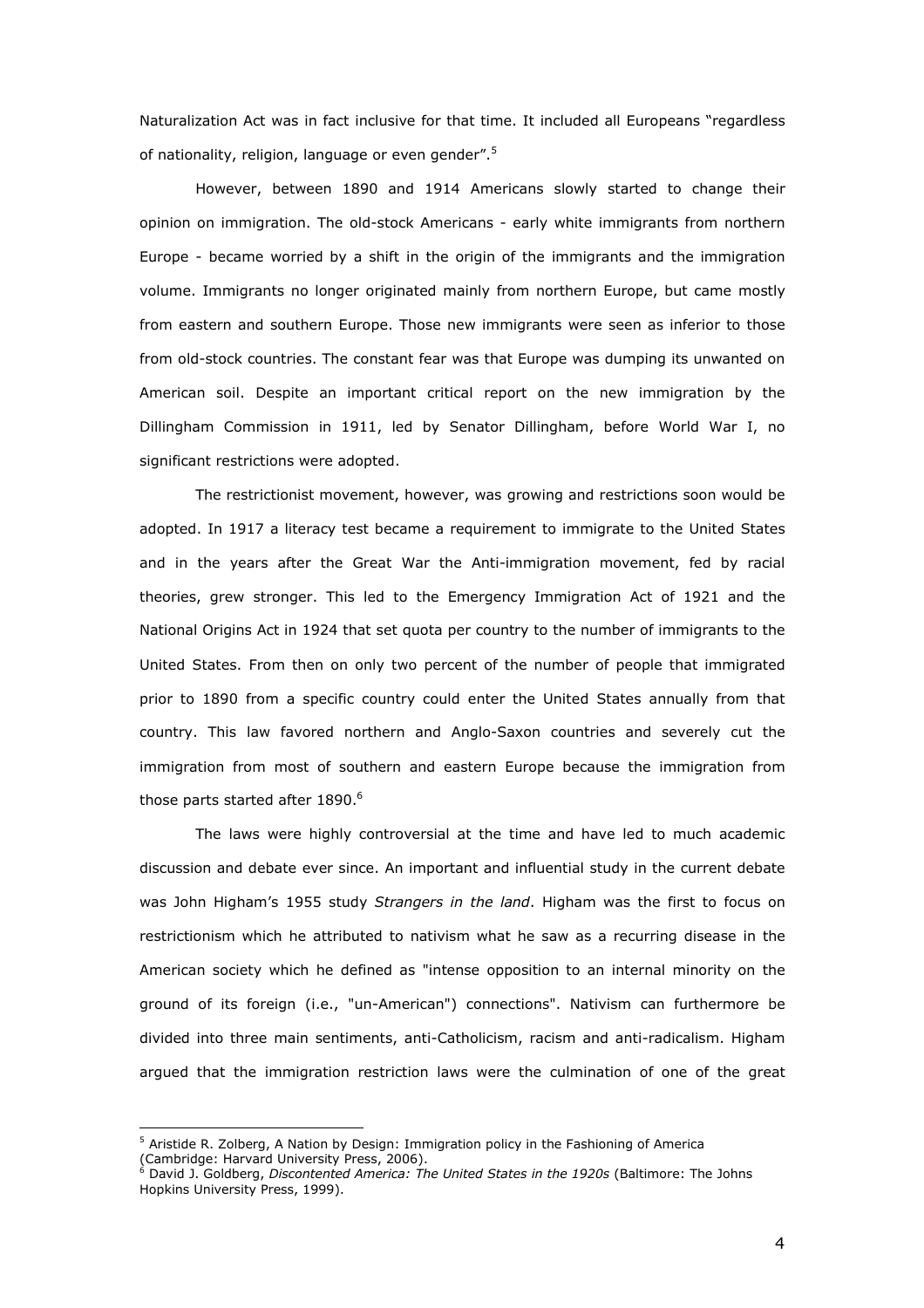Naturalization Act was in fact inclusive for that time. It included all Europeans "regardless of nationality, religion, language or even gender".[5]

However, between 1890 and 1914 Americans slowly started to change their opinion on immigration. The old-stock Americans - early white immigrants from northern Europe - became worried by a shift in the origin of the immigrants and the immigration volume. Immigrants no longer originated mainly from northern Europe, but came mostly from eastern and southern Europe. Those new immigrants were seen as inferior to those from old-stock countries. The constant fear was that Europe was dumping its unwanted on American soil. Despite an important critical report on the new immigration by the Dillingham Commission in 1911, led by Senator Dillingham, before World War I, no significant restrictions were adopted.

The restrictionist movement, however, was growing and restrictions soon would be adopted. In 1917 a literacy test became a requirement to immigrate to the United States and in the years after the Great War the Anti-immigration movement, fed by racial theories, grew stronger. This led to the Emergency Immigration Act of 1921 and the National Origins Act in 1924 that set quota per country to the number of immigrants to the United States. From then on only two percent of the number of people that immigrated prior to 1890 from a specific country could enter the United States annually from that country. This law favored northern and Anglo-Saxon countries and severely cut the immigration from most of southern and eastern Europe because the immigration from those parts started after 1890.[6]

The laws were highly controversial at the time and have led to much academic discussion and debate ever since. An important and influential study in the current debate was John Higham's 1955 study *Strangers in the land*. Higham was the first to focus on restrictionism which he attributed to nativism what he saw as a recurring disease in the American society which he defined as "intense opposition to an internal minority on the ground of its foreign (i.e., "un-American") connections". Nativism can furthermore be divided into three main sentiments, anti-Catholicism, racism and anti-radicalism. Higham argued that the immigration restriction laws were the culmination of one of the great

---

[5] Aristide R. Zolberg, A Nation by Design: Immigration policy in the Fashioning of America (Cambridge: Harvard University Press, 2006).

[6] David J. Goldberg, *Discontented America: The United States in the 1920s* (Baltimore: The Johns Hopkins University Press, 1999).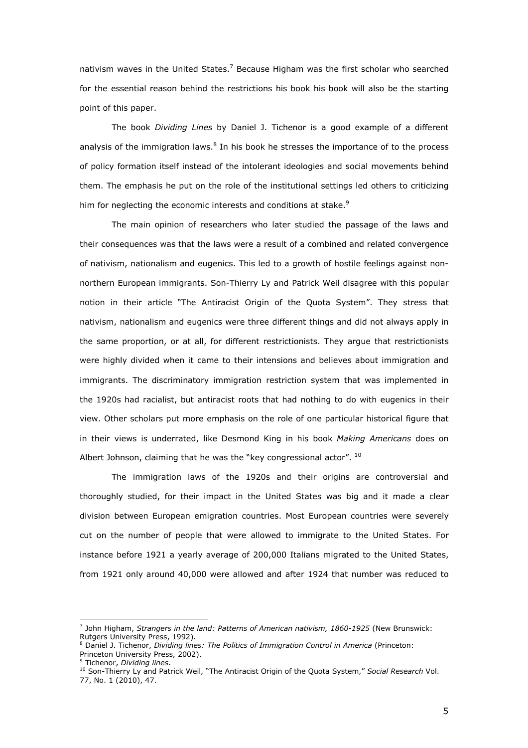nativism waves in the United States.[7] Because Higham was the first scholar who searched for the essential reason behind the restrictions his book his book will also be the starting point of this paper.

The book *Dividing Lines* by Daniel J. Tichenor is a good example of a different analysis of the immigration laws.[8] In his book he stresses the importance of to the process of policy formation itself instead of the intolerant ideologies and social movements behind them. The emphasis he put on the role of the institutional settings led others to criticizing him for neglecting the economic interests and conditions at stake.[9]

The main opinion of researchers who later studied the passage of the laws and their consequences was that the laws were a result of a combined and related convergence of nativism, nationalism and eugenics. This led to a growth of hostile feelings against non-northern European immigrants. Son-Thierry Ly and Patrick Weil disagree with this popular notion in their article "The Antiracist Origin of the Quota System". They stress that nativism, nationalism and eugenics were three different things and did not always apply in the same proportion, or at all, for different restrictionists. They argue that restrictionists were highly divided when it came to their intensions and believes about immigration and immigrants. The discriminatory immigration restriction system that was implemented in the 1920s had racialist, but antiracist roots that had nothing to do with eugenics in their view. Other scholars put more emphasis on the role of one particular historical figure that in their views is underrated, like Desmond King in his book *Making Americans* does on Albert Johnson, claiming that he was the "key congressional actor". [10]

The immigration laws of the 1920s and their origins are controversial and thoroughly studied, for their impact in the United States was big and it made a clear division between European emigration countries. Most European countries were severely cut on the number of people that were allowed to immigrate to the United States. For instance before 1921 a yearly average of 200,000 Italians migrated to the United States, from 1921 only around 40,000 were allowed and after 1924 that number was reduced to

---

[7] John Higham, *Strangers in the land: Patterns of American nativism, 1860-1925* (New Brunswick: Rutgers University Press, 1992).

[8] Daniel J. Tichenor, *Dividing lines: The Politics of Immigration Control in America* (Princeton: Princeton University Press, 2002).

[9] Tichenor, *Dividing lines*.

[10] Son-Thierry Ly and Patrick Weil, "The Antiracist Origin of the Quota System," *Social Research* Vol. 77, No. 1 (2010), 47.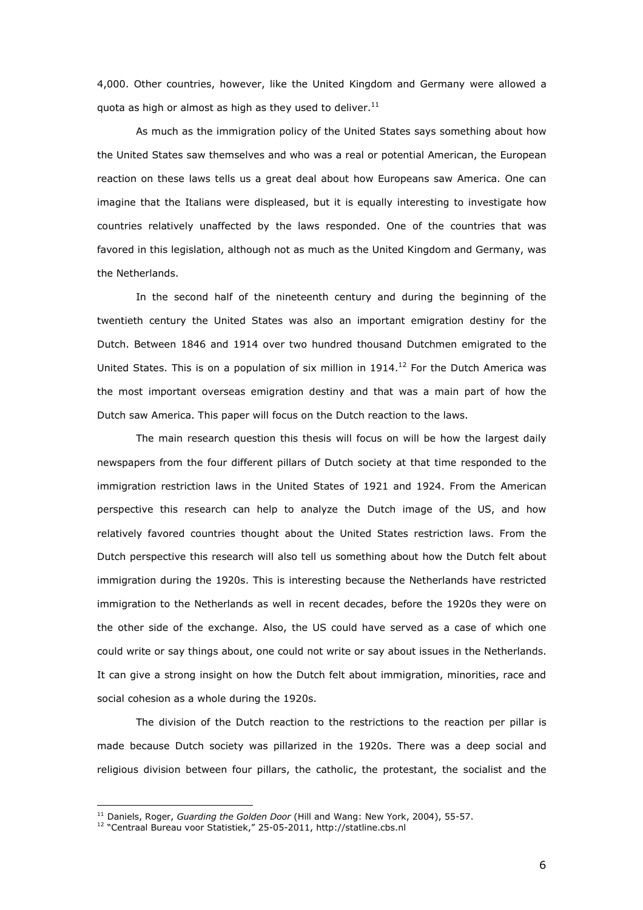4,000. Other countries, however, like the United Kingdom and Germany were allowed a quota as high or almost as high as they used to deliver.[11]

As much as the immigration policy of the United States says something about how the United States saw themselves and who was a real or potential American, the European reaction on these laws tells us a great deal about how Europeans saw America. One can imagine that the Italians were displeased, but it is equally interesting to investigate how countries relatively unaffected by the laws responded. One of the countries that was favored in this legislation, although not as much as the United Kingdom and Germany, was the Netherlands.

In the second half of the nineteenth century and during the beginning of the twentieth century the United States was also an important emigration destiny for the Dutch. Between 1846 and 1914 over two hundred thousand Dutchmen emigrated to the United States. This is on a population of six million in 1914.[12] For the Dutch America was the most important overseas emigration destiny and that was a main part of how the Dutch saw America. This paper will focus on the Dutch reaction to the laws.

The main research question this thesis will focus on will be how the largest daily newspapers from the four different pillars of Dutch society at that time responded to the immigration restriction laws in the United States of 1921 and 1924. From the American perspective this research can help to analyze the Dutch image of the US, and how relatively favored countries thought about the United States restriction laws. From the Dutch perspective this research will also tell us something about how the Dutch felt about immigration during the 1920s. This is interesting because the Netherlands have restricted immigration to the Netherlands as well in recent decades, before the 1920s they were on the other side of the exchange. Also, the US could have served as a case of which one could write or say things about, one could not write or say about issues in the Netherlands. It can give a strong insight on how the Dutch felt about immigration, minorities, race and social cohesion as a whole during the 1920s.

The division of the Dutch reaction to the restrictions to the reaction per pillar is made because Dutch society was pillarized in the 1920s. There was a deep social and religious division between four pillars, the catholic, the protestant, the socialist and the

---

[11] Daniels, Roger, *Guarding the Golden Door* (Hill and Wang: New York, 2004), 55-57.

[12] "Centraal Bureau voor Statistiek," 25-05-2011, http://statline.cbs.nl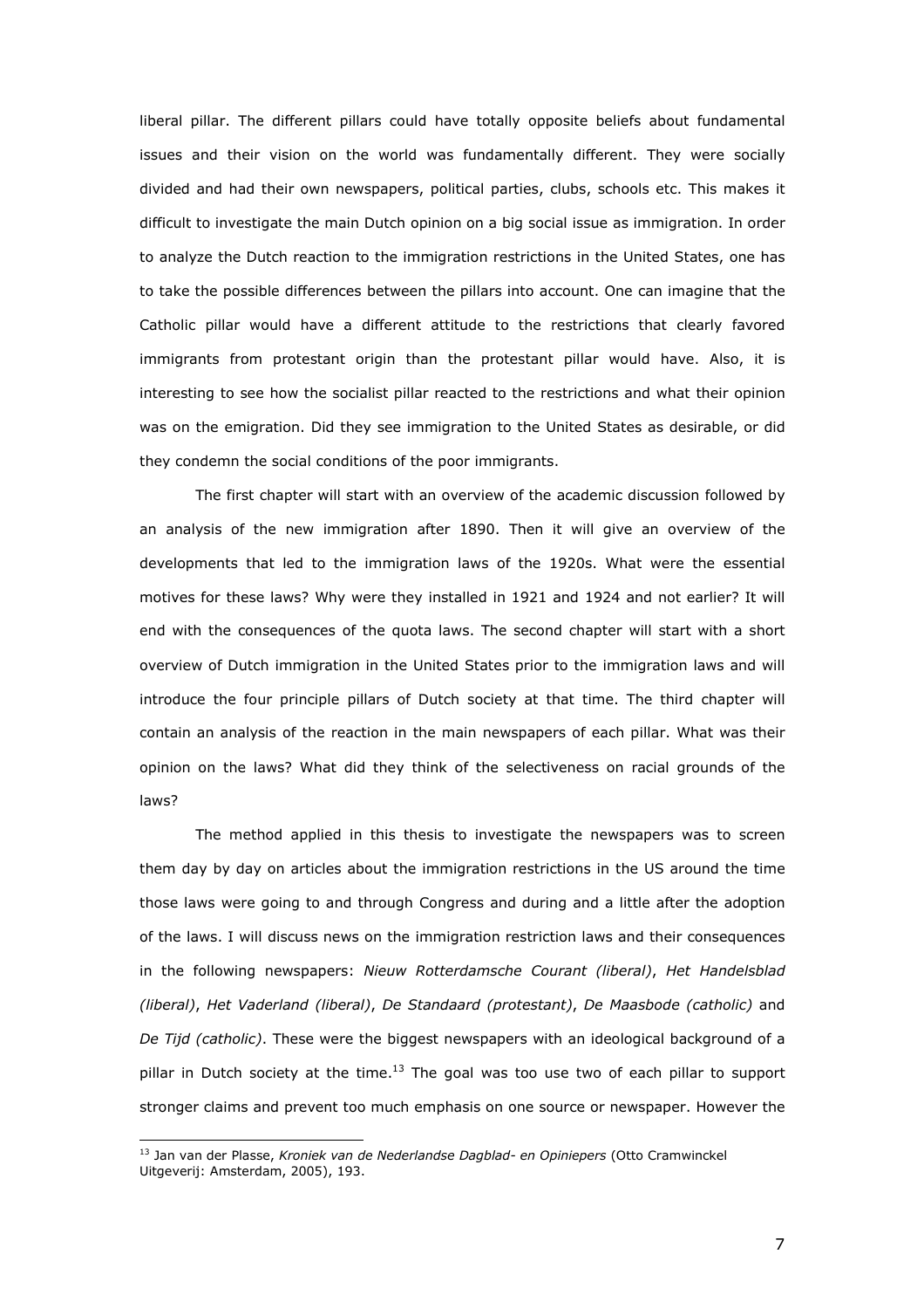liberal pillar. The different pillars could have totally opposite beliefs about fundamental issues and their vision on the world was fundamentally different. They were socially divided and had their own newspapers, political parties, clubs, schools etc. This makes it difficult to investigate the main Dutch opinion on a big social issue as immigration. In order to analyze the Dutch reaction to the immigration restrictions in the United States, one has to take the possible differences between the pillars into account. One can imagine that the Catholic pillar would have a different attitude to the restrictions that clearly favored immigrants from protestant origin than the protestant pillar would have. Also, it is interesting to see how the socialist pillar reacted to the restrictions and what their opinion was on the emigration. Did they see immigration to the United States as desirable, or did they condemn the social conditions of the poor immigrants.

The first chapter will start with an overview of the academic discussion followed by an analysis of the new immigration after 1890. Then it will give an overview of the developments that led to the immigration laws of the 1920s. What were the essential motives for these laws? Why were they installed in 1921 and 1924 and not earlier? It will end with the consequences of the quota laws. The second chapter will start with a short overview of Dutch immigration in the United States prior to the immigration laws and will introduce the four principle pillars of Dutch society at that time. The third chapter will contain an analysis of the reaction in the main newspapers of each pillar. What was their opinion on the laws? What did they think of the selectiveness on racial grounds of the laws?

The method applied in this thesis to investigate the newspapers was to screen them day by day on articles about the immigration restrictions in the US around the time those laws were going to and through Congress and during and a little after the adoption of the laws. I will discuss news on the immigration restriction laws and their consequences in the following newspapers: *Nieuw Rotterdamsche Courant (liberal)*, *Het Handelsblad (liberal)*, *Het Vaderland (liberal)*, *De Standaard (protestant)*, *De Maasbode (catholic)* and *De Tijd (catholic)*. These were the biggest newspapers with an ideological background of a pillar in Dutch society at the time.[13] The goal was too use two of each pillar to support stronger claims and prevent too much emphasis on one source or newspaper. However the

[13] Jan van der Plasse, *Kroniek van de Nederlandse Dagblad- en Opiniepers* (Otto Cramwinckel Uitgeverij: Amsterdam, 2005), 193.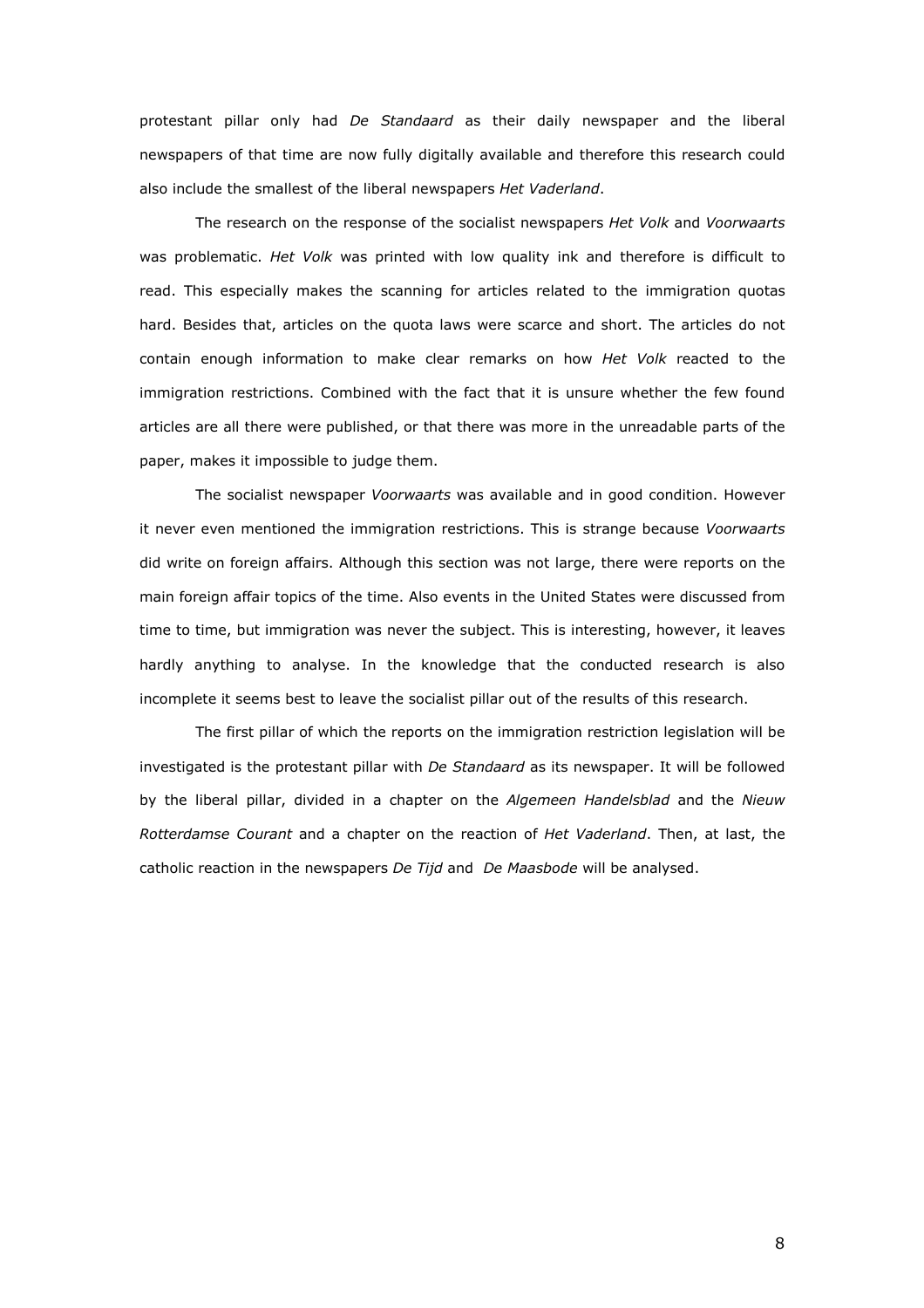protestant pillar only had *De Standaard* as their daily newspaper and the liberal newspapers of that time are now fully digitally available and therefore this research could also include the smallest of the liberal newspapers *Het Vaderland*.

The research on the response of the socialist newspapers *Het Volk* and *Voorwaarts* was problematic. *Het Volk* was printed with low quality ink and therefore is difficult to read. This especially makes the scanning for articles related to the immigration quotas hard. Besides that, articles on the quota laws were scarce and short. The articles do not contain enough information to make clear remarks on how *Het Volk* reacted to the immigration restrictions. Combined with the fact that it is unsure whether the few found articles are all there were published, or that there was more in the unreadable parts of the paper, makes it impossible to judge them.

The socialist newspaper *Voorwaarts* was available and in good condition. However it never even mentioned the immigration restrictions. This is strange because *Voorwaarts* did write on foreign affairs. Although this section was not large, there were reports on the main foreign affair topics of the time. Also events in the United States were discussed from time to time, but immigration was never the subject. This is interesting, however, it leaves hardly anything to analyse. In the knowledge that the conducted research is also incomplete it seems best to leave the socialist pillar out of the results of this research.

The first pillar of which the reports on the immigration restriction legislation will be investigated is the protestant pillar with *De Standaard* as its newspaper. It will be followed by the liberal pillar, divided in a chapter on the *Algemeen Handelsblad* and the *Nieuw Rotterdamse Courant* and a chapter on the reaction of *Het Vaderland*. Then, at last, the catholic reaction in the newspapers *De Tijd* and *De Maasbode* will be analysed.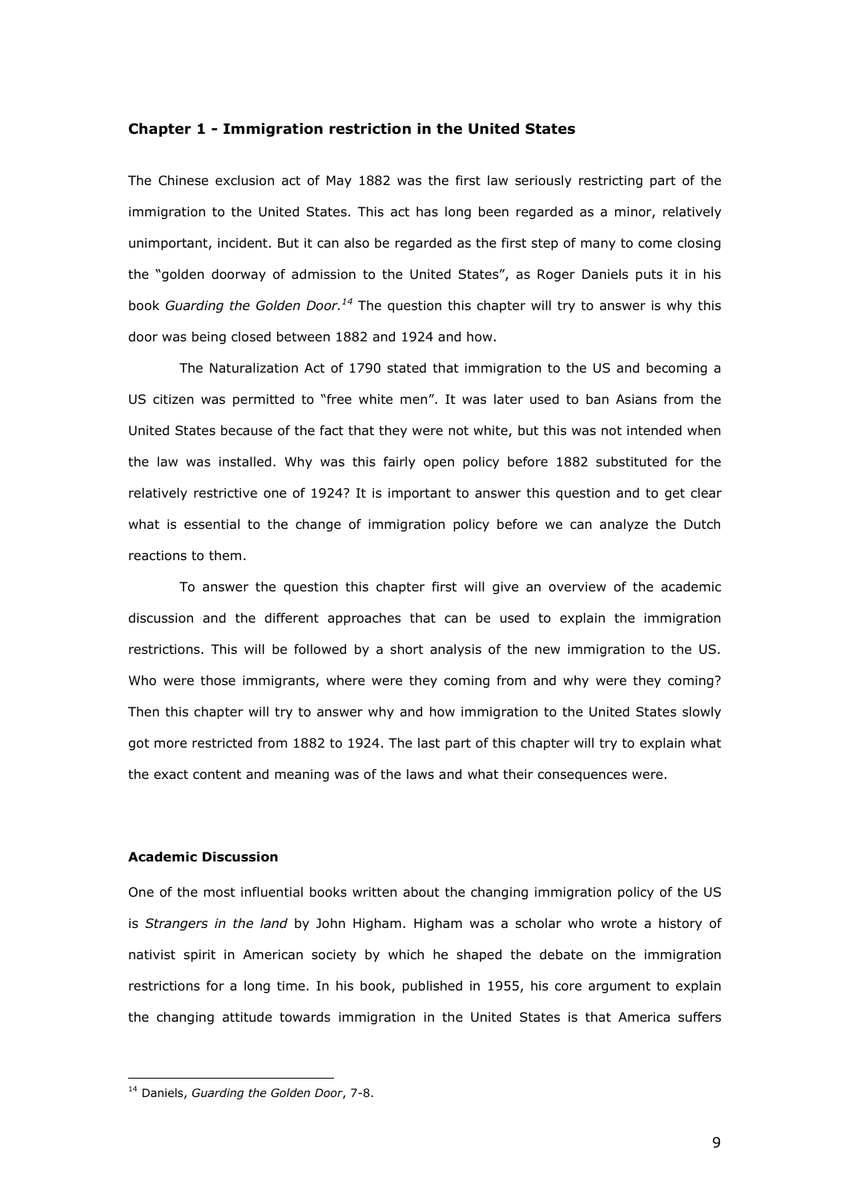## Chapter 1 - Immigration restriction in the United States

The Chinese exclusion act of May 1882 was the first law seriously restricting part of the immigration to the United States. This act has long been regarded as a minor, relatively unimportant, incident. But it can also be regarded as the first step of many to come closing the "golden doorway of admission to the United States", as Roger Daniels puts it in his book *Guarding the Golden Door*.[14] The question this chapter will try to answer is why this door was being closed between 1882 and 1924 and how.

The Naturalization Act of 1790 stated that immigration to the US and becoming a US citizen was permitted to "free white men". It was later used to ban Asians from the United States because of the fact that they were not white, but this was not intended when the law was installed. Why was this fairly open policy before 1882 substituted for the relatively restrictive one of 1924? It is important to answer this question and to get clear what is essential to the change of immigration policy before we can analyze the Dutch reactions to them.

To answer the question this chapter first will give an overview of the academic discussion and the different approaches that can be used to explain the immigration restrictions. This will be followed by a short analysis of the new immigration to the US. Who were those immigrants, where were they coming from and why were they coming? Then this chapter will try to answer why and how immigration to the United States slowly got more restricted from 1882 to 1924. The last part of this chapter will try to explain what the exact content and meaning was of the laws and what their consequences were.

### Academic Discussion

One of the most influential books written about the changing immigration policy of the US is *Strangers in the land* by John Higham. Higham was a scholar who wrote a history of nativist spirit in American society by which he shaped the debate on the immigration restrictions for a long time. In his book, published in 1955, his core argument to explain the changing attitude towards immigration in the United States is that America suffers

---

[14] Daniels, *Guarding the Golden Door*, 7-8.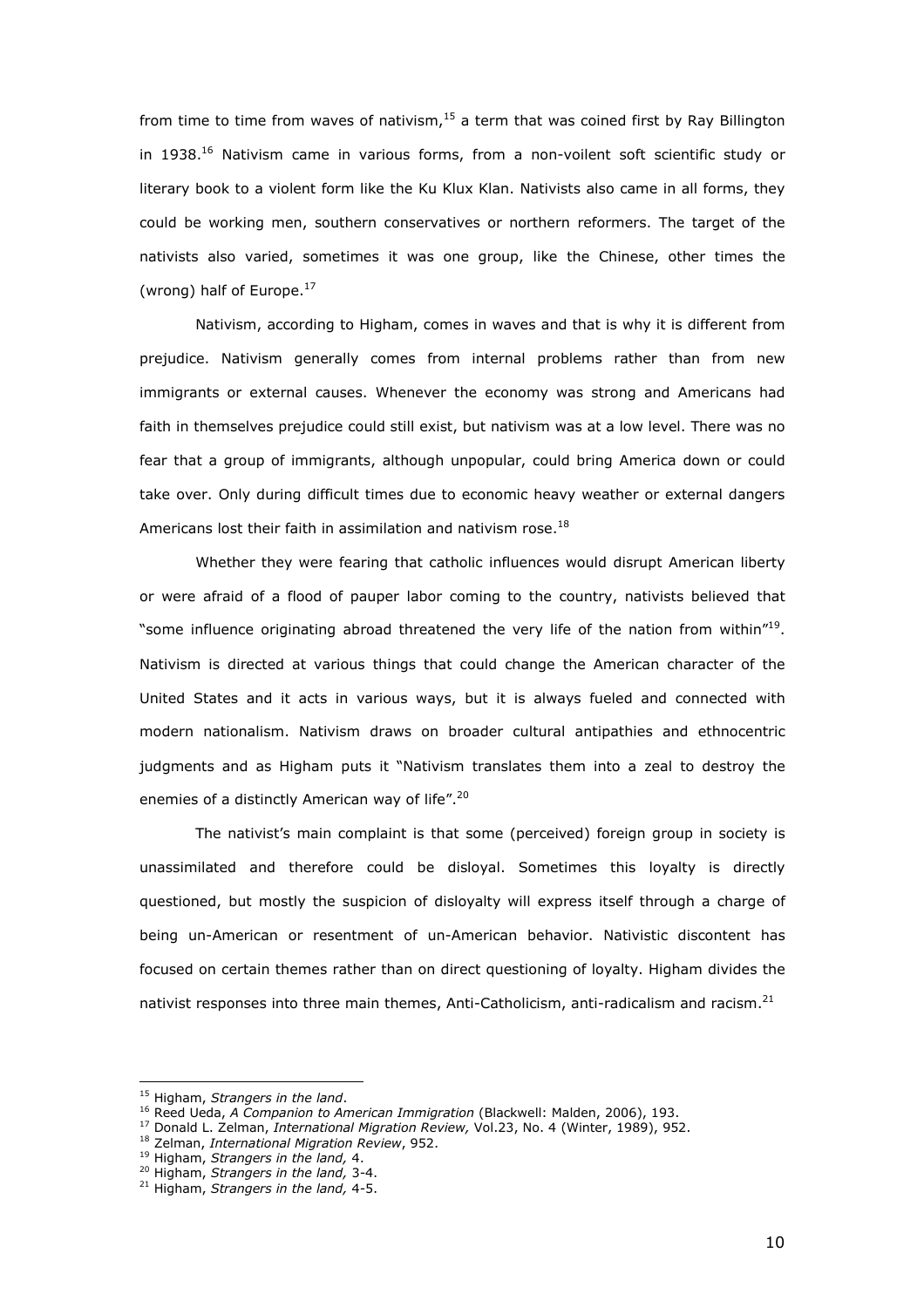from time to time from waves of nativism,[15] a term that was coined first by Ray Billington in 1938.[16] Nativism came in various forms, from a non-voilent soft scientific study or literary book to a violent form like the Ku Klux Klan. Nativists also came in all forms, they could be working men, southern conservatives or northern reformers. The target of the nativists also varied, sometimes it was one group, like the Chinese, other times the (wrong) half of Europe.[17]

Nativism, according to Higham, comes in waves and that is why it is different from prejudice. Nativism generally comes from internal problems rather than from new immigrants or external causes. Whenever the economy was strong and Americans had faith in themselves prejudice could still exist, but nativism was at a low level. There was no fear that a group of immigrants, although unpopular, could bring America down or could take over. Only during difficult times due to economic heavy weather or external dangers Americans lost their faith in assimilation and nativism rose.[18]

Whether they were fearing that catholic influences would disrupt American liberty or were afraid of a flood of pauper labor coming to the country, nativists believed that "some influence originating abroad threatened the very life of the nation from within"[19]. Nativism is directed at various things that could change the American character of the United States and it acts in various ways, but it is always fueled and connected with modern nationalism. Nativism draws on broader cultural antipathies and ethnocentric judgments and as Higham puts it "Nativism translates them into a zeal to destroy the enemies of a distinctly American way of life".[20]

The nativist's main complaint is that some (perceived) foreign group in society is unassimilated and therefore could be disloyal. Sometimes this loyalty is directly questioned, but mostly the suspicion of disloyalty will express itself through a charge of being un-American or resentment of un-American behavior. Nativistic discontent has focused on certain themes rather than on direct questioning of loyalty. Higham divides the nativist responses into three main themes, Anti-Catholicism, anti-radicalism and racism.[21]

---

[15] Higham, *Strangers in the land*.
[16] Reed Ueda, *A Companion to American Immigration* (Blackwell: Malden, 2006), 193.
[17] Donald L. Zelman, *International Migration Review,* Vol.23, No. 4 (Winter, 1989), 952.
[18] Zelman, *International Migration Review*, 952.
[19] Higham, *Strangers in the land,* 4.
[20] Higham, *Strangers in the land,* 3-4.
[21] Higham, *Strangers in the land,* 4-5.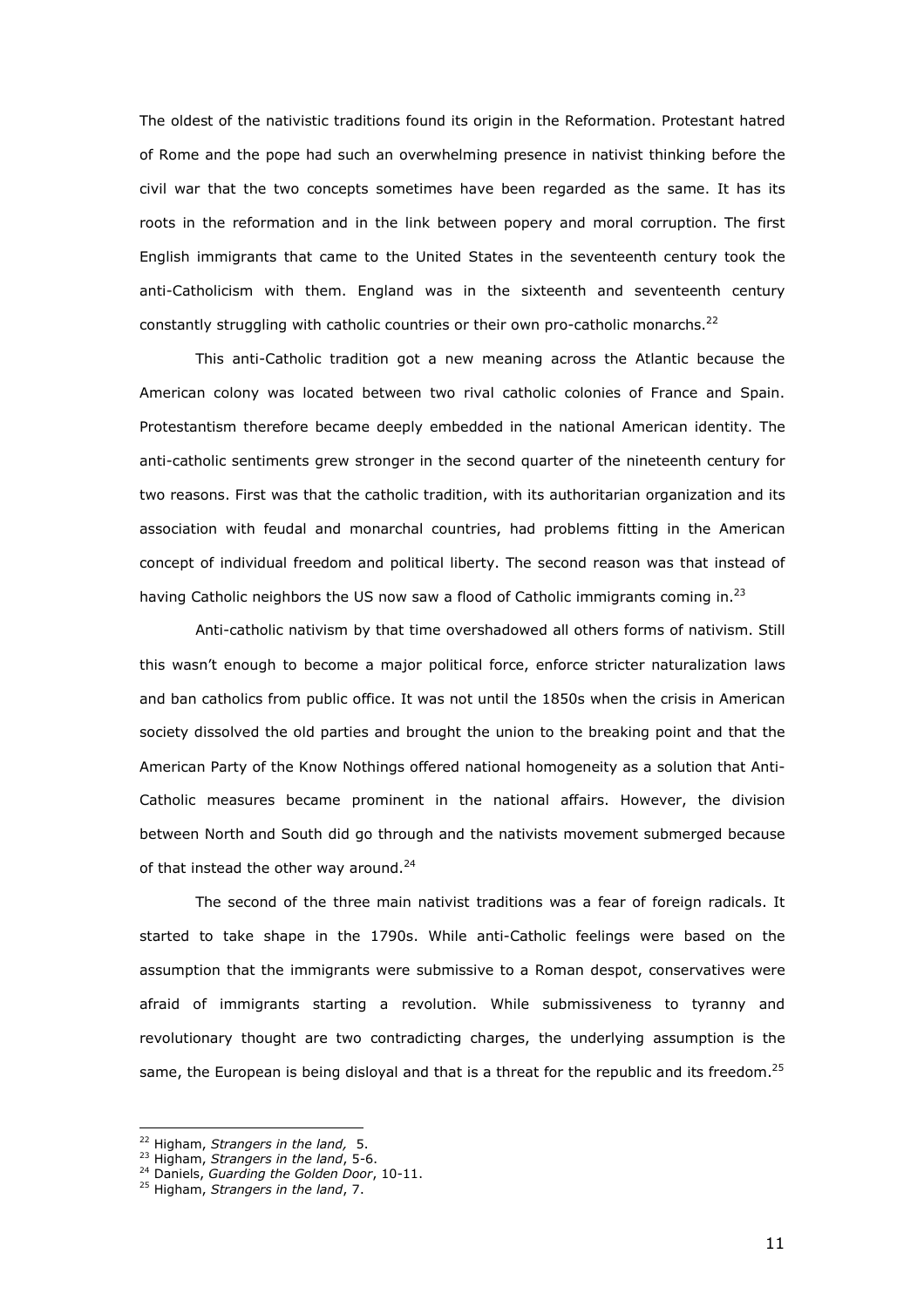The oldest of the nativistic traditions found its origin in the Reformation. Protestant hatred of Rome and the pope had such an overwhelming presence in nativist thinking before the civil war that the two concepts sometimes have been regarded as the same. It has its roots in the reformation and in the link between popery and moral corruption. The first English immigrants that came to the United States in the seventeenth century took the anti-Catholicism with them. England was in the sixteenth and seventeenth century constantly struggling with catholic countries or their own pro-catholic monarchs.[22]

This anti-Catholic tradition got a new meaning across the Atlantic because the American colony was located between two rival catholic colonies of France and Spain. Protestantism therefore became deeply embedded in the national American identity. The anti-catholic sentiments grew stronger in the second quarter of the nineteenth century for two reasons. First was that the catholic tradition, with its authoritarian organization and its association with feudal and monarchal countries, had problems fitting in the American concept of individual freedom and political liberty. The second reason was that instead of having Catholic neighbors the US now saw a flood of Catholic immigrants coming in.[23]

Anti-catholic nativism by that time overshadowed all others forms of nativism. Still this wasn't enough to become a major political force, enforce stricter naturalization laws and ban catholics from public office. It was not until the 1850s when the crisis in American society dissolved the old parties and brought the union to the breaking point and that the American Party of the Know Nothings offered national homogeneity as a solution that Anti-Catholic measures became prominent in the national affairs. However, the division between North and South did go through and the nativists movement submerged because of that instead the other way around.[24]

The second of the three main nativist traditions was a fear of foreign radicals. It started to take shape in the 1790s. While anti-Catholic feelings were based on the assumption that the immigrants were submissive to a Roman despot, conservatives were afraid of immigrants starting a revolution. While submissiveness to tyranny and revolutionary thought are two contradicting charges, the underlying assumption is the same, the European is being disloyal and that is a threat for the republic and its freedom.[25]

---

[22] Higham, *Strangers in the land,* 5.

[23] Higham, *Strangers in the land*, 5-6.

[24] Daniels, *Guarding the Golden Door*, 10-11.

[25] Higham, *Strangers in the land*, 7.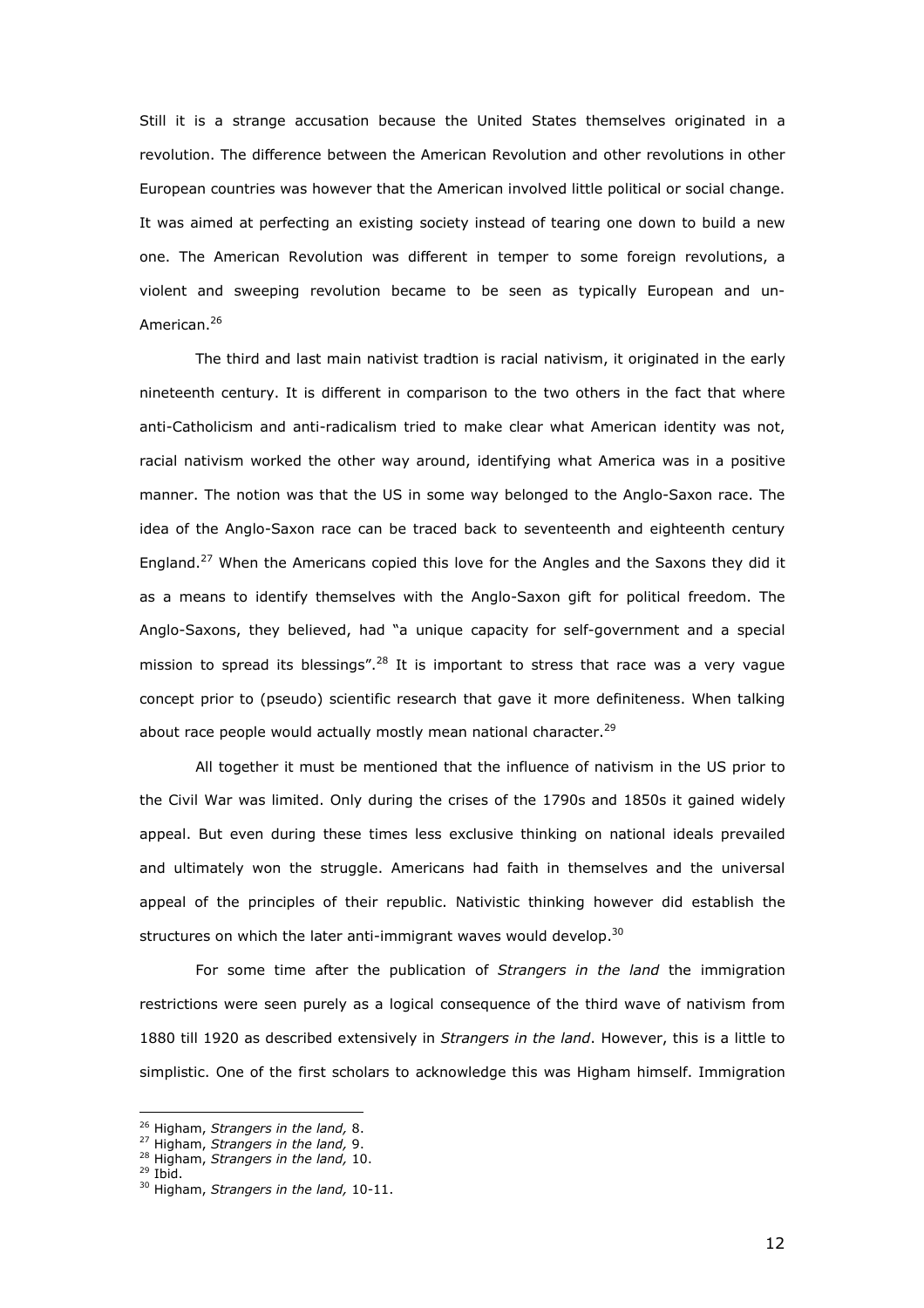Still it is a strange accusation because the United States themselves originated in a revolution. The difference between the American Revolution and other revolutions in other European countries was however that the American involved little political or social change. It was aimed at perfecting an existing society instead of tearing one down to build a new one. The American Revolution was different in temper to some foreign revolutions, a violent and sweeping revolution became to be seen as typically European and un-American.[26]

The third and last main nativist tradtion is racial nativism, it originated in the early nineteenth century. It is different in comparison to the two others in the fact that where anti-Catholicism and anti-radicalism tried to make clear what American identity was not, racial nativism worked the other way around, identifying what America was in a positive manner. The notion was that the US in some way belonged to the Anglo-Saxon race. The idea of the Anglo-Saxon race can be traced back to seventeenth and eighteenth century England.[27] When the Americans copied this love for the Angles and the Saxons they did it as a means to identify themselves with the Anglo-Saxon gift for political freedom. The Anglo-Saxons, they believed, had "a unique capacity for self-government and a special mission to spread its blessings".[28] It is important to stress that race was a very vague concept prior to (pseudo) scientific research that gave it more definiteness. When talking about race people would actually mostly mean national character.[29]

All together it must be mentioned that the influence of nativism in the US prior to the Civil War was limited. Only during the crises of the 1790s and 1850s it gained widely appeal. But even during these times less exclusive thinking on national ideals prevailed and ultimately won the struggle. Americans had faith in themselves and the universal appeal of the principles of their republic. Nativistic thinking however did establish the structures on which the later anti-immigrant waves would develop.[30]

For some time after the publication of *Strangers in the land* the immigration restrictions were seen purely as a logical consequence of the third wave of nativism from 1880 till 1920 as described extensively in *Strangers in the land*. However, this is a little to simplistic. One of the first scholars to acknowledge this was Higham himself. Immigration

---

[26] Higham, *Strangers in the land,* 8.

[27] Higham, *Strangers in the land,* 9.

[28] Higham, *Strangers in the land,* 10.

[29] Ibid.

[30] Higham, *Strangers in the land,* 10-11.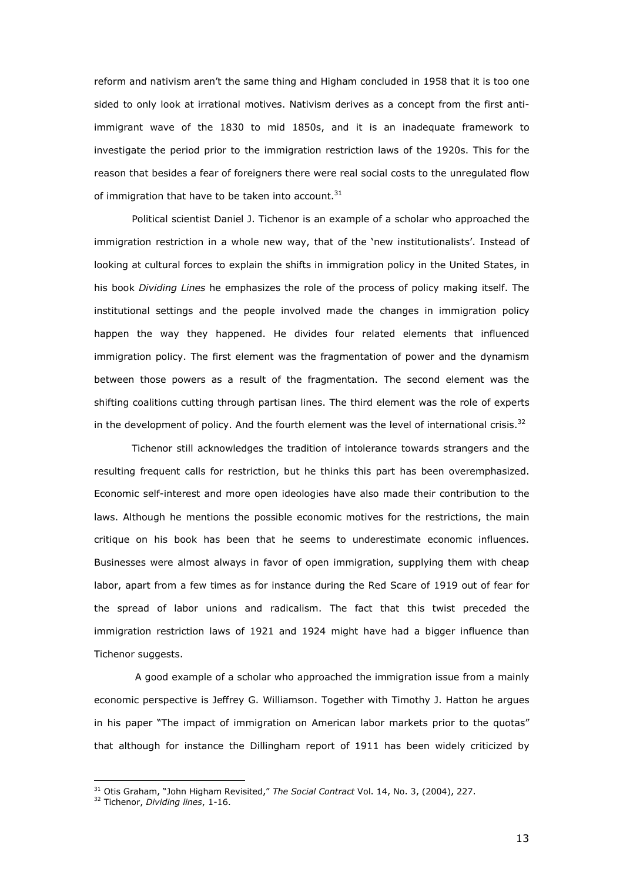reform and nativism aren't the same thing and Higham concluded in 1958 that it is too one sided to only look at irrational motives. Nativism derives as a concept from the first anti-immigrant wave of the 1830 to mid 1850s, and it is an inadequate framework to investigate the period prior to the immigration restriction laws of the 1920s. This for the reason that besides a fear of foreigners there were real social costs to the unregulated flow of immigration that have to be taken into account.[31]

Political scientist Daniel J. Tichenor is an example of a scholar who approached the immigration restriction in a whole new way, that of the 'new institutionalists'. Instead of looking at cultural forces to explain the shifts in immigration policy in the United States, in his book *Dividing Lines* he emphasizes the role of the process of policy making itself. The institutional settings and the people involved made the changes in immigration policy happen the way they happened. He divides four related elements that influenced immigration policy. The first element was the fragmentation of power and the dynamism between those powers as a result of the fragmentation. The second element was the shifting coalitions cutting through partisan lines. The third element was the role of experts in the development of policy. And the fourth element was the level of international crisis.[32]

Tichenor still acknowledges the tradition of intolerance towards strangers and the resulting frequent calls for restriction, but he thinks this part has been overemphasized. Economic self-interest and more open ideologies have also made their contribution to the laws. Although he mentions the possible economic motives for the restrictions, the main critique on his book has been that he seems to underestimate economic influences. Businesses were almost always in favor of open immigration, supplying them with cheap labor, apart from a few times as for instance during the Red Scare of 1919 out of fear for the spread of labor unions and radicalism. The fact that this twist preceded the immigration restriction laws of 1921 and 1924 might have had a bigger influence than Tichenor suggests.

A good example of a scholar who approached the immigration issue from a mainly economic perspective is Jeffrey G. Williamson. Together with Timothy J. Hatton he argues in his paper "The impact of immigration on American labor markets prior to the quotas" that although for instance the Dillingham report of 1911 has been widely criticized by

---

[31] Otis Graham, "John Higham Revisited," *The Social Contract* Vol. 14, No. 3, (2004), 227.

[32] Tichenor, *Dividing lines*, 1-16.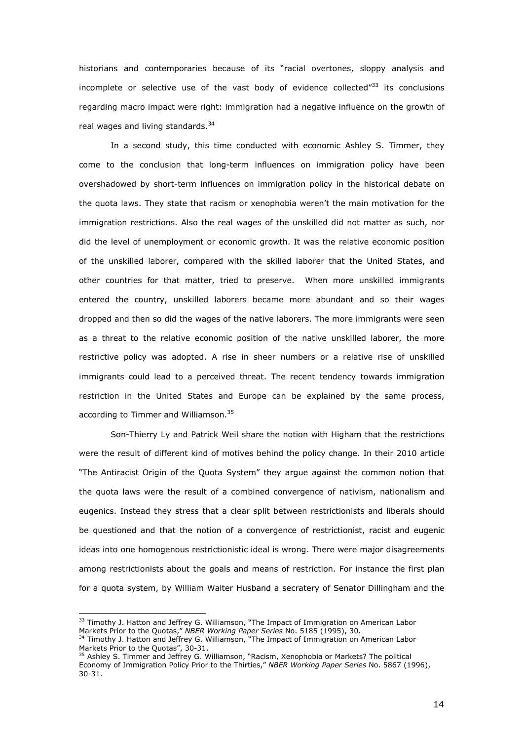historians and contemporaries because of its "racial overtones, sloppy analysis and incomplete or selective use of the vast body of evidence collected"[33] its conclusions regarding macro impact were right: immigration had a negative influence on the growth of real wages and living standards.[34]

In a second study, this time conducted with economic Ashley S. Timmer, they come to the conclusion that long-term influences on immigration policy have been overshadowed by short-term influences on immigration policy in the historical debate on the quota laws. They state that racism or xenophobia weren't the main motivation for the immigration restrictions. Also the real wages of the unskilled did not matter as such, nor did the level of unemployment or economic growth. It was the relative economic position of the unskilled laborer, compared with the skilled laborer that the United States, and other countries for that matter, tried to preserve. When more unskilled immigrants entered the country, unskilled laborers became more abundant and so their wages dropped and then so did the wages of the native laborers. The more immigrants were seen as a threat to the relative economic position of the native unskilled laborer, the more restrictive policy was adopted. A rise in sheer numbers or a relative rise of unskilled immigrants could lead to a perceived threat. The recent tendency towards immigration restriction in the United States and Europe can be explained by the same process, according to Timmer and Williamson.[35]

Son-Thierry Ly and Patrick Weil share the notion with Higham that the restrictions were the result of different kind of motives behind the policy change. In their 2010 article "The Antiracist Origin of the Quota System" they argue against the common notion that the quota laws were the result of a combined convergence of nativism, nationalism and eugenics. Instead they stress that a clear split between restrictionists and liberals should be questioned and that the notion of a convergence of restrictionist, racist and eugenic ideas into one homogenous restrictionistic ideal is wrong. There were major disagreements among restrictionists about the goals and means of restriction. For instance the first plan for a quota system, by William Walter Husband a secretary of Senator Dillingham and the

---

[33] Timothy J. Hatton and Jeffrey G. Williamson, "The Impact of Immigration on American Labor Markets Prior to the Quotas," *NBER Working Paper Series* No. 5185 (1995), 30.

[34] Timothy J. Hatton and Jeffrey G. Williamson, "The Impact of Immigration on American Labor Markets Prior to the Quotas", 30-31.

[35] Ashley S. Timmer and Jeffrey G. Williamson, "Racism, Xenophobia or Markets? The political Economy of Immigration Policy Prior to the Thirties," *NBER Working Paper Series* No. 5867 (1996), 30-31.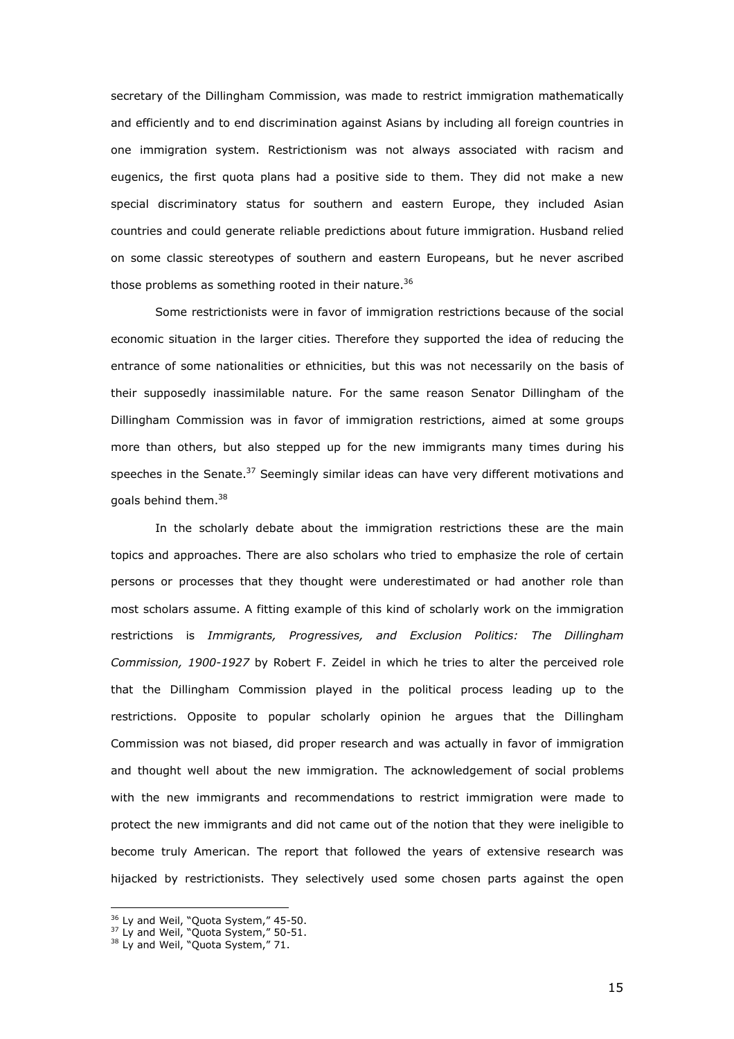secretary of the Dillingham Commission, was made to restrict immigration mathematically and efficiently and to end discrimination against Asians by including all foreign countries in one immigration system. Restrictionism was not always associated with racism and eugenics, the first quota plans had a positive side to them. They did not make a new special discriminatory status for southern and eastern Europe, they included Asian countries and could generate reliable predictions about future immigration. Husband relied on some classic stereotypes of southern and eastern Europeans, but he never ascribed those problems as something rooted in their nature.[36]

Some restrictionists were in favor of immigration restrictions because of the social economic situation in the larger cities. Therefore they supported the idea of reducing the entrance of some nationalities or ethnicities, but this was not necessarily on the basis of their supposedly inassimilable nature. For the same reason Senator Dillingham of the Dillingham Commission was in favor of immigration restrictions, aimed at some groups more than others, but also stepped up for the new immigrants many times during his speeches in the Senate.[37] Seemingly similar ideas can have very different motivations and goals behind them.[38]

In the scholarly debate about the immigration restrictions these are the main topics and approaches. There are also scholars who tried to emphasize the role of certain persons or processes that they thought were underestimated or had another role than most scholars assume. A fitting example of this kind of scholarly work on the immigration restrictions is *Immigrants, Progressives, and Exclusion Politics: The Dillingham Commission, 1900-1927* by Robert F. Zeidel in which he tries to alter the perceived role that the Dillingham Commission played in the political process leading up to the restrictions. Opposite to popular scholarly opinion he argues that the Dillingham Commission was not biased, did proper research and was actually in favor of immigration and thought well about the new immigration. The acknowledgement of social problems with the new immigrants and recommendations to restrict immigration were made to protect the new immigrants and did not came out of the notion that they were ineligible to become truly American. The report that followed the years of extensive research was hijacked by restrictionists. They selectively used some chosen parts against the open

[36] Ly and Weil, "Quota System," 45-50.
[37] Ly and Weil, "Quota System," 50-51.
[38] Ly and Weil, "Quota System," 71.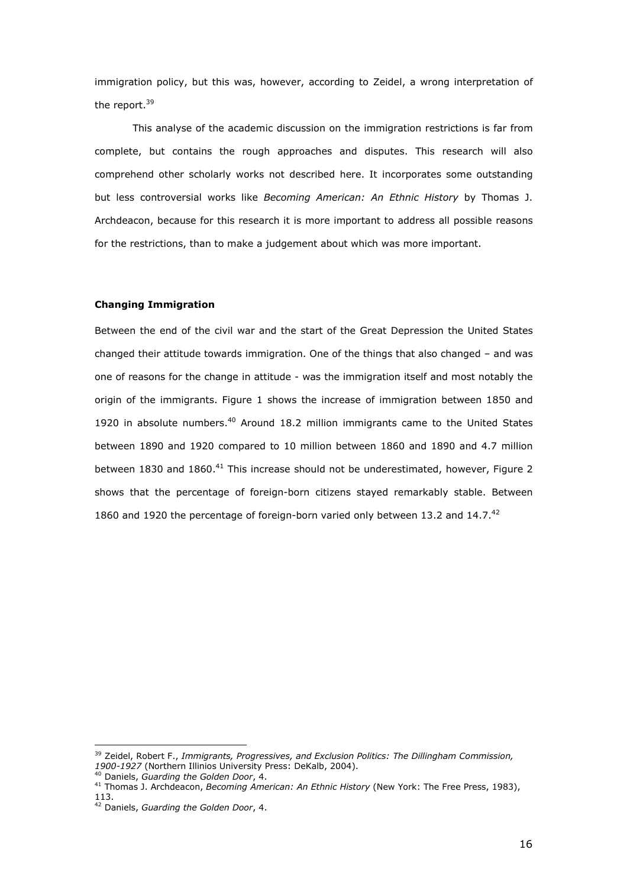immigration policy, but this was, however, according to Zeidel, a wrong interpretation of the report.[39]

This analyse of the academic discussion on the immigration restrictions is far from complete, but contains the rough approaches and disputes. This research will also comprehend other scholarly works not described here. It incorporates some outstanding but less controversial works like *Becoming American: An Ethnic History* by Thomas J. Archdeacon, because for this research it is more important to address all possible reasons for the restrictions, than to make a judgement about which was more important.

**Changing Immigration**

Between the end of the civil war and the start of the Great Depression the United States changed their attitude towards immigration. One of the things that also changed – and was one of reasons for the change in attitude - was the immigration itself and most notably the origin of the immigrants. Figure 1 shows the increase of immigration between 1850 and 1920 in absolute numbers.[40] Around 18.2 million immigrants came to the United States between 1890 and 1920 compared to 10 million between 1860 and 1890 and 4.7 million between 1830 and 1860.[41] This increase should not be underestimated, however, Figure 2 shows that the percentage of foreign-born citizens stayed remarkably stable. Between 1860 and 1920 the percentage of foreign-born varied only between 13.2 and 14.7.[42]

---

[39] Zeidel, Robert F., *Immigrants, Progressives, and Exclusion Politics: The Dillingham Commission, 1900-1927* (Northern Illinios University Press: DeKalb, 2004).

[40] Daniels, *Guarding the Golden Door*, 4.

[41] Thomas J. Archdeacon, *Becoming American: An Ethnic History* (New York: The Free Press, 1983), 113.

[42] Daniels, *Guarding the Golden Door*, 4.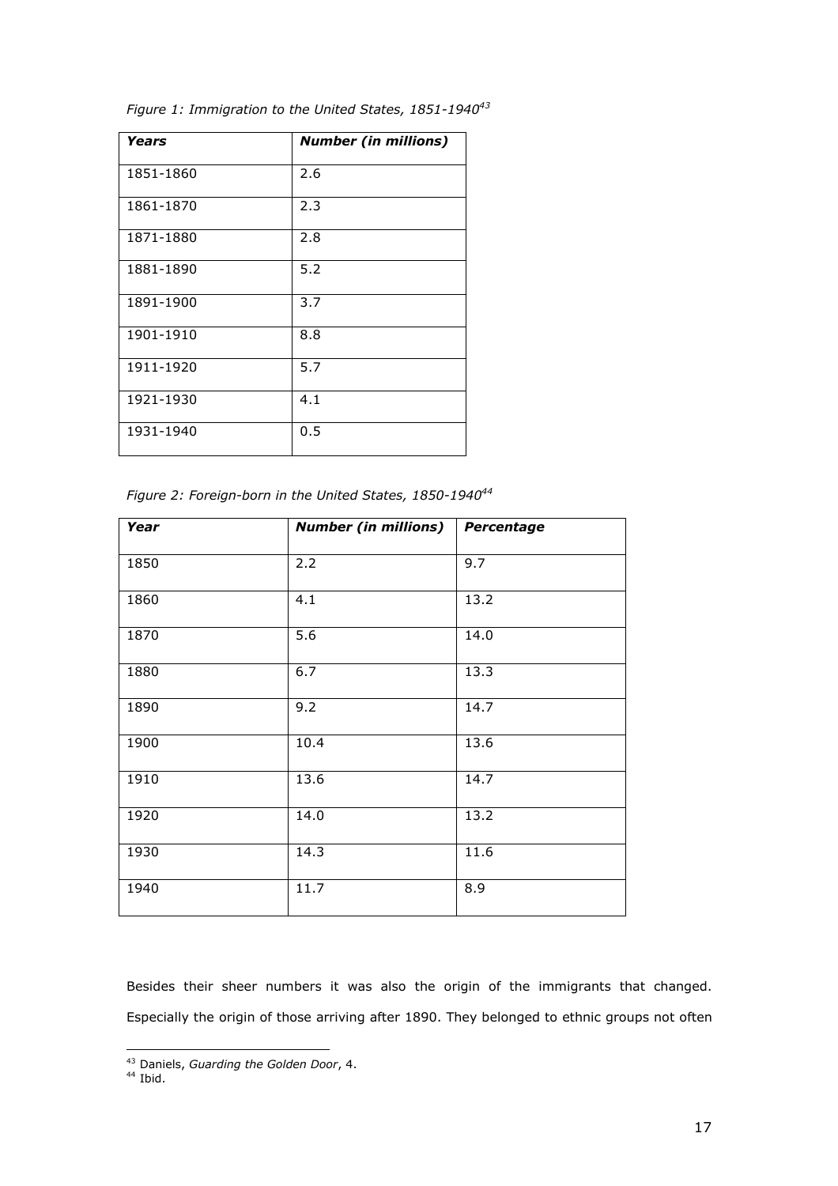*Figure 1: Immigration to the United States, 1851-1940*[43]

| ***Years*** | ***Number (in millions)*** |
|---|---|
| 1851-1860 | 2.6 |
| 1861-1870 | 2.3 |
| 1871-1880 | 2.8 |
| 1881-1890 | 5.2 |
| 1891-1900 | 3.7 |
| 1901-1910 | 8.8 |
| 1911-1920 | 5.7 |
| 1921-1930 | 4.1 |
| 1931-1940 | 0.5 |

*Figure 2: Foreign-born in the United States, 1850-1940*[44]

| ***Year*** | ***Number (in millions)*** | ***Percentage*** |
|---|---|---|
| 1850 | 2.2 | 9.7 |
| 1860 | 4.1 | 13.2 |
| 1870 | 5.6 | 14.0 |
| 1880 | 6.7 | 13.3 |
| 1890 | 9.2 | 14.7 |
| 1900 | 10.4 | 13.6 |
| 1910 | 13.6 | 14.7 |
| 1920 | 14.0 | 13.2 |
| 1930 | 14.3 | 11.6 |
| 1940 | 11.7 | 8.9 |

Besides their sheer numbers it was also the origin of the immigrants that changed. Especially the origin of those arriving after 1890. They belonged to ethnic groups not often

[43] Daniels, *Guarding the Golden Door*, 4.
[44] Ibid.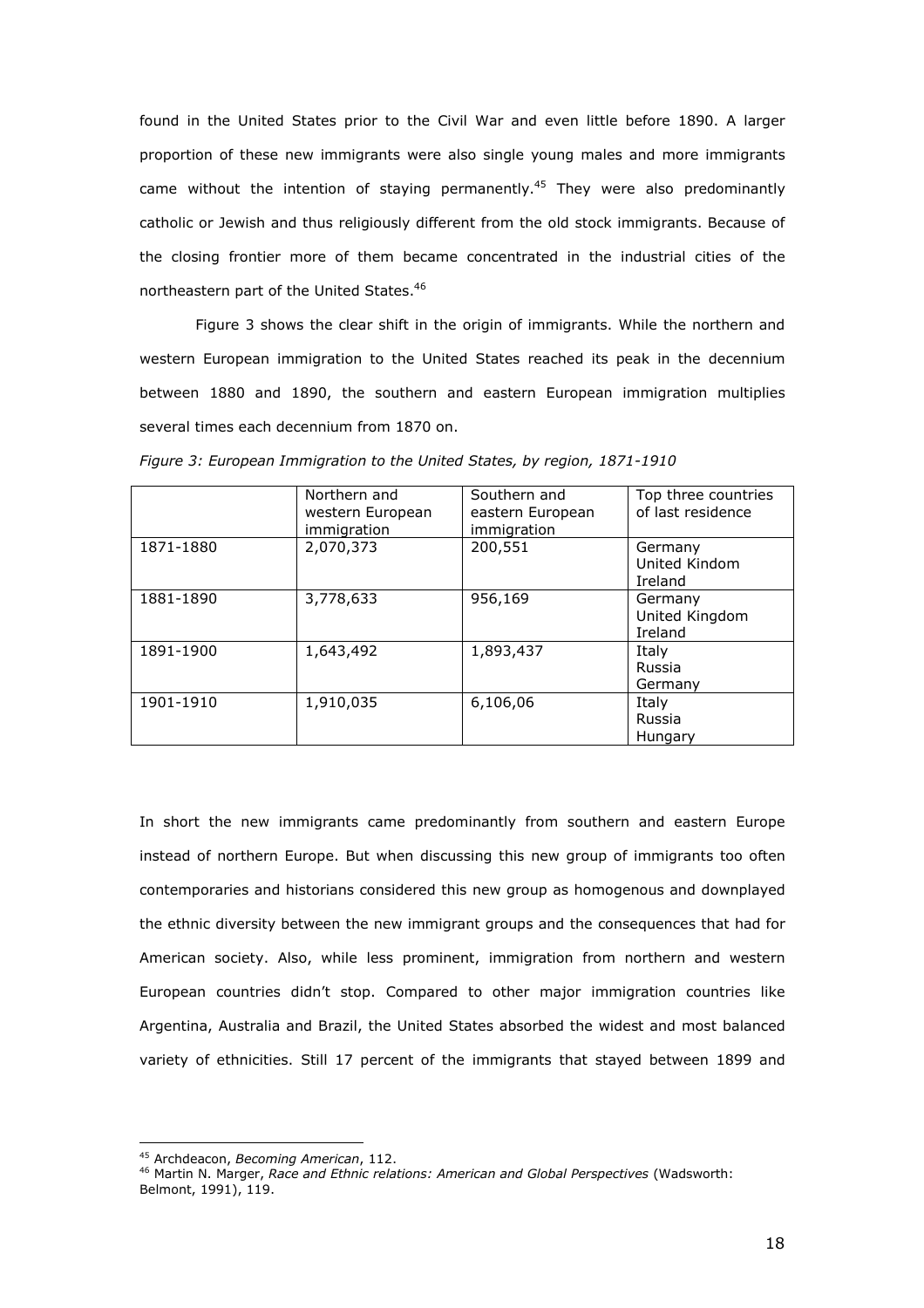found in the United States prior to the Civil War and even little before 1890. A larger proportion of these new immigrants were also single young males and more immigrants came without the intention of staying permanently.[45] They were also predominantly catholic or Jewish and thus religiously different from the old stock immigrants. Because of the closing frontier more of them became concentrated in the industrial cities of the northeastern part of the United States.[46]

Figure 3 shows the clear shift in the origin of immigrants. While the northern and western European immigration to the United States reached its peak in the decennium between 1880 and 1890, the southern and eastern European immigration multiplies several times each decennium from 1870 on.

*Figure 3: European Immigration to the United States, by region, 1871-1910*

| | Northern and western European immigration | Southern and eastern European immigration | Top three countries of last residence |
|---|---|---|---|
| 1871-1880 | 2,070,373 | 200,551 | Germany<br>United Kindom<br>Ireland |
| 1881-1890 | 3,778,633 | 956,169 | Germany<br>United Kingdom<br>Ireland |
| 1891-1900 | 1,643,492 | 1,893,437 | Italy<br>Russia<br>Germany |
| 1901-1910 | 1,910,035 | 6,106,06 | Italy<br>Russia<br>Hungary |

In short the new immigrants came predominantly from southern and eastern Europe instead of northern Europe. But when discussing this new group of immigrants too often contemporaries and historians considered this new group as homogenous and downplayed the ethnic diversity between the new immigrant groups and the consequences that had for American society. Also, while less prominent, immigration from northern and western European countries didn't stop. Compared to other major immigration countries like Argentina, Australia and Brazil, the United States absorbed the widest and most balanced variety of ethnicities. Still 17 percent of the immigrants that stayed between 1899 and

---

[45] Archdeacon, *Becoming American*, 112.

[46] Martin N. Marger, *Race and Ethnic relations: American and Global Perspectives* (Wadsworth: Belmont, 1991), 119.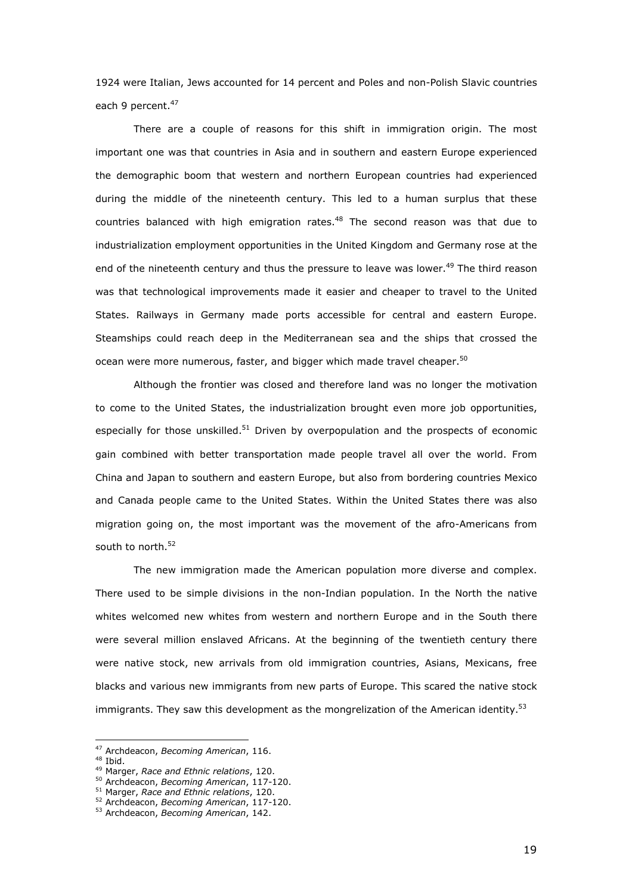1924 were Italian, Jews accounted for 14 percent and Poles and non-Polish Slavic countries each 9 percent.[47]

There are a couple of reasons for this shift in immigration origin. The most important one was that countries in Asia and in southern and eastern Europe experienced the demographic boom that western and northern European countries had experienced during the middle of the nineteenth century. This led to a human surplus that these countries balanced with high emigration rates.[48] The second reason was that due to industrialization employment opportunities in the United Kingdom and Germany rose at the end of the nineteenth century and thus the pressure to leave was lower.[49] The third reason was that technological improvements made it easier and cheaper to travel to the United States. Railways in Germany made ports accessible for central and eastern Europe. Steamships could reach deep in the Mediterranean sea and the ships that crossed the ocean were more numerous, faster, and bigger which made travel cheaper.[50]

Although the frontier was closed and therefore land was no longer the motivation to come to the United States, the industrialization brought even more job opportunities, especially for those unskilled.[51] Driven by overpopulation and the prospects of economic gain combined with better transportation made people travel all over the world. From China and Japan to southern and eastern Europe, but also from bordering countries Mexico and Canada people came to the United States. Within the United States there was also migration going on, the most important was the movement of the afro-Americans from south to north.[52]

The new immigration made the American population more diverse and complex. There used to be simple divisions in the non-Indian population. In the North the native whites welcomed new whites from western and northern Europe and in the South there were several million enslaved Africans. At the beginning of the twentieth century there were native stock, new arrivals from old immigration countries, Asians, Mexicans, free blacks and various new immigrants from new parts of Europe. This scared the native stock immigrants. They saw this development as the mongrelization of the American identity.[53]

---

[47] Archdeacon, *Becoming American*, 116.
[48] Ibid.
[49] Marger, *Race and Ethnic relations*, 120.
[50] Archdeacon, *Becoming American*, 117-120.
[51] Marger, *Race and Ethnic relations*, 120.
[52] Archdeacon, *Becoming American*, 117-120.
[53] Archdeacon, *Becoming American*, 142.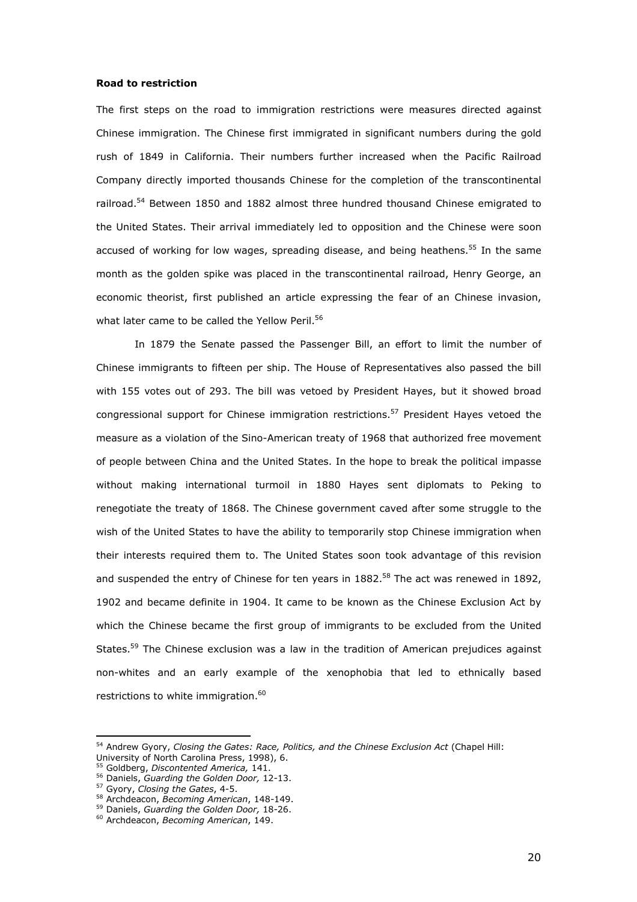**Road to restriction**

The first steps on the road to immigration restrictions were measures directed against Chinese immigration. The Chinese first immigrated in significant numbers during the gold rush of 1849 in California. Their numbers further increased when the Pacific Railroad Company directly imported thousands Chinese for the completion of the transcontinental railroad.[54] Between 1850 and 1882 almost three hundred thousand Chinese emigrated to the United States. Their arrival immediately led to opposition and the Chinese were soon accused of working for low wages, spreading disease, and being heathens.[55] In the same month as the golden spike was placed in the transcontinental railroad, Henry George, an economic theorist, first published an article expressing the fear of an Chinese invasion, what later came to be called the Yellow Peril.[56]

In 1879 the Senate passed the Passenger Bill, an effort to limit the number of Chinese immigrants to fifteen per ship. The House of Representatives also passed the bill with 155 votes out of 293. The bill was vetoed by President Hayes, but it showed broad congressional support for Chinese immigration restrictions.[57] President Hayes vetoed the measure as a violation of the Sino-American treaty of 1968 that authorized free movement of people between China and the United States. In the hope to break the political impasse without making international turmoil in 1880 Hayes sent diplomats to Peking to renegotiate the treaty of 1868. The Chinese government caved after some struggle to the wish of the United States to have the ability to temporarily stop Chinese immigration when their interests required them to. The United States soon took advantage of this revision and suspended the entry of Chinese for ten years in 1882.[58] The act was renewed in 1892, 1902 and became definite in 1904. It came to be known as the Chinese Exclusion Act by which the Chinese became the first group of immigrants to be excluded from the United States.[59] The Chinese exclusion was a law in the tradition of American prejudices against non-whites and an early example of the xenophobia that led to ethnically based restrictions to white immigration.[60]

---

[54] Andrew Gyory, *Closing the Gates: Race, Politics, and the Chinese Exclusion Act* (Chapel Hill: University of North Carolina Press, 1998), 6.

[55] Goldberg, *Discontented America,* 141.

[56] Daniels, *Guarding the Golden Door,* 12-13.

[57] Gyory, *Closing the Gates*, 4-5.

[58] Archdeacon, *Becoming American*, 148-149.

[59] Daniels, *Guarding the Golden Door,* 18-26.

[60] Archdeacon, *Becoming American*, 149.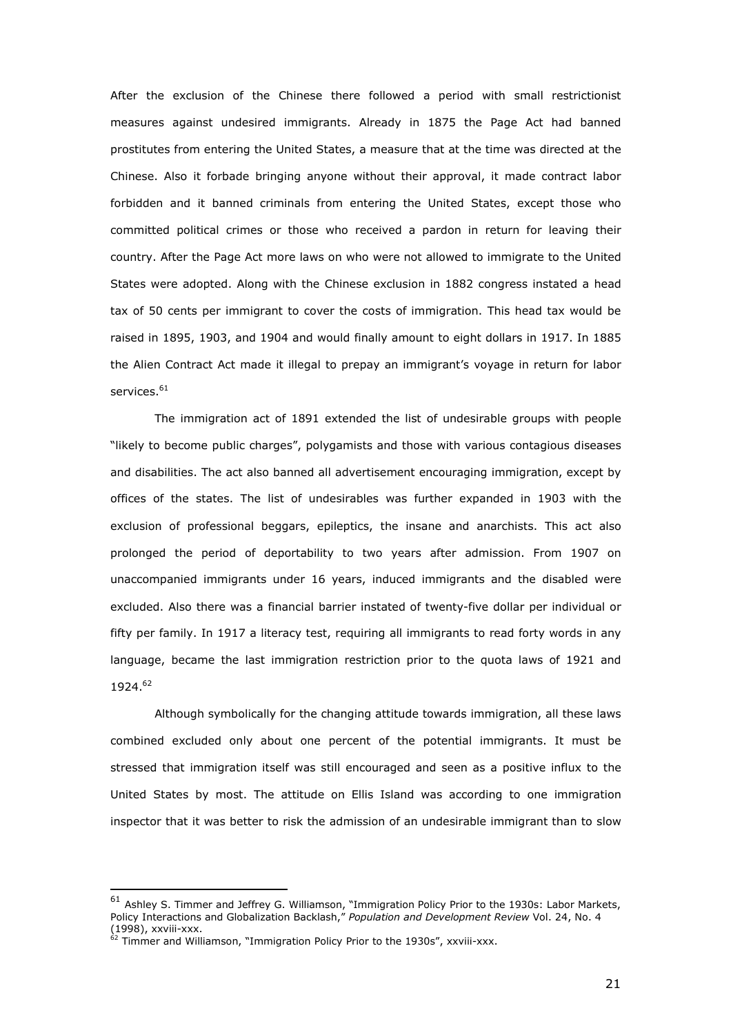After the exclusion of the Chinese there followed a period with small restrictionist measures against undesired immigrants. Already in 1875 the Page Act had banned prostitutes from entering the United States, a measure that at the time was directed at the Chinese. Also it forbade bringing anyone without their approval, it made contract labor forbidden and it banned criminals from entering the United States, except those who committed political crimes or those who received a pardon in return for leaving their country. After the Page Act more laws on who were not allowed to immigrate to the United States were adopted. Along with the Chinese exclusion in 1882 congress instated a head tax of 50 cents per immigrant to cover the costs of immigration. This head tax would be raised in 1895, 1903, and 1904 and would finally amount to eight dollars in 1917. In 1885 the Alien Contract Act made it illegal to prepay an immigrant's voyage in return for labor services.[61]

The immigration act of 1891 extended the list of undesirable groups with people "likely to become public charges", polygamists and those with various contagious diseases and disabilities. The act also banned all advertisement encouraging immigration, except by offices of the states. The list of undesirables was further expanded in 1903 with the exclusion of professional beggars, epileptics, the insane and anarchists. This act also prolonged the period of deportability to two years after admission. From 1907 on unaccompanied immigrants under 16 years, induced immigrants and the disabled were excluded. Also there was a financial barrier instated of twenty-five dollar per individual or fifty per family. In 1917 a literacy test, requiring all immigrants to read forty words in any language, became the last immigration restriction prior to the quota laws of 1921 and 1924.[62]

Although symbolically for the changing attitude towards immigration, all these laws combined excluded only about one percent of the potential immigrants. It must be stressed that immigration itself was still encouraged and seen as a positive influx to the United States by most. The attitude on Ellis Island was according to one immigration inspector that it was better to risk the admission of an undesirable immigrant than to slow

---

[61] Ashley S. Timmer and Jeffrey G. Williamson, "Immigration Policy Prior to the 1930s: Labor Markets, Policy Interactions and Globalization Backlash," *Population and Development Review* Vol. 24, No. 4 (1998), xxviii-xxx.

[62] Timmer and Williamson, "Immigration Policy Prior to the 1930s", xxviii-xxx.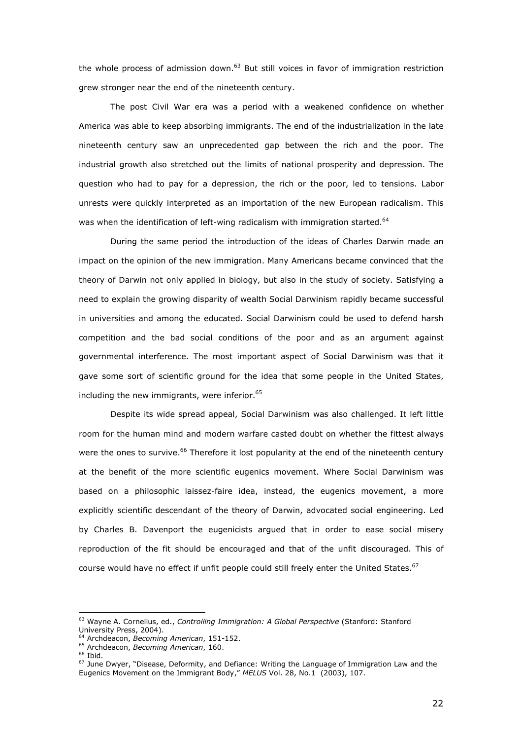the whole process of admission down.[63] But still voices in favor of immigration restriction grew stronger near the end of the nineteenth century.

The post Civil War era was a period with a weakened confidence on whether America was able to keep absorbing immigrants. The end of the industrialization in the late nineteenth century saw an unprecedented gap between the rich and the poor. The industrial growth also stretched out the limits of national prosperity and depression. The question who had to pay for a depression, the rich or the poor, led to tensions. Labor unrests were quickly interpreted as an importation of the new European radicalism. This was when the identification of left-wing radicalism with immigration started.[64]

During the same period the introduction of the ideas of Charles Darwin made an impact on the opinion of the new immigration. Many Americans became convinced that the theory of Darwin not only applied in biology, but also in the study of society. Satisfying a need to explain the growing disparity of wealth Social Darwinism rapidly became successful in universities and among the educated. Social Darwinism could be used to defend harsh competition and the bad social conditions of the poor and as an argument against governmental interference. The most important aspect of Social Darwinism was that it gave some sort of scientific ground for the idea that some people in the United States, including the new immigrants, were inferior.[65]

Despite its wide spread appeal, Social Darwinism was also challenged. It left little room for the human mind and modern warfare casted doubt on whether the fittest always were the ones to survive.[66] Therefore it lost popularity at the end of the nineteenth century at the benefit of the more scientific eugenics movement. Where Social Darwinism was based on a philosophic laissez-faire idea, instead, the eugenics movement, a more explicitly scientific descendant of the theory of Darwin, advocated social engineering. Led by Charles B. Davenport the eugenicists argued that in order to ease social misery reproduction of the fit should be encouraged and that of the unfit discouraged. This of course would have no effect if unfit people could still freely enter the United States.[67]

---

[63] Wayne A. Cornelius, ed., *Controlling Immigration: A Global Perspective* (Stanford: Stanford University Press, 2004).

[64] Archdeacon, *Becoming American*, 151-152.

[65] Archdeacon, *Becoming American*, 160.

[66] Ibid.

[67] June Dwyer, "Disease, Deformity, and Defiance: Writing the Language of Immigration Law and the Eugenics Movement on the Immigrant Body," *MELUS* Vol. 28, No.1 (2003), 107.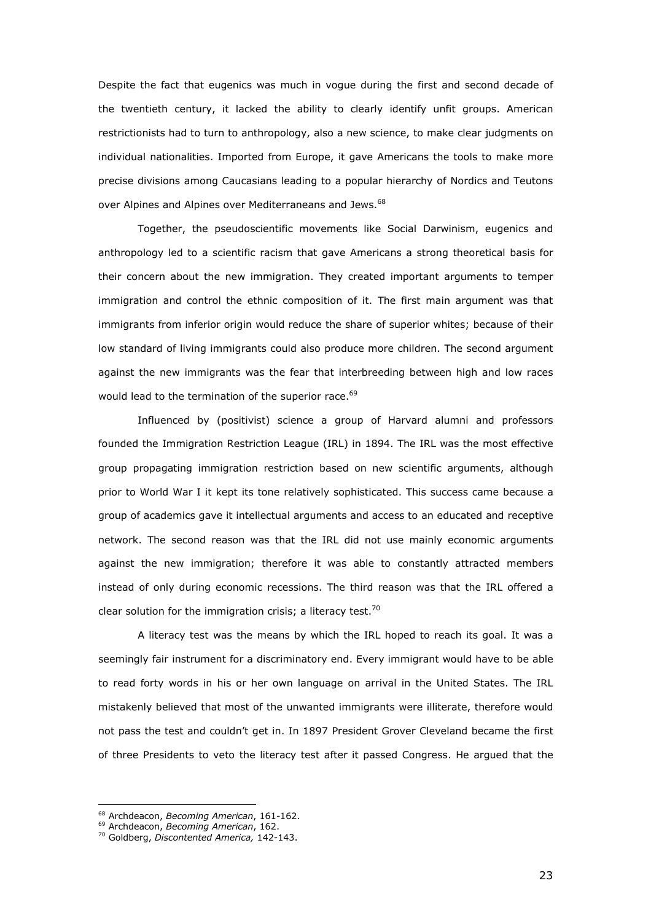Despite the fact that eugenics was much in vogue during the first and second decade of the twentieth century, it lacked the ability to clearly identify unfit groups. American restrictionists had to turn to anthropology, also a new science, to make clear judgments on individual nationalities. Imported from Europe, it gave Americans the tools to make more precise divisions among Caucasians leading to a popular hierarchy of Nordics and Teutons over Alpines and Alpines over Mediterraneans and Jews.[68]

Together, the pseudoscientific movements like Social Darwinism, eugenics and anthropology led to a scientific racism that gave Americans a strong theoretical basis for their concern about the new immigration. They created important arguments to temper immigration and control the ethnic composition of it. The first main argument was that immigrants from inferior origin would reduce the share of superior whites; because of their low standard of living immigrants could also produce more children. The second argument against the new immigrants was the fear that interbreeding between high and low races would lead to the termination of the superior race.[69]

Influenced by (positivist) science a group of Harvard alumni and professors founded the Immigration Restriction League (IRL) in 1894. The IRL was the most effective group propagating immigration restriction based on new scientific arguments, although prior to World War I it kept its tone relatively sophisticated. This success came because a group of academics gave it intellectual arguments and access to an educated and receptive network. The second reason was that the IRL did not use mainly economic arguments against the new immigration; therefore it was able to constantly attracted members instead of only during economic recessions. The third reason was that the IRL offered a clear solution for the immigration crisis; a literacy test.[70]

A literacy test was the means by which the IRL hoped to reach its goal. It was a seemingly fair instrument for a discriminatory end. Every immigrant would have to be able to read forty words in his or her own language on arrival in the United States. The IRL mistakenly believed that most of the unwanted immigrants were illiterate, therefore would not pass the test and couldn't get in. In 1897 President Grover Cleveland became the first of three Presidents to veto the literacy test after it passed Congress. He argued that the

---

[68] Archdeacon, *Becoming American*, 161-162.

[69] Archdeacon, *Becoming American*, 162.

[70] Goldberg, *Discontented America,* 142-143.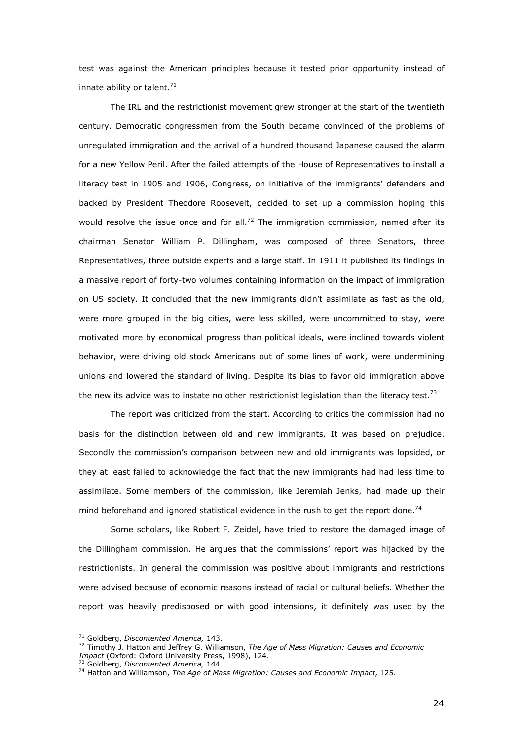test was against the American principles because it tested prior opportunity instead of innate ability or talent.[71]

The IRL and the restrictionist movement grew stronger at the start of the twentieth century. Democratic congressmen from the South became convinced of the problems of unregulated immigration and the arrival of a hundred thousand Japanese caused the alarm for a new Yellow Peril. After the failed attempts of the House of Representatives to install a literacy test in 1905 and 1906, Congress, on initiative of the immigrants' defenders and backed by President Theodore Roosevelt, decided to set up a commission hoping this would resolve the issue once and for all.[72] The immigration commission, named after its chairman Senator William P. Dillingham, was composed of three Senators, three Representatives, three outside experts and a large staff. In 1911 it published its findings in a massive report of forty-two volumes containing information on the impact of immigration on US society. It concluded that the new immigrants didn't assimilate as fast as the old, were more grouped in the big cities, were less skilled, were uncommitted to stay, were motivated more by economical progress than political ideals, were inclined towards violent behavior, were driving old stock Americans out of some lines of work, were undermining unions and lowered the standard of living. Despite its bias to favor old immigration above the new its advice was to instate no other restrictionist legislation than the literacy test.[73]

The report was criticized from the start. According to critics the commission had no basis for the distinction between old and new immigrants. It was based on prejudice. Secondly the commission's comparison between new and old immigrants was lopsided, or they at least failed to acknowledge the fact that the new immigrants had had less time to assimilate. Some members of the commission, like Jeremiah Jenks, had made up their mind beforehand and ignored statistical evidence in the rush to get the report done.[74]

Some scholars, like Robert F. Zeidel, have tried to restore the damaged image of the Dillingham commission. He argues that the commissions' report was hijacked by the restrictionists. In general the commission was positive about immigrants and restrictions were advised because of economic reasons instead of racial or cultural beliefs. Whether the report was heavily predisposed or with good intensions, it definitely was used by the

---

[71] Goldberg, *Discontented America,* 143.

[72] Timothy J. Hatton and Jeffrey G. Williamson, *The Age of Mass Migration: Causes and Economic Impact* (Oxford: Oxford University Press, 1998), 124.

[73] Goldberg, *Discontented America,* 144.

[74] Hatton and Williamson, *The Age of Mass Migration: Causes and Economic Impact*, 125.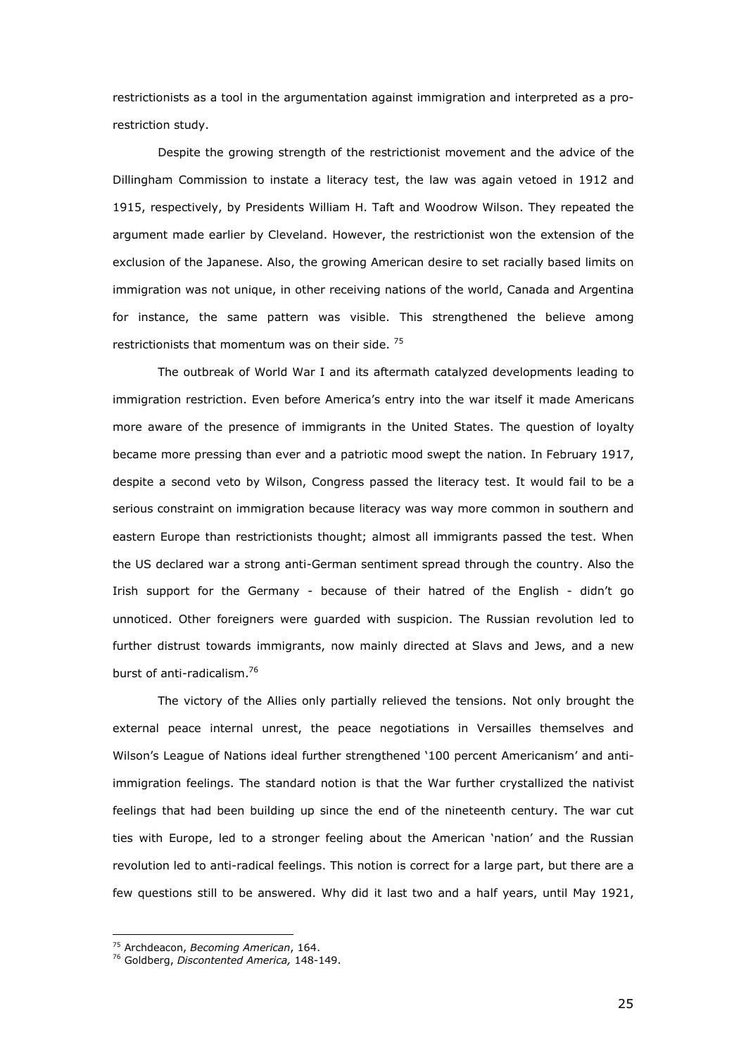restrictionists as a tool in the argumentation against immigration and interpreted as a pro-restriction study.

Despite the growing strength of the restrictionist movement and the advice of the Dillingham Commission to instate a literacy test, the law was again vetoed in 1912 and 1915, respectively, by Presidents William H. Taft and Woodrow Wilson. They repeated the argument made earlier by Cleveland. However, the restrictionist won the extension of the exclusion of the Japanese. Also, the growing American desire to set racially based limits on immigration was not unique, in other receiving nations of the world, Canada and Argentina for instance, the same pattern was visible. This strengthened the believe among restrictionists that momentum was on their side. [75]

The outbreak of World War I and its aftermath catalyzed developments leading to immigration restriction. Even before America's entry into the war itself it made Americans more aware of the presence of immigrants in the United States. The question of loyalty became more pressing than ever and a patriotic mood swept the nation. In February 1917, despite a second veto by Wilson, Congress passed the literacy test. It would fail to be a serious constraint on immigration because literacy was way more common in southern and eastern Europe than restrictionists thought; almost all immigrants passed the test. When the US declared war a strong anti-German sentiment spread through the country. Also the Irish support for the Germany - because of their hatred of the English - didn't go unnoticed. Other foreigners were guarded with suspicion. The Russian revolution led to further distrust towards immigrants, now mainly directed at Slavs and Jews, and a new burst of anti-radicalism.[76]

The victory of the Allies only partially relieved the tensions. Not only brought the external peace internal unrest, the peace negotiations in Versailles themselves and Wilson's League of Nations ideal further strengthened '100 percent Americanism' and anti-immigration feelings. The standard notion is that the War further crystallized the nativist feelings that had been building up since the end of the nineteenth century. The war cut ties with Europe, led to a stronger feeling about the American 'nation' and the Russian revolution led to anti-radical feelings. This notion is correct for a large part, but there are a few questions still to be answered. Why did it last two and a half years, until May 1921,

---

[75] Archdeacon, *Becoming American*, 164.

[76] Goldberg, *Discontented America,* 148-149.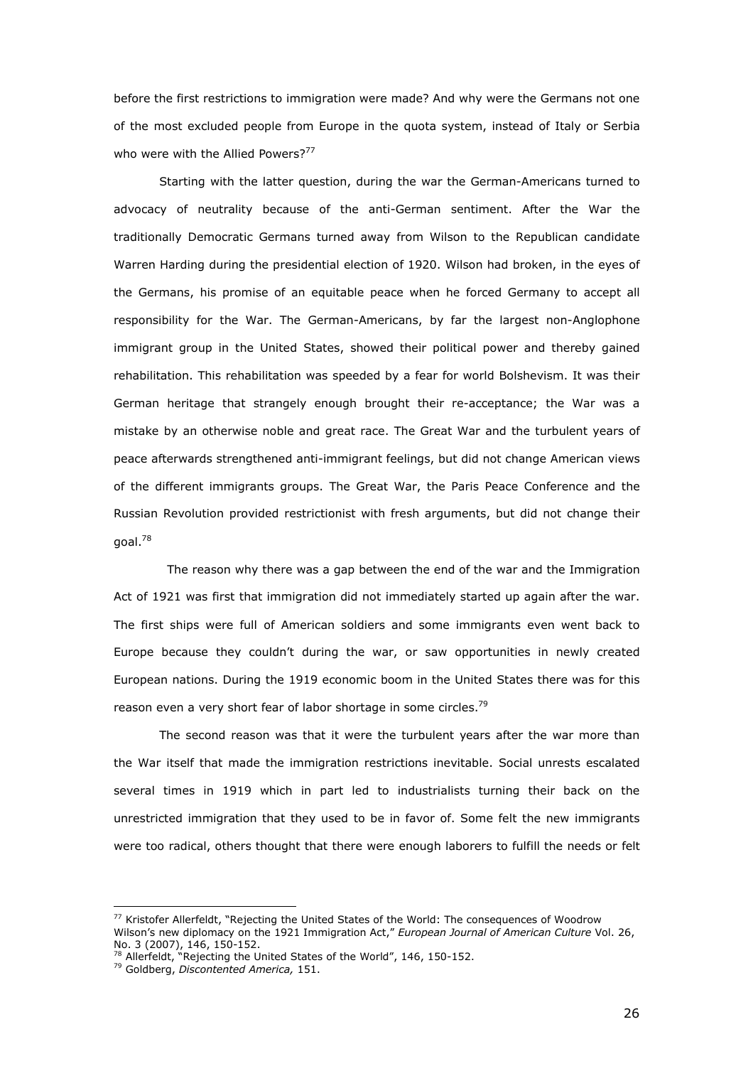before the first restrictions to immigration were made? And why were the Germans not one of the most excluded people from Europe in the quota system, instead of Italy or Serbia who were with the Allied Powers?[77]

Starting with the latter question, during the war the German-Americans turned to advocacy of neutrality because of the anti-German sentiment. After the War the traditionally Democratic Germans turned away from Wilson to the Republican candidate Warren Harding during the presidential election of 1920. Wilson had broken, in the eyes of the Germans, his promise of an equitable peace when he forced Germany to accept all responsibility for the War. The German-Americans, by far the largest non-Anglophone immigrant group in the United States, showed their political power and thereby gained rehabilitation. This rehabilitation was speeded by a fear for world Bolshevism. It was their German heritage that strangely enough brought their re-acceptance; the War was a mistake by an otherwise noble and great race. The Great War and the turbulent years of peace afterwards strengthened anti-immigrant feelings, but did not change American views of the different immigrants groups. The Great War, the Paris Peace Conference and the Russian Revolution provided restrictionist with fresh arguments, but did not change their goal.[78]

The reason why there was a gap between the end of the war and the Immigration Act of 1921 was first that immigration did not immediately started up again after the war. The first ships were full of American soldiers and some immigrants even went back to Europe because they couldn't during the war, or saw opportunities in newly created European nations. During the 1919 economic boom in the United States there was for this reason even a very short fear of labor shortage in some circles.[79]

The second reason was that it were the turbulent years after the war more than the War itself that made the immigration restrictions inevitable. Social unrests escalated several times in 1919 which in part led to industrialists turning their back on the unrestricted immigration that they used to be in favor of. Some felt the new immigrants were too radical, others thought that there were enough laborers to fulfill the needs or felt

---

[77] Kristofer Allerfeldt, "Rejecting the United States of the World: The consequences of Woodrow Wilson's new diplomacy on the 1921 Immigration Act," *European Journal of American Culture* Vol. 26, No. 3 (2007), 146, 150-152.

[78] Allerfeldt, "Rejecting the United States of the World", 146, 150-152.

[79] Goldberg, *Discontented America,* 151.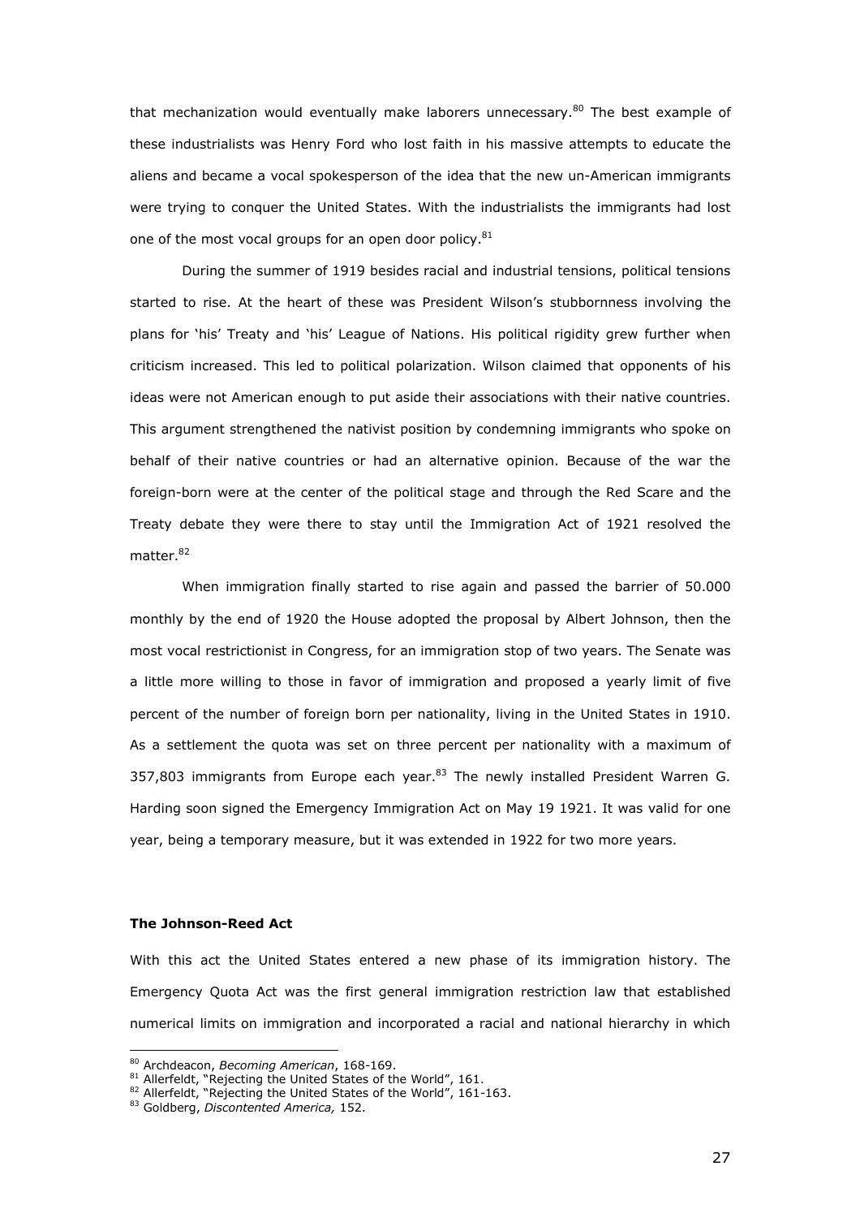that mechanization would eventually make laborers unnecessary.[80] The best example of these industrialists was Henry Ford who lost faith in his massive attempts to educate the aliens and became a vocal spokesperson of the idea that the new un-American immigrants were trying to conquer the United States. With the industrialists the immigrants had lost one of the most vocal groups for an open door policy.[81]

During the summer of 1919 besides racial and industrial tensions, political tensions started to rise. At the heart of these was President Wilson's stubbornness involving the plans for 'his' Treaty and 'his' League of Nations. His political rigidity grew further when criticism increased. This led to political polarization. Wilson claimed that opponents of his ideas were not American enough to put aside their associations with their native countries. This argument strengthened the nativist position by condemning immigrants who spoke on behalf of their native countries or had an alternative opinion. Because of the war the foreign-born were at the center of the political stage and through the Red Scare and the Treaty debate they were there to stay until the Immigration Act of 1921 resolved the matter.[82]

When immigration finally started to rise again and passed the barrier of 50.000 monthly by the end of 1920 the House adopted the proposal by Albert Johnson, then the most vocal restrictionist in Congress, for an immigration stop of two years. The Senate was a little more willing to those in favor of immigration and proposed a yearly limit of five percent of the number of foreign born per nationality, living in the United States in 1910. As a settlement the quota was set on three percent per nationality with a maximum of 357,803 immigrants from Europe each year.[83] The newly installed President Warren G. Harding soon signed the Emergency Immigration Act on May 19 1921. It was valid for one year, being a temporary measure, but it was extended in 1922 for two more years.

**The Johnson-Reed Act**

With this act the United States entered a new phase of its immigration history. The Emergency Quota Act was the first general immigration restriction law that established numerical limits on immigration and incorporated a racial and national hierarchy in which

---

[80] Archdeacon, *Becoming American*, 168-169.

[81] Allerfeldt, "Rejecting the United States of the World", 161.

[82] Allerfeldt, "Rejecting the United States of the World", 161-163.

[83] Goldberg, *Discontented America,* 152.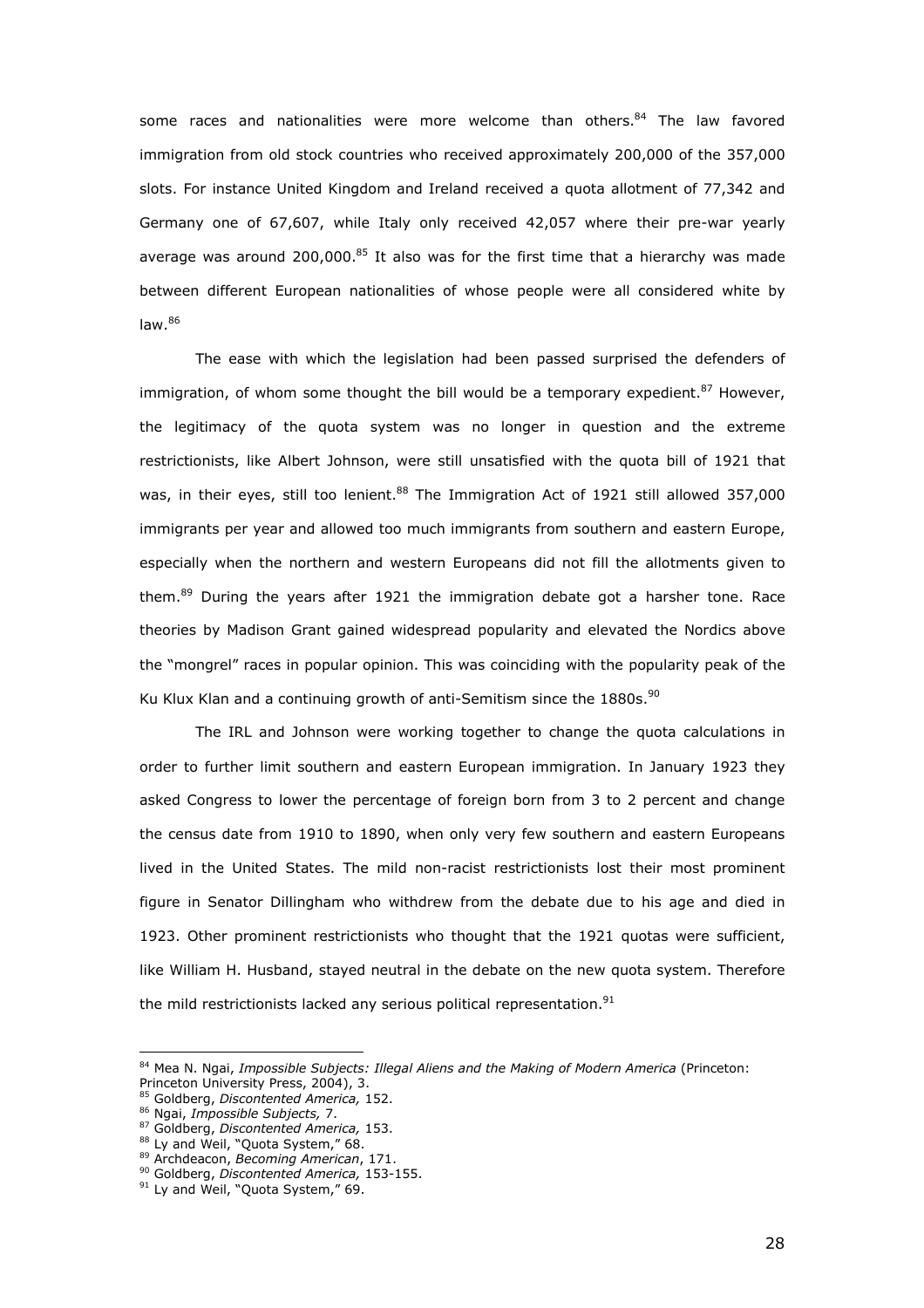some races and nationalities were more welcome than others.[84] The law favored immigration from old stock countries who received approximately 200,000 of the 357,000 slots. For instance United Kingdom and Ireland received a quota allotment of 77,342 and Germany one of 67,607, while Italy only received 42,057 where their pre-war yearly average was around 200,000.[85] It also was for the first time that a hierarchy was made between different European nationalities of whose people were all considered white by law.[86]

The ease with which the legislation had been passed surprised the defenders of immigration, of whom some thought the bill would be a temporary expedient.[87] However, the legitimacy of the quota system was no longer in question and the extreme restrictionists, like Albert Johnson, were still unsatisfied with the quota bill of 1921 that was, in their eyes, still too lenient.[88] The Immigration Act of 1921 still allowed 357,000 immigrants per year and allowed too much immigrants from southern and eastern Europe, especially when the northern and western Europeans did not fill the allotments given to them.[89] During the years after 1921 the immigration debate got a harsher tone. Race theories by Madison Grant gained widespread popularity and elevated the Nordics above the "mongrel" races in popular opinion. This was coinciding with the popularity peak of the Ku Klux Klan and a continuing growth of anti-Semitism since the 1880s.[90]

The IRL and Johnson were working together to change the quota calculations in order to further limit southern and eastern European immigration. In January 1923 they asked Congress to lower the percentage of foreign born from 3 to 2 percent and change the census date from 1910 to 1890, when only very few southern and eastern Europeans lived in the United States. The mild non-racist restrictionists lost their most prominent figure in Senator Dillingham who withdrew from the debate due to his age and died in 1923. Other prominent restrictionists who thought that the 1921 quotas were sufficient, like William H. Husband, stayed neutral in the debate on the new quota system. Therefore the mild restrictionists lacked any serious political representation.[91]

---

[84] Mea N. Ngai, *Impossible Subjects: Illegal Aliens and the Making of Modern America* (Princeton: Princeton University Press, 2004), 3.
[85] Goldberg, *Discontented America,* 152.
[86] Ngai, *Impossible Subjects,* 7.
[87] Goldberg, *Discontented America,* 153.
[88] Ly and Weil, "Quota System," 68.
[89] Archdeacon, *Becoming American*, 171.
[90] Goldberg, *Discontented America,* 153-155.
[91] Ly and Weil, "Quota System," 69.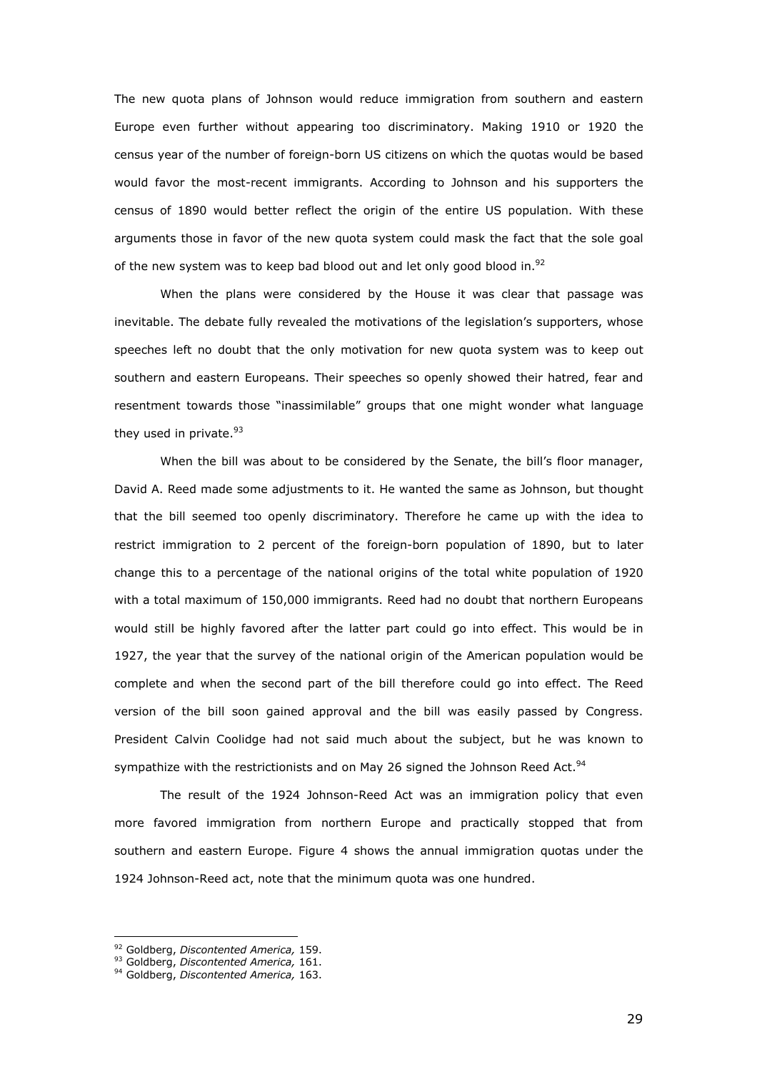The new quota plans of Johnson would reduce immigration from southern and eastern Europe even further without appearing too discriminatory. Making 1910 or 1920 the census year of the number of foreign-born US citizens on which the quotas would be based would favor the most-recent immigrants. According to Johnson and his supporters the census of 1890 would better reflect the origin of the entire US population. With these arguments those in favor of the new quota system could mask the fact that the sole goal of the new system was to keep bad blood out and let only good blood in.[92]

When the plans were considered by the House it was clear that passage was inevitable. The debate fully revealed the motivations of the legislation's supporters, whose speeches left no doubt that the only motivation for new quota system was to keep out southern and eastern Europeans. Their speeches so openly showed their hatred, fear and resentment towards those "inassimilable" groups that one might wonder what language they used in private.[93]

When the bill was about to be considered by the Senate, the bill's floor manager, David A. Reed made some adjustments to it. He wanted the same as Johnson, but thought that the bill seemed too openly discriminatory. Therefore he came up with the idea to restrict immigration to 2 percent of the foreign-born population of 1890, but to later change this to a percentage of the national origins of the total white population of 1920 with a total maximum of 150,000 immigrants. Reed had no doubt that northern Europeans would still be highly favored after the latter part could go into effect. This would be in 1927, the year that the survey of the national origin of the American population would be complete and when the second part of the bill therefore could go into effect. The Reed version of the bill soon gained approval and the bill was easily passed by Congress. President Calvin Coolidge had not said much about the subject, but he was known to sympathize with the restrictionists and on May 26 signed the Johnson Reed Act.[94]

The result of the 1924 Johnson-Reed Act was an immigration policy that even more favored immigration from northern Europe and practically stopped that from southern and eastern Europe. Figure 4 shows the annual immigration quotas under the 1924 Johnson-Reed act, note that the minimum quota was one hundred.

---

[92] Goldberg, *Discontented America,* 159.

[93] Goldberg, *Discontented America,* 161.

[94] Goldberg, *Discontented America,* 163.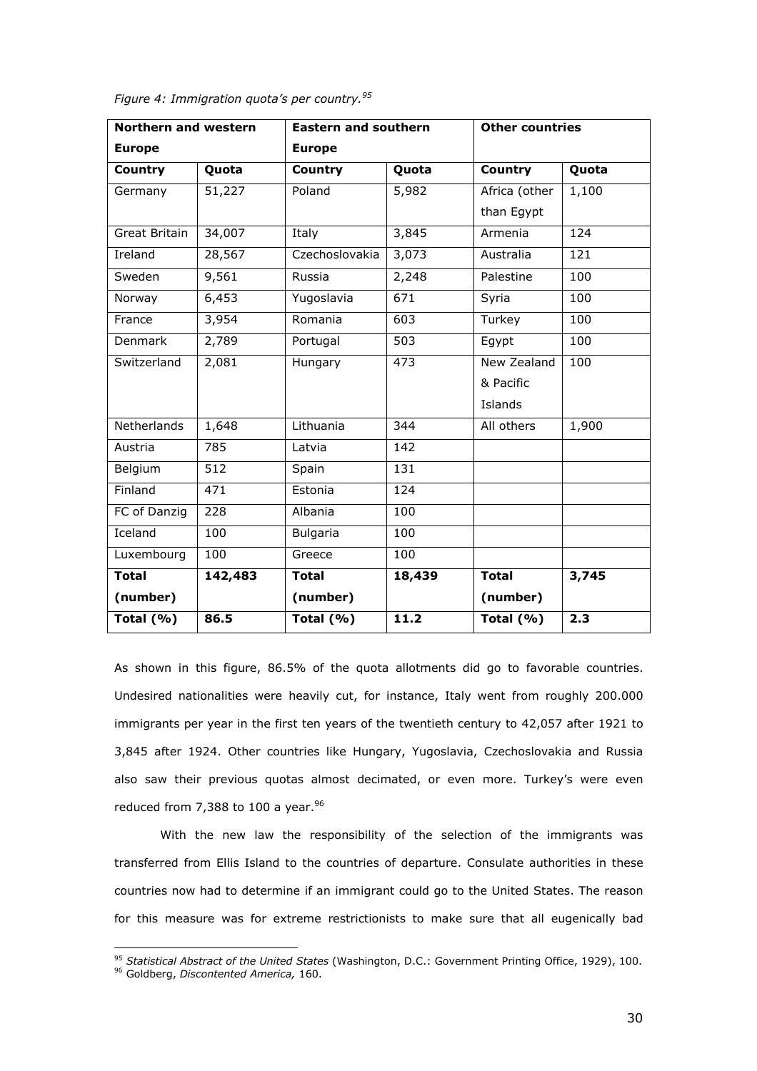*Figure 4: Immigration quota's per country.*[95]

| **Northern and western Europe** | | **Eastern and southern Europe** | | **Other countries** | |
|---|---|---|---|---|---|
| **Country** | **Quota** | **Country** | **Quota** | **Country** | **Quota** |
| Germany | 51,227 | Poland | 5,982 | Africa (other than Egypt | 1,100 |
| Great Britain | 34,007 | Italy | 3,845 | Armenia | 124 |
| Ireland | 28,567 | Czechoslovakia | 3,073 | Australia | 121 |
| Sweden | 9,561 | Russia | 2,248 | Palestine | 100 |
| Norway | 6,453 | Yugoslavia | 671 | Syria | 100 |
| France | 3,954 | Romania | 603 | Turkey | 100 |
| Denmark | 2,789 | Portugal | 503 | Egypt | 100 |
| Switzerland | 2,081 | Hungary | 473 | New Zealand & Pacific Islands | 100 |
| Netherlands | 1,648 | Lithuania | 344 | All others | 1,900 |
| Austria | 785 | Latvia | 142 | | |
| Belgium | 512 | Spain | 131 | | |
| Finland | 471 | Estonia | 124 | | |
| FC of Danzig | 228 | Albania | 100 | | |
| Iceland | 100 | Bulgaria | 100 | | |
| Luxembourg | 100 | Greece | 100 | | |
| **Total (number)** | **142,483** | **Total (number)** | **18,439** | **Total (number)** | **3,745** |
| **Total (%)** | **86.5** | **Total (%)** | **11.2** | **Total (%)** | **2.3** |

As shown in this figure, 86.5% of the quota allotments did go to favorable countries. Undesired nationalities were heavily cut, for instance, Italy went from roughly 200.000 immigrants per year in the first ten years of the twentieth century to 42,057 after 1921 to 3,845 after 1924. Other countries like Hungary, Yugoslavia, Czechoslovakia and Russia also saw their previous quotas almost decimated, or even more. Turkey's were even reduced from 7,388 to 100 a year.[96]

With the new law the responsibility of the selection of the immigrants was transferred from Ellis Island to the countries of departure. Consulate authorities in these countries now had to determine if an immigrant could go to the United States. The reason for this measure was for extreme restrictionists to make sure that all eugenically bad

---

[95] *Statistical Abstract of the United States* (Washington, D.C.: Government Printing Office, 1929), 100.

[96] Goldberg, *Discontented America,* 160.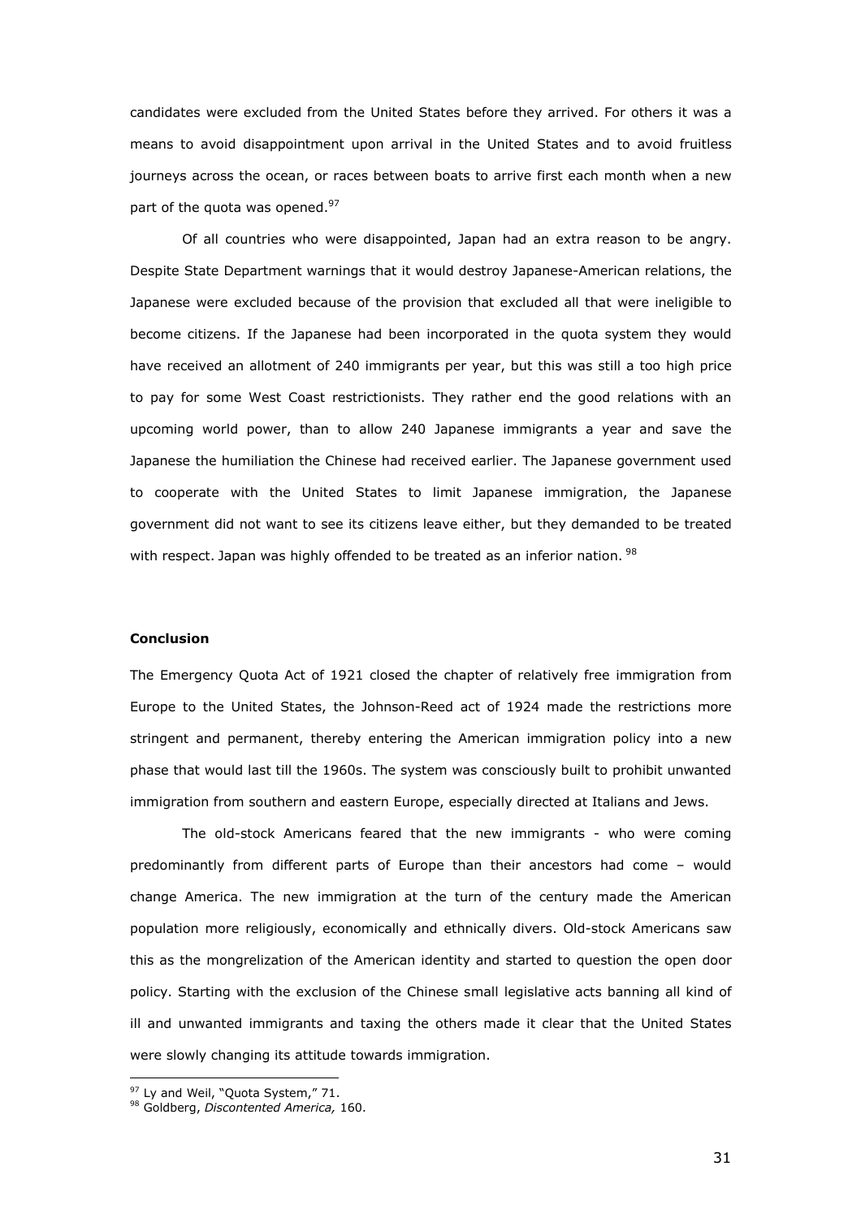candidates were excluded from the United States before they arrived. For others it was a means to avoid disappointment upon arrival in the United States and to avoid fruitless journeys across the ocean, or races between boats to arrive first each month when a new part of the quota was opened.[97]

Of all countries who were disappointed, Japan had an extra reason to be angry. Despite State Department warnings that it would destroy Japanese-American relations, the Japanese were excluded because of the provision that excluded all that were ineligible to become citizens. If the Japanese had been incorporated in the quota system they would have received an allotment of 240 immigrants per year, but this was still a too high price to pay for some West Coast restrictionists. They rather end the good relations with an upcoming world power, than to allow 240 Japanese immigrants a year and save the Japanese the humiliation the Chinese had received earlier. The Japanese government used to cooperate with the United States to limit Japanese immigration, the Japanese government did not want to see its citizens leave either, but they demanded to be treated with respect. Japan was highly offended to be treated as an inferior nation.[98]

**Conclusion**

The Emergency Quota Act of 1921 closed the chapter of relatively free immigration from Europe to the United States, the Johnson-Reed act of 1924 made the restrictions more stringent and permanent, thereby entering the American immigration policy into a new phase that would last till the 1960s. The system was consciously built to prohibit unwanted immigration from southern and eastern Europe, especially directed at Italians and Jews.

The old-stock Americans feared that the new immigrants - who were coming predominantly from different parts of Europe than their ancestors had come – would change America. The new immigration at the turn of the century made the American population more religiously, economically and ethnically divers. Old-stock Americans saw this as the mongrelization of the American identity and started to question the open door policy. Starting with the exclusion of the Chinese small legislative acts banning all kind of ill and unwanted immigrants and taxing the others made it clear that the United States were slowly changing its attitude towards immigration.

[97] Ly and Weil, "Quota System," 71.
[98] Goldberg, *Discontented America,* 160.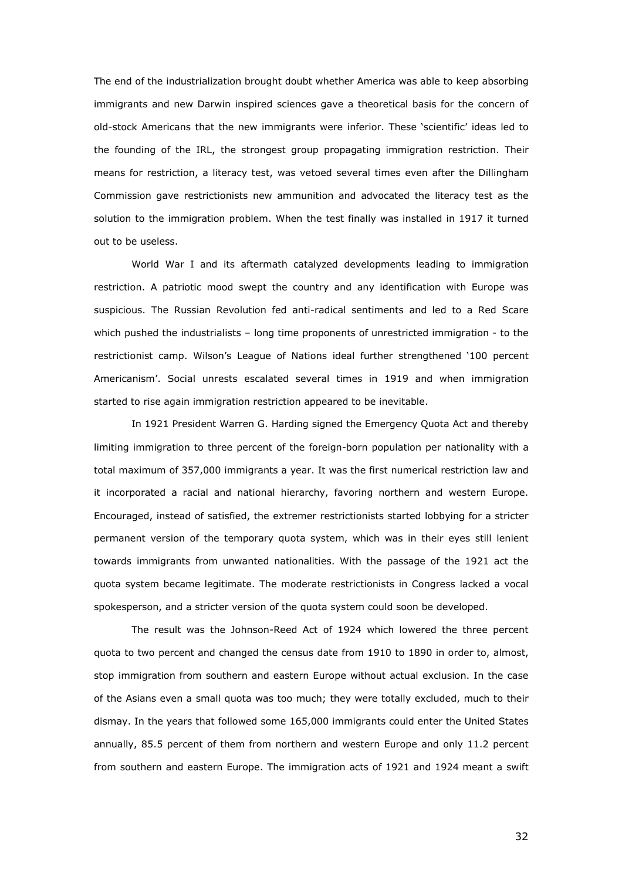The end of the industrialization brought doubt whether America was able to keep absorbing immigrants and new Darwin inspired sciences gave a theoretical basis for the concern of old-stock Americans that the new immigrants were inferior. These 'scientific' ideas led to the founding of the IRL, the strongest group propagating immigration restriction. Their means for restriction, a literacy test, was vetoed several times even after the Dillingham Commission gave restrictionists new ammunition and advocated the literacy test as the solution to the immigration problem. When the test finally was installed in 1917 it turned out to be useless.

World War I and its aftermath catalyzed developments leading to immigration restriction. A patriotic mood swept the country and any identification with Europe was suspicious. The Russian Revolution fed anti-radical sentiments and led to a Red Scare which pushed the industrialists – long time proponents of unrestricted immigration - to the restrictionist camp. Wilson's League of Nations ideal further strengthened '100 percent Americanism'. Social unrests escalated several times in 1919 and when immigration started to rise again immigration restriction appeared to be inevitable.

In 1921 President Warren G. Harding signed the Emergency Quota Act and thereby limiting immigration to three percent of the foreign-born population per nationality with a total maximum of 357,000 immigrants a year. It was the first numerical restriction law and it incorporated a racial and national hierarchy, favoring northern and western Europe. Encouraged, instead of satisfied, the extremer restrictionists started lobbying for a stricter permanent version of the temporary quota system, which was in their eyes still lenient towards immigrants from unwanted nationalities. With the passage of the 1921 act the quota system became legitimate. The moderate restrictionists in Congress lacked a vocal spokesperson, and a stricter version of the quota system could soon be developed.

The result was the Johnson-Reed Act of 1924 which lowered the three percent quota to two percent and changed the census date from 1910 to 1890 in order to, almost, stop immigration from southern and eastern Europe without actual exclusion. In the case of the Asians even a small quota was too much; they were totally excluded, much to their dismay. In the years that followed some 165,000 immigrants could enter the United States annually, 85.5 percent of them from northern and western Europe and only 11.2 percent from southern and eastern Europe. The immigration acts of 1921 and 1924 meant a swift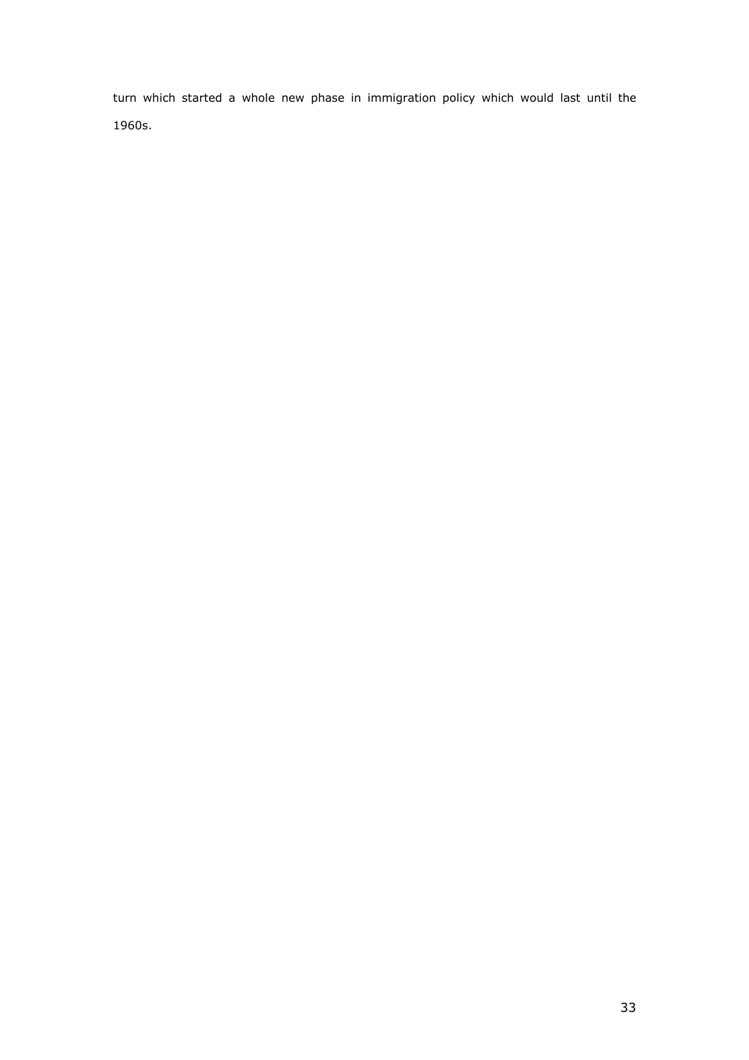turn which started a whole new phase in immigration policy which would last until the 1960s.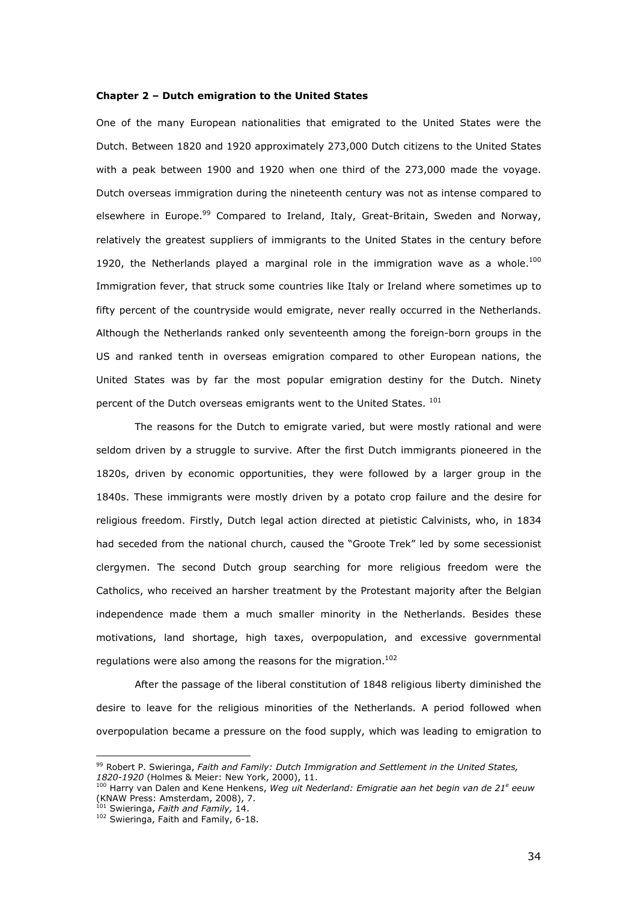**Chapter 2 – Dutch emigration to the United States**

One of the many European nationalities that emigrated to the United States were the Dutch. Between 1820 and 1920 approximately 273,000 Dutch citizens to the United States with a peak between 1900 and 1920 when one third of the 273,000 made the voyage. Dutch overseas immigration during the nineteenth century was not as intense compared to elsewhere in Europe.[99] Compared to Ireland, Italy, Great-Britain, Sweden and Norway, relatively the greatest suppliers of immigrants to the United States in the century before 1920, the Netherlands played a marginal role in the immigration wave as a whole.[100] Immigration fever, that struck some countries like Italy or Ireland where sometimes up to fifty percent of the countryside would emigrate, never really occurred in the Netherlands. Although the Netherlands ranked only seventeenth among the foreign-born groups in the US and ranked tenth in overseas emigration compared to other European nations, the United States was by far the most popular emigration destiny for the Dutch. Ninety percent of the Dutch overseas emigrants went to the United States. [101]

The reasons for the Dutch to emigrate varied, but were mostly rational and were seldom driven by a struggle to survive. After the first Dutch immigrants pioneered in the 1820s, driven by economic opportunities, they were followed by a larger group in the 1840s. These immigrants were mostly driven by a potato crop failure and the desire for religious freedom. Firstly, Dutch legal action directed at pietistic Calvinists, who, in 1834 had seceded from the national church, caused the "Groote Trek" led by some secessionist clergymen. The second Dutch group searching for more religious freedom were the Catholics, who received an harsher treatment by the Protestant majority after the Belgian independence made them a much smaller minority in the Netherlands. Besides these motivations, land shortage, high taxes, overpopulation, and excessive governmental regulations were also among the reasons for the migration.[102]

After the passage of the liberal constitution of 1848 religious liberty diminished the desire to leave for the religious minorities of the Netherlands. A period followed when overpopulation became a pressure on the food supply, which was leading to emigration to

---

[99] Robert P. Swieringa, *Faith and Family: Dutch Immigration and Settlement in the United States, 1820-1920* (Holmes & Meier: New York, 2000), 11.

[100] Harry van Dalen and Kene Henkens, *Weg uit Nederland: Emigratie aan het begin van de 21e eeuw* (KNAW Press: Amsterdam, 2008), 7.

[101] Swieringa, *Faith and Family,* 14.

[102] Swieringa, Faith and Family, 6-18.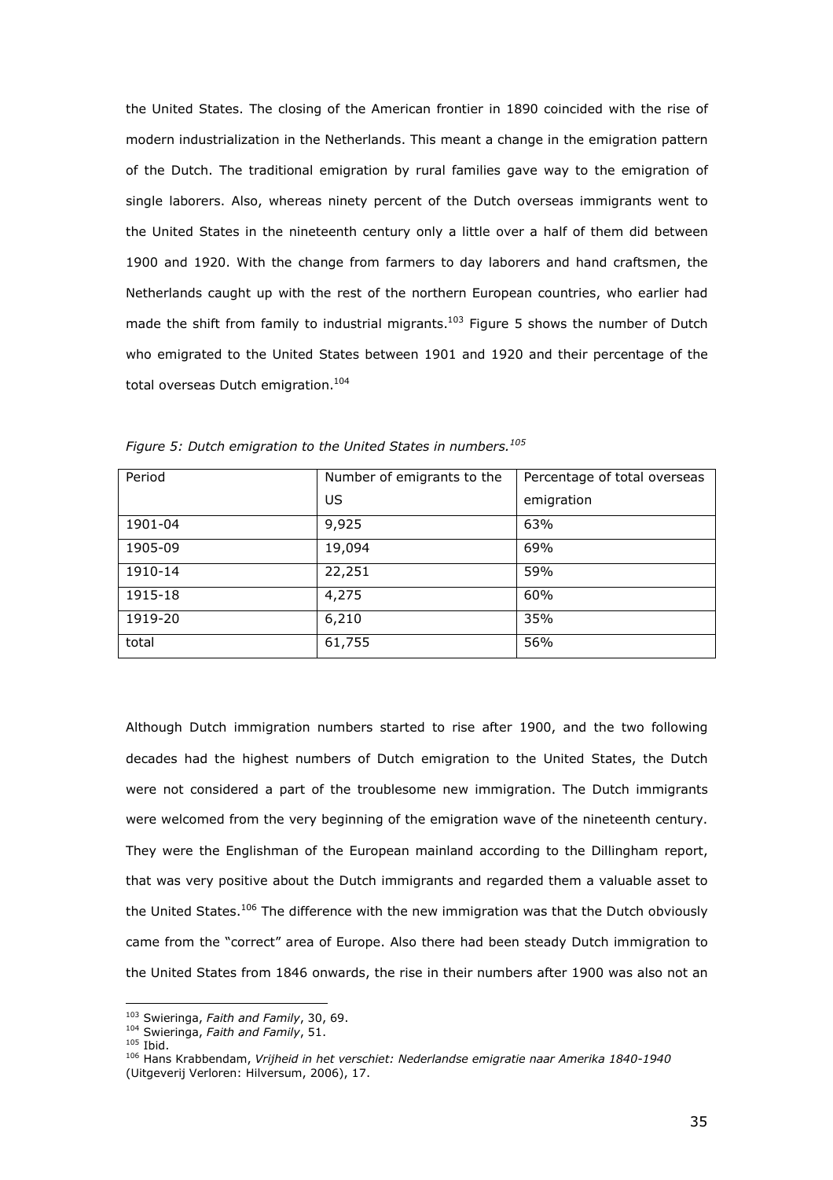the United States. The closing of the American frontier in 1890 coincided with the rise of modern industrialization in the Netherlands. This meant a change in the emigration pattern of the Dutch. The traditional emigration by rural families gave way to the emigration of single laborers. Also, whereas ninety percent of the Dutch overseas immigrants went to the United States in the nineteenth century only a little over a half of them did between 1900 and 1920. With the change from farmers to day laborers and hand craftsmen, the Netherlands caught up with the rest of the northern European countries, who earlier had made the shift from family to industrial migrants.[103] Figure 5 shows the number of Dutch who emigrated to the United States between 1901 and 1920 and their percentage of the total overseas Dutch emigration.[104]

*Figure 5: Dutch emigration to the United States in numbers.[105]*

| Period | Number of emigrants to the US | Percentage of total overseas emigration |
|---|---|---|
| 1901-04 | 9,925 | 63% |
| 1905-09 | 19,094 | 69% |
| 1910-14 | 22,251 | 59% |
| 1915-18 | 4,275 | 60% |
| 1919-20 | 6,210 | 35% |
| total | 61,755 | 56% |

Although Dutch immigration numbers started to rise after 1900, and the two following decades had the highest numbers of Dutch emigration to the United States, the Dutch were not considered a part of the troublesome new immigration. The Dutch immigrants were welcomed from the very beginning of the emigration wave of the nineteenth century. They were the Englishman of the European mainland according to the Dillingham report, that was very positive about the Dutch immigrants and regarded them a valuable asset to the United States.[106] The difference with the new immigration was that the Dutch obviously came from the "correct" area of Europe. Also there had been steady Dutch immigration to the United States from 1846 onwards, the rise in their numbers after 1900 was also not an

[103] Swieringa, *Faith and Family*, 30, 69.
[104] Swieringa, *Faith and Family*, 51.
[105] Ibid.
[106] Hans Krabbendam, *Vrijheid in het verschiet: Nederlandse emigratie naar Amerika 1840-1940* (Uitgeverij Verloren: Hilversum, 2006), 17.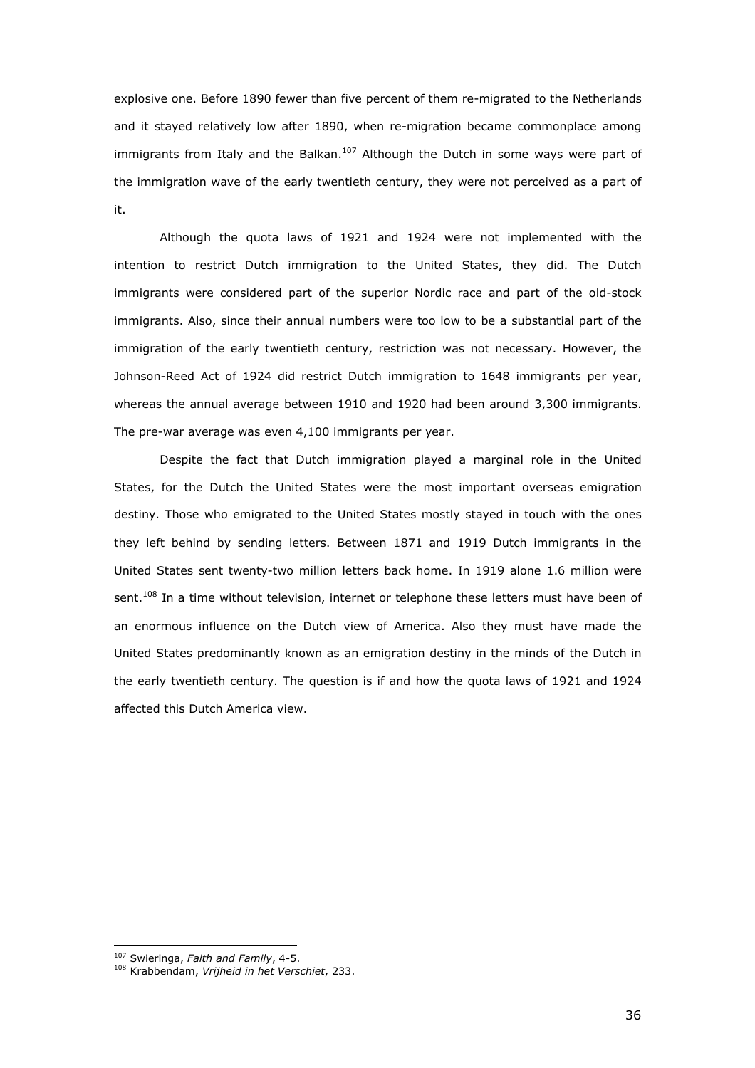explosive one. Before 1890 fewer than five percent of them re-migrated to the Netherlands and it stayed relatively low after 1890, when re-migration became commonplace among immigrants from Italy and the Balkan.[107] Although the Dutch in some ways were part of the immigration wave of the early twentieth century, they were not perceived as a part of it.

Although the quota laws of 1921 and 1924 were not implemented with the intention to restrict Dutch immigration to the United States, they did. The Dutch immigrants were considered part of the superior Nordic race and part of the old-stock immigrants. Also, since their annual numbers were too low to be a substantial part of the immigration of the early twentieth century, restriction was not necessary. However, the Johnson-Reed Act of 1924 did restrict Dutch immigration to 1648 immigrants per year, whereas the annual average between 1910 and 1920 had been around 3,300 immigrants. The pre-war average was even 4,100 immigrants per year.

Despite the fact that Dutch immigration played a marginal role in the United States, for the Dutch the United States were the most important overseas emigration destiny. Those who emigrated to the United States mostly stayed in touch with the ones they left behind by sending letters. Between 1871 and 1919 Dutch immigrants in the United States sent twenty-two million letters back home. In 1919 alone 1.6 million were sent.[108] In a time without television, internet or telephone these letters must have been of an enormous influence on the Dutch view of America. Also they must have made the United States predominantly known as an emigration destiny in the minds of the Dutch in the early twentieth century. The question is if and how the quota laws of 1921 and 1924 affected this Dutch America view.

---

[107] Swieringa, *Faith and Family*, 4-5.

[108] Krabbendam, *Vrijheid in het Verschiet*, 233.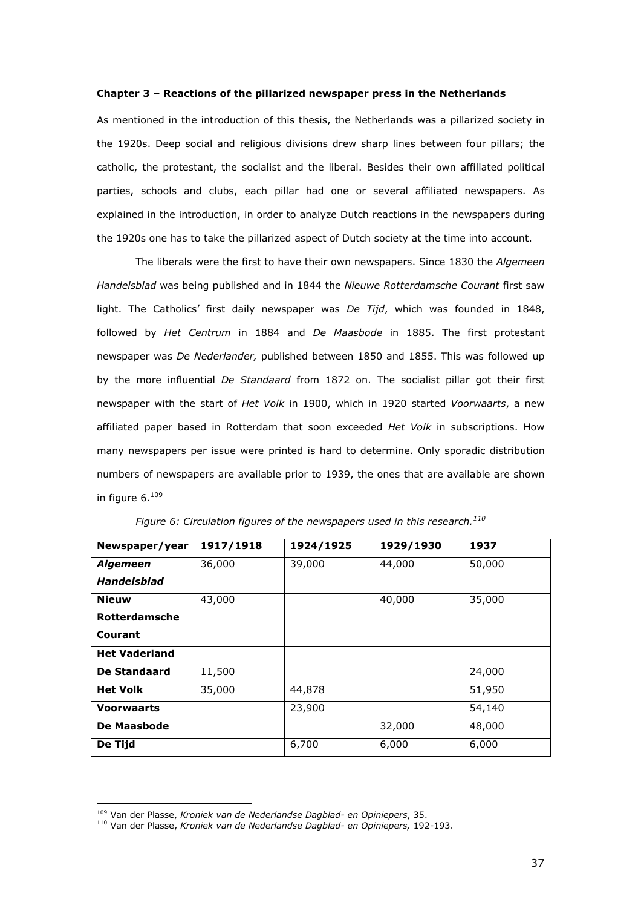**Chapter 3 – Reactions of the pillarized newspaper press in the Netherlands**

As mentioned in the introduction of this thesis, the Netherlands was a pillarized society in the 1920s. Deep social and religious divisions drew sharp lines between four pillars; the catholic, the protestant, the socialist and the liberal. Besides their own affiliated political parties, schools and clubs, each pillar had one or several affiliated newspapers. As explained in the introduction, in order to analyze Dutch reactions in the newspapers during the 1920s one has to take the pillarized aspect of Dutch society at the time into account.

The liberals were the first to have their own newspapers. Since 1830 the *Algemeen Handelsblad* was being published and in 1844 the *Nieuwe Rotterdamsche Courant* first saw light. The Catholics' first daily newspaper was *De Tijd*, which was founded in 1848, followed by *Het Centrum* in 1884 and *De Maasbode* in 1885. The first protestant newspaper was *De Nederlander,* published between 1850 and 1855. This was followed up by the more influential *De Standaard* from 1872 on. The socialist pillar got their first newspaper with the start of *Het Volk* in 1900, which in 1920 started *Voorwaarts*, a new affiliated paper based in Rotterdam that soon exceeded *Het Volk* in subscriptions. How many newspapers per issue were printed is hard to determine. Only sporadic distribution numbers of newspapers are available prior to 1939, the ones that are available are shown in figure 6.[109]

*Figure 6: Circulation figures of the newspapers used in this research.[110]*

| Newspaper/year | 1917/1918 | 1924/1925 | 1929/1930 | 1937 |
|---|---|---|---|---|
| ***Algemeen Handelsblad*** | 36,000 | 39,000 | 44,000 | 50,000 |
| **Nieuw Rotterdamsche Courant** | 43,000 | | 40,000 | 35,000 |
| **Het Vaderland** | | | | |
| **De Standaard** | 11,500 | | | 24,000 |
| **Het Volk** | 35,000 | 44,878 | | 51,950 |
| **Voorwaarts** | | 23,900 | | 54,140 |
| **De Maasbode** | | | 32,000 | 48,000 |
| **De Tijd** | | 6,700 | 6,000 | 6,000 |

---

[109] Van der Plasse, *Kroniek van de Nederlandse Dagblad- en Opiniepers*, 35.

[110] Van der Plasse, *Kroniek van de Nederlandse Dagblad- en Opiniepers,* 192-193.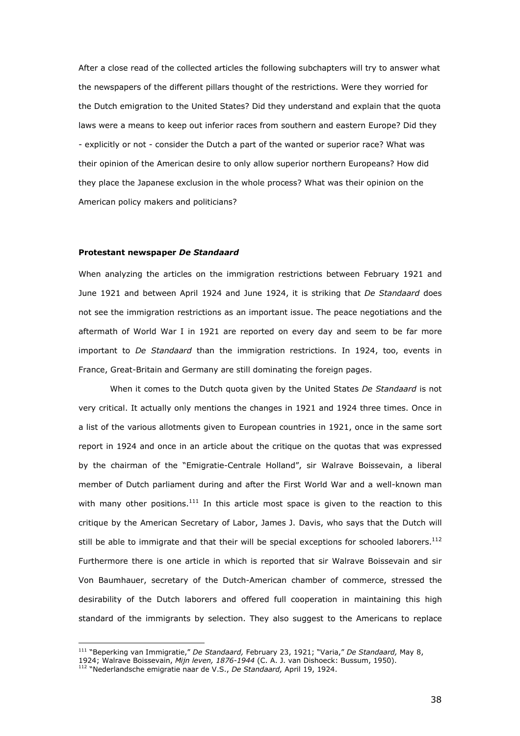After a close read of the collected articles the following subchapters will try to answer what the newspapers of the different pillars thought of the restrictions. Were they worried for the Dutch emigration to the United States? Did they understand and explain that the quota laws were a means to keep out inferior races from southern and eastern Europe? Did they - explicitly or not - consider the Dutch a part of the wanted or superior race? What was their opinion of the American desire to only allow superior northern Europeans? How did they place the Japanese exclusion in the whole process? What was their opinion on the American policy makers and politicians?

### Protestant newspaper *De Standaard*

When analyzing the articles on the immigration restrictions between February 1921 and June 1921 and between April 1924 and June 1924, it is striking that *De Standaard* does not see the immigration restrictions as an important issue. The peace negotiations and the aftermath of World War I in 1921 are reported on every day and seem to be far more important to *De Standaard* than the immigration restrictions. In 1924, too, events in France, Great-Britain and Germany are still dominating the foreign pages.

When it comes to the Dutch quota given by the United States *De Standaard* is not very critical. It actually only mentions the changes in 1921 and 1924 three times. Once in a list of the various allotments given to European countries in 1921, once in the same sort report in 1924 and once in an article about the critique on the quotas that was expressed by the chairman of the "Emigratie-Centrale Holland", sir Walrave Boissevain, a liberal member of Dutch parliament during and after the First World War and a well-known man with many other positions.[111] In this article most space is given to the reaction to this critique by the American Secretary of Labor, James J. Davis, who says that the Dutch will still be able to immigrate and that their will be special exceptions for schooled laborers.[112] Furthermore there is one article in which is reported that sir Walrave Boissevain and sir Von Baumhauer, secretary of the Dutch-American chamber of commerce, stressed the desirability of the Dutch laborers and offered full cooperation in maintaining this high standard of the immigrants by selection. They also suggest to the Americans to replace

---

[111] "Beperking van Immigratie," *De Standaard,* February 23, 1921; "Varia," *De Standaard,* May 8, 1924; Walrave Boissevain, *Mijn leven, 1876-1944* (C. A. J. van Dishoeck: Bussum, 1950).

[112] "Nederlandsche emigratie naar de V.S., *De Standaard,* April 19, 1924.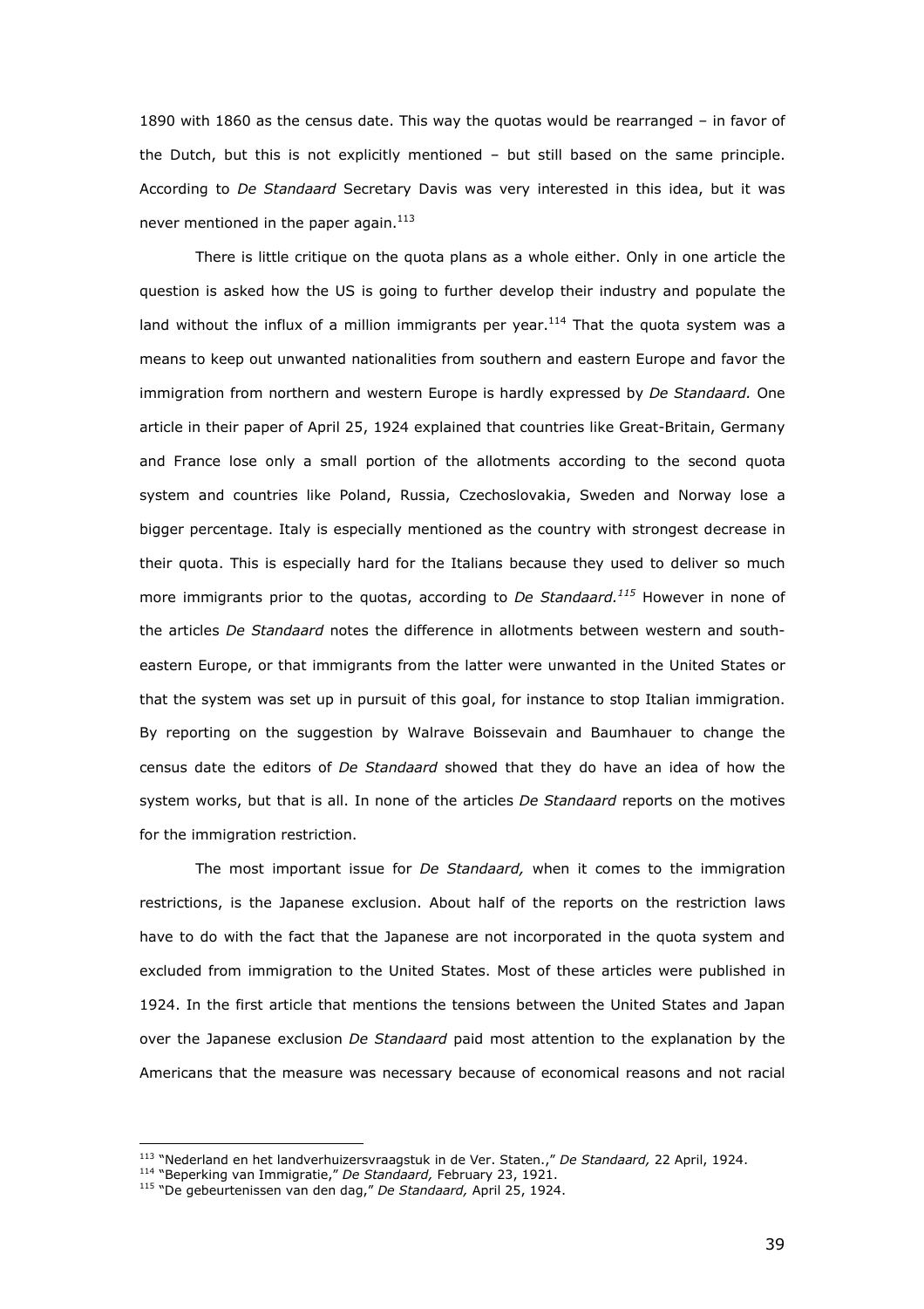1890 with 1860 as the census date. This way the quotas would be rearranged – in favor of the Dutch, but this is not explicitly mentioned – but still based on the same principle. According to *De Standaard* Secretary Davis was very interested in this idea, but it was never mentioned in the paper again.[113]

There is little critique on the quota plans as a whole either. Only in one article the question is asked how the US is going to further develop their industry and populate the land without the influx of a million immigrants per year.[114] That the quota system was a means to keep out unwanted nationalities from southern and eastern Europe and favor the immigration from northern and western Europe is hardly expressed by *De Standaard.* One article in their paper of April 25, 1924 explained that countries like Great-Britain, Germany and France lose only a small portion of the allotments according to the second quota system and countries like Poland, Russia, Czechoslovakia, Sweden and Norway lose a bigger percentage. Italy is especially mentioned as the country with strongest decrease in their quota. This is especially hard for the Italians because they used to deliver so much more immigrants prior to the quotas, according to *De Standaard.*[115] However in none of the articles *De Standaard* notes the difference in allotments between western and south-eastern Europe, or that immigrants from the latter were unwanted in the United States or that the system was set up in pursuit of this goal, for instance to stop Italian immigration. By reporting on the suggestion by Walrave Boissevain and Baumhauer to change the census date the editors of *De Standaard* showed that they do have an idea of how the system works, but that is all. In none of the articles *De Standaard* reports on the motives for the immigration restriction.

The most important issue for *De Standaard,* when it comes to the immigration restrictions, is the Japanese exclusion. About half of the reports on the restriction laws have to do with the fact that the Japanese are not incorporated in the quota system and excluded from immigration to the United States. Most of these articles were published in 1924. In the first article that mentions the tensions between the United States and Japan over the Japanese exclusion *De Standaard* paid most attention to the explanation by the Americans that the measure was necessary because of economical reasons and not racial

---

[113] "Nederland en het landverhuizersvraagstuk in de Ver. Staten.," *De Standaard,* 22 April, 1924.

[114] "Beperking van Immigratie," *De Standaard,* February 23, 1921.

[115] "De gebeurtenissen van den dag," *De Standaard,* April 25, 1924.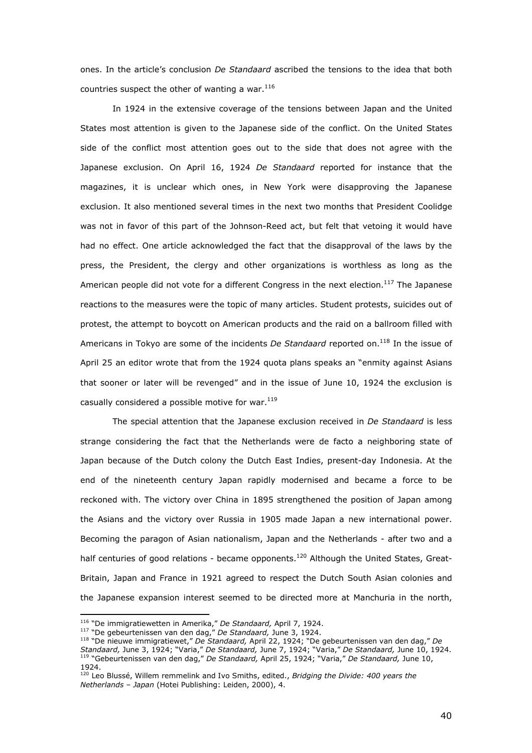ones. In the article's conclusion *De Standaard* ascribed the tensions to the idea that both countries suspect the other of wanting a war.[116]

In 1924 in the extensive coverage of the tensions between Japan and the United States most attention is given to the Japanese side of the conflict. On the United States side of the conflict most attention goes out to the side that does not agree with the Japanese exclusion. On April 16, 1924 *De Standaard* reported for instance that the magazines, it is unclear which ones, in New York were disapproving the Japanese exclusion. It also mentioned several times in the next two months that President Coolidge was not in favor of this part of the Johnson-Reed act, but felt that vetoing it would have had no effect. One article acknowledged the fact that the disapproval of the laws by the press, the President, the clergy and other organizations is worthless as long as the American people did not vote for a different Congress in the next election.[117] The Japanese reactions to the measures were the topic of many articles. Student protests, suicides out of protest, the attempt to boycott on American products and the raid on a ballroom filled with Americans in Tokyo are some of the incidents *De Standaard* reported on.[118] In the issue of April 25 an editor wrote that from the 1924 quota plans speaks an "enmity against Asians that sooner or later will be revenged" and in the issue of June 10, 1924 the exclusion is casually considered a possible motive for war.[119]

The special attention that the Japanese exclusion received in *De Standaard* is less strange considering the fact that the Netherlands were de facto a neighboring state of Japan because of the Dutch colony the Dutch East Indies, present-day Indonesia. At the end of the nineteenth century Japan rapidly modernised and became a force to be reckoned with. The victory over China in 1895 strengthened the position of Japan among the Asians and the victory over Russia in 1905 made Japan a new international power. Becoming the paragon of Asian nationalism, Japan and the Netherlands - after two and a half centuries of good relations - became opponents.[120] Although the United States, Great-Britain, Japan and France in 1921 agreed to respect the Dutch South Asian colonies and the Japanese expansion interest seemed to be directed more at Manchuria in the north,

---

[116] "De immigratiewetten in Amerika," *De Standaard,* April 7, 1924.

[117] "De gebeurtenissen van den dag," *De Standaard,* June 3, 1924.

[118] "De nieuwe immigratiewet," *De Standaard,* April 22, 1924; "De gebeurtenissen van den dag," *De Standaard,* June 3, 1924; "Varia," *De Standaard,* June 7, 1924; "Varia," *De Standaard,* June 10, 1924.

[119] "Gebeurtenissen van den dag," *De Standaard,* April 25, 1924; "Varia," *De Standaard,* June 10, 1924.

[120] Leo Blussé, Willem remmelink and Ivo Smiths, edited., *Bridging the Divide: 400 years the Netherlands – Japan* (Hotei Publishing: Leiden, 2000), 4.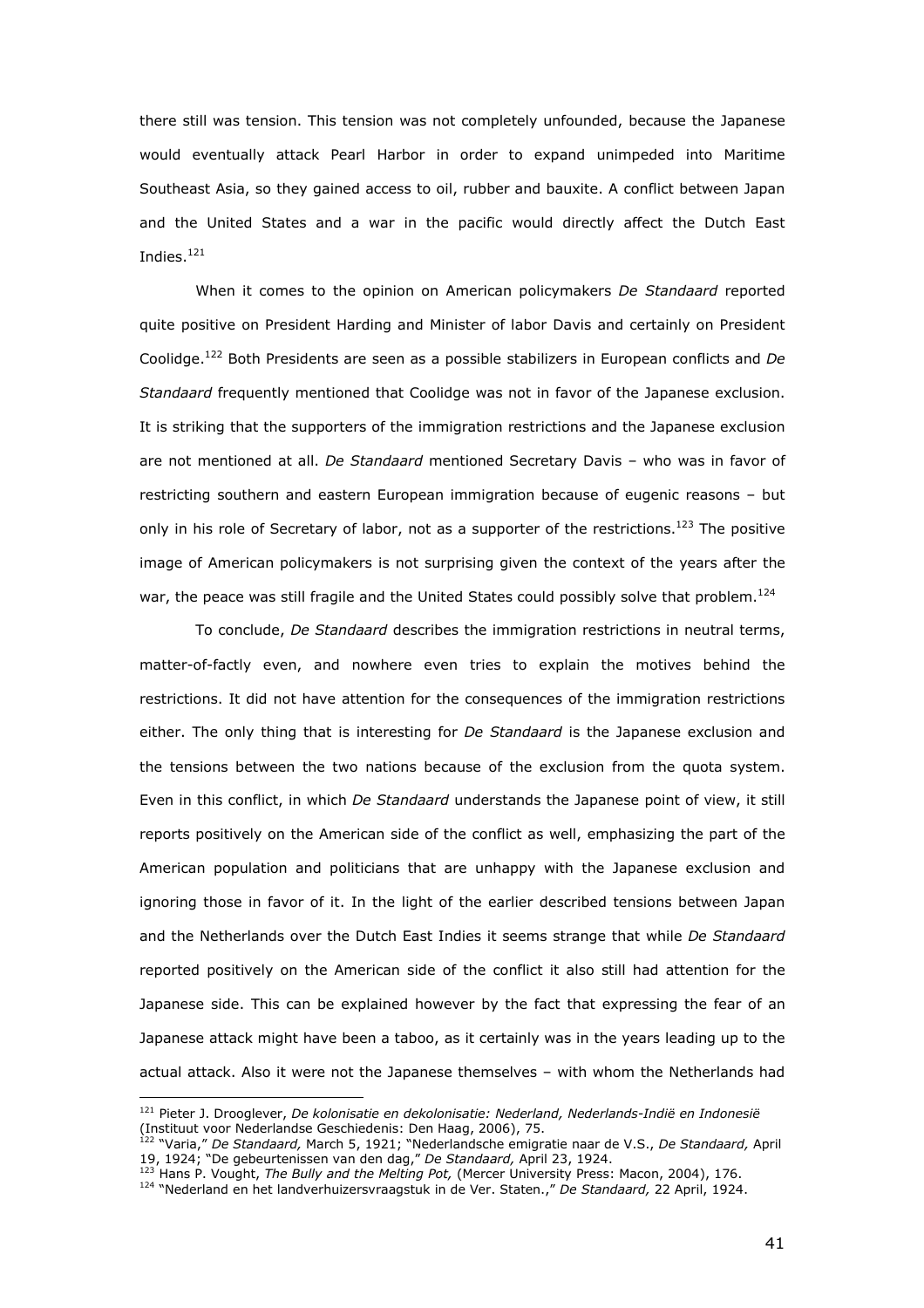there still was tension. This tension was not completely unfounded, because the Japanese would eventually attack Pearl Harbor in order to expand unimpeded into Maritime Southeast Asia, so they gained access to oil, rubber and bauxite. A conflict between Japan and the United States and a war in the pacific would directly affect the Dutch East Indies.[121]

When it comes to the opinion on American policymakers *De Standaard* reported quite positive on President Harding and Minister of labor Davis and certainly on President Coolidge.[122] Both Presidents are seen as a possible stabilizers in European conflicts and *De Standaard* frequently mentioned that Coolidge was not in favor of the Japanese exclusion. It is striking that the supporters of the immigration restrictions and the Japanese exclusion are not mentioned at all. *De Standaard* mentioned Secretary Davis – who was in favor of restricting southern and eastern European immigration because of eugenic reasons – but only in his role of Secretary of labor, not as a supporter of the restrictions.[123] The positive image of American policymakers is not surprising given the context of the years after the war, the peace was still fragile and the United States could possibly solve that problem.[124]

To conclude, *De Standaard* describes the immigration restrictions in neutral terms, matter-of-factly even, and nowhere even tries to explain the motives behind the restrictions. It did not have attention for the consequences of the immigration restrictions either. The only thing that is interesting for *De Standaard* is the Japanese exclusion and the tensions between the two nations because of the exclusion from the quota system. Even in this conflict, in which *De Standaard* understands the Japanese point of view, it still reports positively on the American side of the conflict as well, emphasizing the part of the American population and politicians that are unhappy with the Japanese exclusion and ignoring those in favor of it. In the light of the earlier described tensions between Japan and the Netherlands over the Dutch East Indies it seems strange that while *De Standaard* reported positively on the American side of the conflict it also still had attention for the Japanese side. This can be explained however by the fact that expressing the fear of an Japanese attack might have been a taboo, as it certainly was in the years leading up to the actual attack. Also it were not the Japanese themselves – with whom the Netherlands had

---

[121] Pieter J. Drooglever, *De kolonisatie en dekolonisatie: Nederland, Nederlands-Indië en Indonesië* (Instituut voor Nederlandse Geschiedenis: Den Haag, 2006), 75.

[122] "Varia," *De Standaard,* March 5, 1921; "Nederlandsche emigratie naar de V.S., *De Standaard,* April 19, 1924; "De gebeurtenissen van den dag," *De Standaard,* April 23, 1924.

[123] Hans P. Vought, *The Bully and the Melting Pot,* (Mercer University Press: Macon, 2004), 176.

[124] "Nederland en het landverhuizersvraagstuk in de Ver. Staten.," *De Standaard,* 22 April, 1924.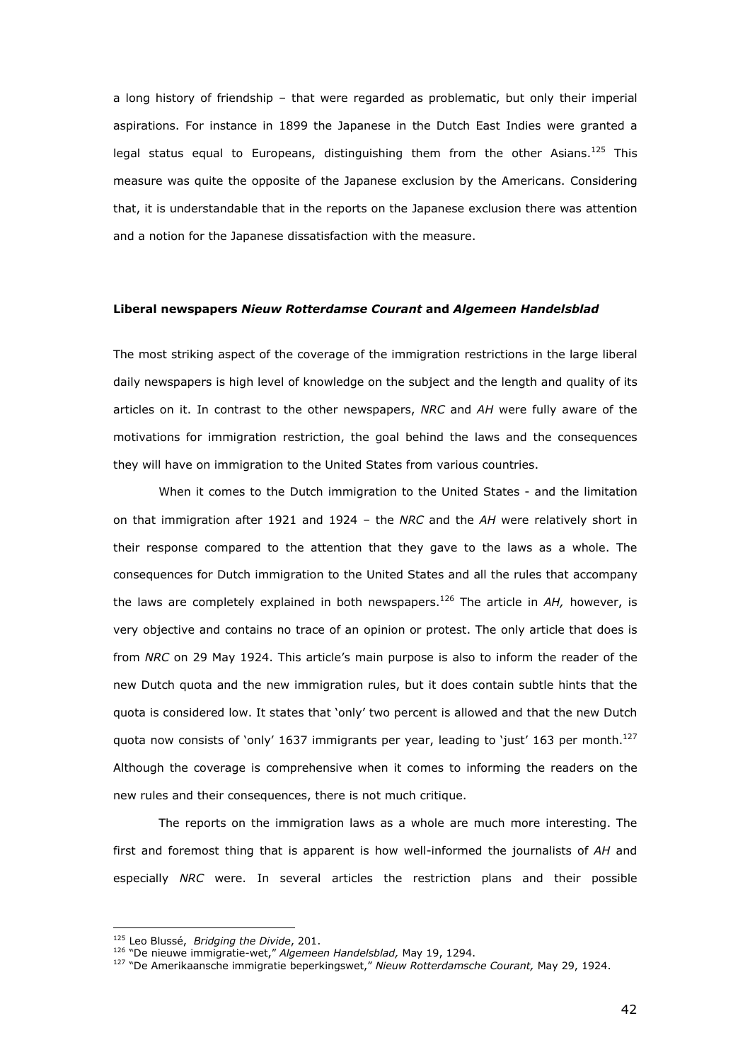a long history of friendship – that were regarded as problematic, but only their imperial aspirations. For instance in 1899 the Japanese in the Dutch East Indies were granted a legal status equal to Europeans, distinguishing them from the other Asians.[125] This measure was quite the opposite of the Japanese exclusion by the Americans. Considering that, it is understandable that in the reports on the Japanese exclusion there was attention and a notion for the Japanese dissatisfaction with the measure.

**Liberal newspapers *Nieuw Rotterdamse Courant* and *Algemeen Handelsblad***

The most striking aspect of the coverage of the immigration restrictions in the large liberal daily newspapers is high level of knowledge on the subject and the length and quality of its articles on it. In contrast to the other newspapers, *NRC* and *AH* were fully aware of the motivations for immigration restriction, the goal behind the laws and the consequences they will have on immigration to the United States from various countries.

When it comes to the Dutch immigration to the United States - and the limitation on that immigration after 1921 and 1924 – the *NRC* and the *AH* were relatively short in their response compared to the attention that they gave to the laws as a whole. The consequences for Dutch immigration to the United States and all the rules that accompany the laws are completely explained in both newspapers.[126] The article in *AH,* however, is very objective and contains no trace of an opinion or protest. The only article that does is from *NRC* on 29 May 1924. This article's main purpose is also to inform the reader of the new Dutch quota and the new immigration rules, but it does contain subtle hints that the quota is considered low. It states that 'only' two percent is allowed and that the new Dutch quota now consists of 'only' 1637 immigrants per year, leading to 'just' 163 per month.[127] Although the coverage is comprehensive when it comes to informing the readers on the new rules and their consequences, there is not much critique.

The reports on the immigration laws as a whole are much more interesting. The first and foremost thing that is apparent is how well-informed the journalists of *AH* and especially *NRC* were. In several articles the restriction plans and their possible

---

[125] Leo Blussé, *Bridging the Divide*, 201.

[126] "De nieuwe immigratie-wet," *Algemeen Handelsblad,* May 19, 1294.

[127] "De Amerikaansche immigratie beperkingswet," *Nieuw Rotterdamsche Courant,* May 29, 1924.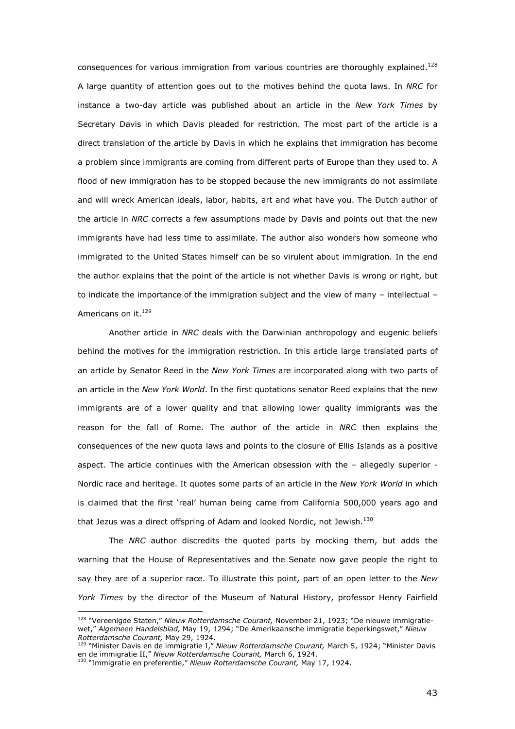consequences for various immigration from various countries are thoroughly explained.[128] A large quantity of attention goes out to the motives behind the quota laws. In *NRC* for instance a two-day article was published about an article in the *New York Times* by Secretary Davis in which Davis pleaded for restriction. The most part of the article is a direct translation of the article by Davis in which he explains that immigration has become a problem since immigrants are coming from different parts of Europe than they used to. A flood of new immigration has to be stopped because the new immigrants do not assimilate and will wreck American ideals, labor, habits, art and what have you. The Dutch author of the article in *NRC* corrects a few assumptions made by Davis and points out that the new immigrants have had less time to assimilate. The author also wonders how someone who immigrated to the United States himself can be so virulent about immigration. In the end the author explains that the point of the article is not whether Davis is wrong or right, but to indicate the importance of the immigration subject and the view of many – intellectual – Americans on it.[129]

Another article in *NRC* deals with the Darwinian anthropology and eugenic beliefs behind the motives for the immigration restriction. In this article large translated parts of an article by Senator Reed in the *New York Times* are incorporated along with two parts of an article in the *New York World*. In the first quotations senator Reed explains that the new immigrants are of a lower quality and that allowing lower quality immigrants was the reason for the fall of Rome. The author of the article in *NRC* then explains the consequences of the new quota laws and points to the closure of Ellis Islands as a positive aspect. The article continues with the American obsession with the – allegedly superior - Nordic race and heritage. It quotes some parts of an article in the *New York World* in which is claimed that the first 'real' human being came from California 500,000 years ago and that Jezus was a direct offspring of Adam and looked Nordic, not Jewish.[130]

The *NRC* author discredits the quoted parts by mocking them, but adds the warning that the House of Representatives and the Senate now gave people the right to say they are of a superior race. To illustrate this point, part of an open letter to the *New York Times* by the director of the Museum of Natural History, professor Henry Fairfield

---

[128] "Vereenigde Staten," *Nieuw Rotterdamsche Courant,* November 21, 1923; "De nieuwe immigratie-wet," *Algemeen Handelsblad,* May 19, 1294; "De Amerikaansche immigratie beperkingswet," *Nieuw Rotterdamsche Courant,* May 29, 1924.

[129] "Minister Davis en de immigratie I," *Nieuw Rotterdamsche Courant,* March 5, 1924; "Minister Davis en de immigratie II," *Nieuw Rotterdamsche Courant,* March 6, 1924.

[130] "Immigratie en preferentie," *Nieuw Rotterdamsche Courant,* May 17, 1924.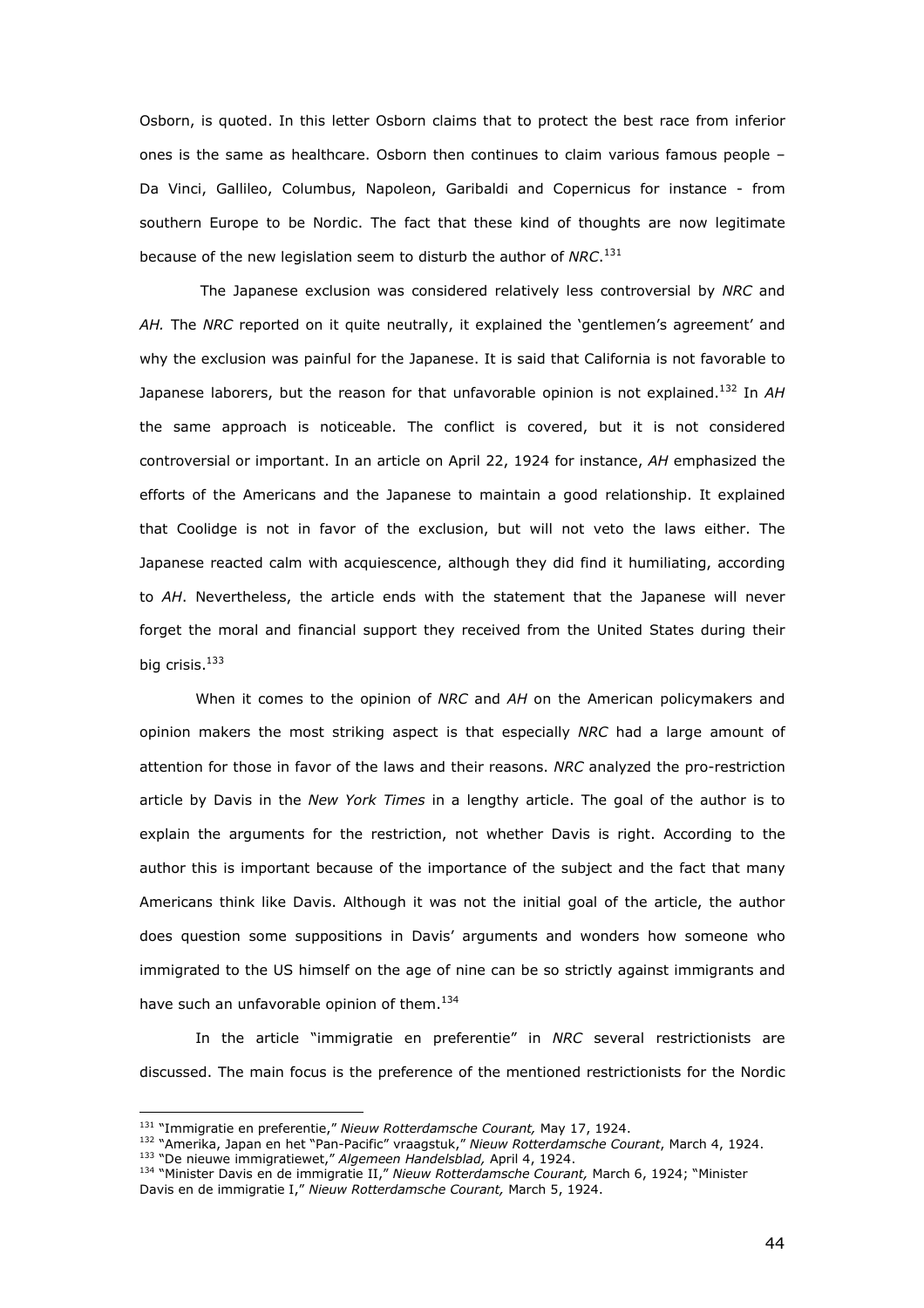Osborn, is quoted. In this letter Osborn claims that to protect the best race from inferior ones is the same as healthcare. Osborn then continues to claim various famous people – Da Vinci, Gallileo, Columbus, Napoleon, Garibaldi and Copernicus for instance - from southern Europe to be Nordic. The fact that these kind of thoughts are now legitimate because of the new legislation seem to disturb the author of *NRC*.[131]

The Japanese exclusion was considered relatively less controversial by *NRC* and *AH.* The *NRC* reported on it quite neutrally, it explained the 'gentlemen's agreement' and why the exclusion was painful for the Japanese. It is said that California is not favorable to Japanese laborers, but the reason for that unfavorable opinion is not explained.[132] In *AH* the same approach is noticeable. The conflict is covered, but it is not considered controversial or important. In an article on April 22, 1924 for instance, *AH* emphasized the efforts of the Americans and the Japanese to maintain a good relationship. It explained that Coolidge is not in favor of the exclusion, but will not veto the laws either. The Japanese reacted calm with acquiescence, although they did find it humiliating, according to *AH*. Nevertheless, the article ends with the statement that the Japanese will never forget the moral and financial support they received from the United States during their big crisis.[133]

When it comes to the opinion of *NRC* and *AH* on the American policymakers and opinion makers the most striking aspect is that especially *NRC* had a large amount of attention for those in favor of the laws and their reasons. *NRC* analyzed the pro-restriction article by Davis in the *New York Times* in a lengthy article. The goal of the author is to explain the arguments for the restriction, not whether Davis is right. According to the author this is important because of the importance of the subject and the fact that many Americans think like Davis. Although it was not the initial goal of the article, the author does question some suppositions in Davis' arguments and wonders how someone who immigrated to the US himself on the age of nine can be so strictly against immigrants and have such an unfavorable opinion of them.[134]

In the article "immigratie en preferentie" in *NRC* several restrictionists are discussed. The main focus is the preference of the mentioned restrictionists for the Nordic

---

[131] "Immigratie en preferentie," *Nieuw Rotterdamsche Courant,* May 17, 1924.

[132] "Amerika, Japan en het "Pan-Pacific" vraagstuk," *Nieuw Rotterdamsche Courant*, March 4, 1924.

[133] "De nieuwe immigratiewet," *Algemeen Handelsblad,* April 4, 1924.

[134] "Minister Davis en de immigratie II," *Nieuw Rotterdamsche Courant,* March 6, 1924; "Minister Davis en de immigratie I," *Nieuw Rotterdamsche Courant,* March 5, 1924.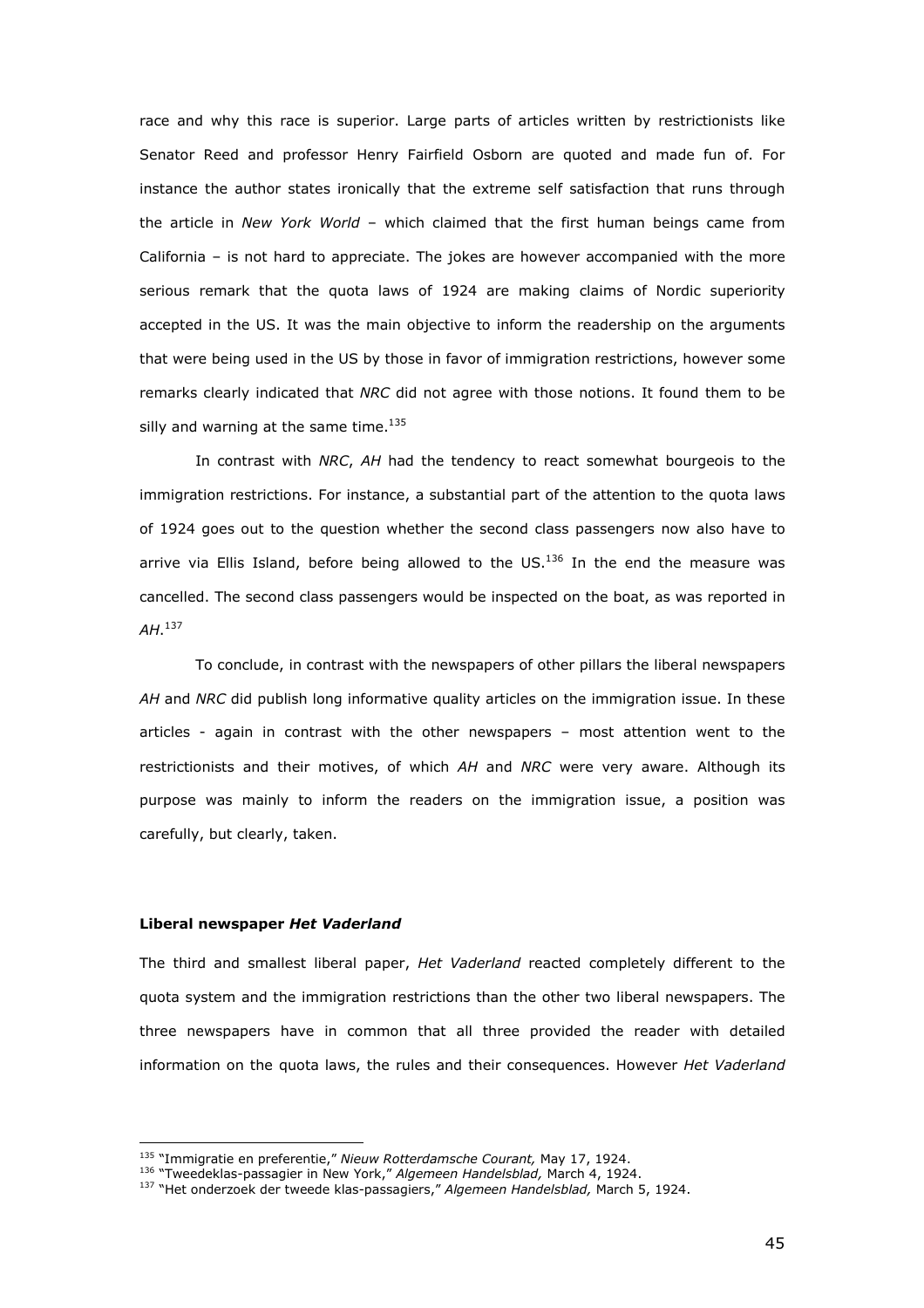race and why this race is superior. Large parts of articles written by restrictionists like Senator Reed and professor Henry Fairfield Osborn are quoted and made fun of. For instance the author states ironically that the extreme self satisfaction that runs through the article in *New York World* – which claimed that the first human beings came from California – is not hard to appreciate. The jokes are however accompanied with the more serious remark that the quota laws of 1924 are making claims of Nordic superiority accepted in the US. It was the main objective to inform the readership on the arguments that were being used in the US by those in favor of immigration restrictions, however some remarks clearly indicated that *NRC* did not agree with those notions. It found them to be silly and warning at the same time.[135]

In contrast with *NRC*, *AH* had the tendency to react somewhat bourgeois to the immigration restrictions. For instance, a substantial part of the attention to the quota laws of 1924 goes out to the question whether the second class passengers now also have to arrive via Ellis Island, before being allowed to the US.[136] In the end the measure was cancelled. The second class passengers would be inspected on the boat, as was reported in *AH*.[137]

To conclude, in contrast with the newspapers of other pillars the liberal newspapers *AH* and *NRC* did publish long informative quality articles on the immigration issue. In these articles - again in contrast with the other newspapers – most attention went to the restrictionists and their motives, of which *AH* and *NRC* were very aware. Although its purpose was mainly to inform the readers on the immigration issue, a position was carefully, but clearly, taken.

**Liberal newspaper *Het Vaderland***

The third and smallest liberal paper, *Het Vaderland* reacted completely different to the quota system and the immigration restrictions than the other two liberal newspapers. The three newspapers have in common that all three provided the reader with detailed information on the quota laws, the rules and their consequences. However *Het Vaderland*

[135] "Immigratie en preferentie," *Nieuw Rotterdamsche Courant,* May 17, 1924.
[136] "Tweedeklas-passagier in New York," *Algemeen Handelsblad,* March 4, 1924.
[137] "Het onderzoek der tweede klas-passagiers," *Algemeen Handelsblad,* March 5, 1924.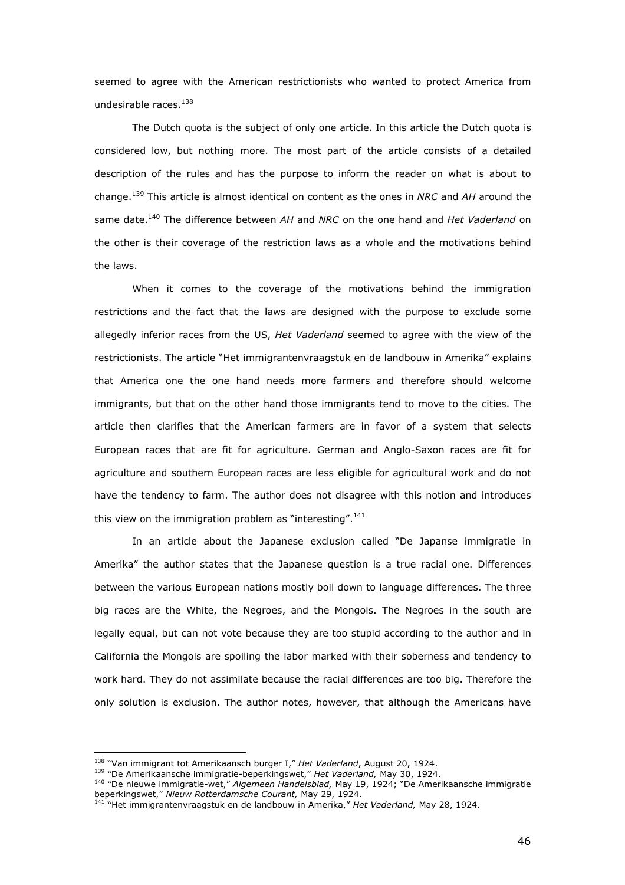seemed to agree with the American restrictionists who wanted to protect America from undesirable races.[138]

The Dutch quota is the subject of only one article. In this article the Dutch quota is considered low, but nothing more. The most part of the article consists of a detailed description of the rules and has the purpose to inform the reader on what is about to change.[139] This article is almost identical on content as the ones in *NRC* and *AH* around the same date.[140] The difference between *AH* and *NRC* on the one hand and *Het Vaderland* on the other is their coverage of the restriction laws as a whole and the motivations behind the laws.

When it comes to the coverage of the motivations behind the immigration restrictions and the fact that the laws are designed with the purpose to exclude some allegedly inferior races from the US, *Het Vaderland* seemed to agree with the view of the restrictionists. The article "Het immigrantenvraagstuk en de landbouw in Amerika" explains that America one the one hand needs more farmers and therefore should welcome immigrants, but that on the other hand those immigrants tend to move to the cities. The article then clarifies that the American farmers are in favor of a system that selects European races that are fit for agriculture. German and Anglo-Saxon races are fit for agriculture and southern European races are less eligible for agricultural work and do not have the tendency to farm. The author does not disagree with this notion and introduces this view on the immigration problem as "interesting".[141]

In an article about the Japanese exclusion called "De Japanse immigratie in Amerika" the author states that the Japanese question is a true racial one. Differences between the various European nations mostly boil down to language differences. The three big races are the White, the Negroes, and the Mongols. The Negroes in the south are legally equal, but can not vote because they are too stupid according to the author and in California the Mongols are spoiling the labor marked with their soberness and tendency to work hard. They do not assimilate because the racial differences are too big. Therefore the only solution is exclusion. The author notes, however, that although the Americans have

---

[138] "Van immigrant tot Amerikaansch burger I," *Het Vaderland*, August 20, 1924.

[139] "De Amerikaansche immigratie-beperkingswet," *Het Vaderland,* May 30, 1924.

[140] "De nieuwe immigratie-wet," *Algemeen Handelsblad,* May 19, 1924; "De Amerikaansche immigratie beperkingswet," *Nieuw Rotterdamsche Courant,* May 29, 1924.

[141] "Het immigrantenvraagstuk en de landbouw in Amerika," *Het Vaderland,* May 28, 1924.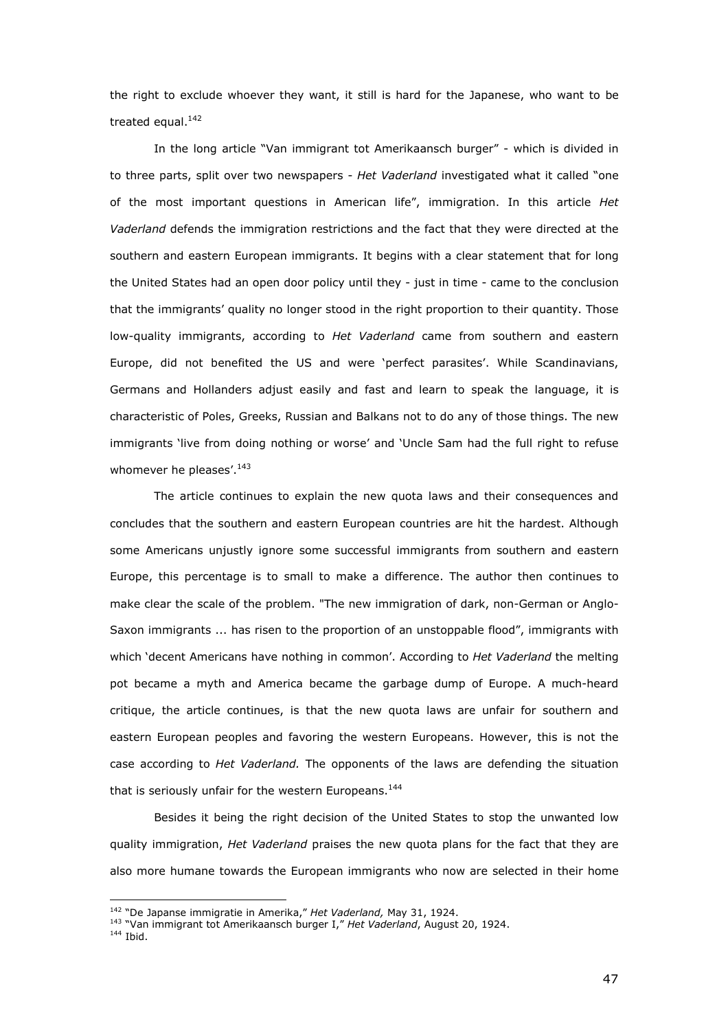the right to exclude whoever they want, it still is hard for the Japanese, who want to be treated equal.[142]

In the long article "Van immigrant tot Amerikaansch burger" - which is divided in to three parts, split over two newspapers - *Het Vaderland* investigated what it called "one of the most important questions in American life", immigration. In this article *Het Vaderland* defends the immigration restrictions and the fact that they were directed at the southern and eastern European immigrants. It begins with a clear statement that for long the United States had an open door policy until they - just in time - came to the conclusion that the immigrants' quality no longer stood in the right proportion to their quantity. Those low-quality immigrants, according to *Het Vaderland* came from southern and eastern Europe, did not benefited the US and were 'perfect parasites'. While Scandinavians, Germans and Hollanders adjust easily and fast and learn to speak the language, it is characteristic of Poles, Greeks, Russian and Balkans not to do any of those things. The new immigrants 'live from doing nothing or worse' and 'Uncle Sam had the full right to refuse whomever he pleases'.[143]

The article continues to explain the new quota laws and their consequences and concludes that the southern and eastern European countries are hit the hardest. Although some Americans unjustly ignore some successful immigrants from southern and eastern Europe, this percentage is to small to make a difference. The author then continues to make clear the scale of the problem. "The new immigration of dark, non-German or Anglo-Saxon immigrants ... has risen to the proportion of an unstoppable flood", immigrants with which 'decent Americans have nothing in common'. According to *Het Vaderland* the melting pot became a myth and America became the garbage dump of Europe. A much-heard critique, the article continues, is that the new quota laws are unfair for southern and eastern European peoples and favoring the western Europeans. However, this is not the case according to *Het Vaderland.* The opponents of the laws are defending the situation that is seriously unfair for the western Europeans.[144]

Besides it being the right decision of the United States to stop the unwanted low quality immigration, *Het Vaderland* praises the new quota plans for the fact that they are also more humane towards the European immigrants who now are selected in their home

---

[142] "De Japanse immigratie in Amerika," *Het Vaderland,* May 31, 1924.

[143] "Van immigrant tot Amerikaansch burger I," *Het Vaderland*, August 20, 1924.

[144] Ibid.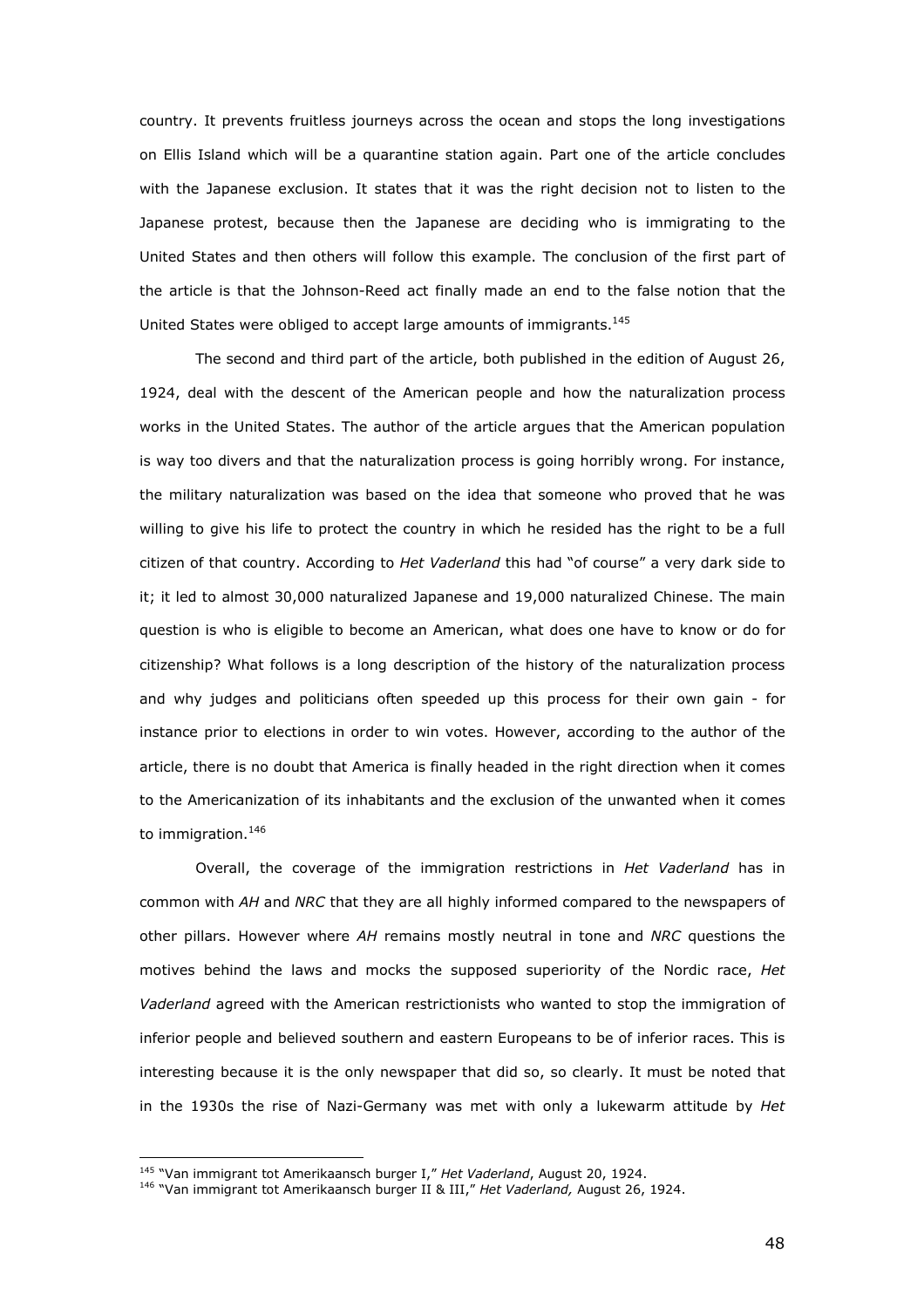country. It prevents fruitless journeys across the ocean and stops the long investigations on Ellis Island which will be a quarantine station again. Part one of the article concludes with the Japanese exclusion. It states that it was the right decision not to listen to the Japanese protest, because then the Japanese are deciding who is immigrating to the United States and then others will follow this example. The conclusion of the first part of the article is that the Johnson-Reed act finally made an end to the false notion that the United States were obliged to accept large amounts of immigrants.[145]

The second and third part of the article, both published in the edition of August 26, 1924, deal with the descent of the American people and how the naturalization process works in the United States. The author of the article argues that the American population is way too divers and that the naturalization process is going horribly wrong. For instance, the military naturalization was based on the idea that someone who proved that he was willing to give his life to protect the country in which he resided has the right to be a full citizen of that country. According to *Het Vaderland* this had "of course" a very dark side to it; it led to almost 30,000 naturalized Japanese and 19,000 naturalized Chinese. The main question is who is eligible to become an American, what does one have to know or do for citizenship? What follows is a long description of the history of the naturalization process and why judges and politicians often speeded up this process for their own gain - for instance prior to elections in order to win votes. However, according to the author of the article, there is no doubt that America is finally headed in the right direction when it comes to the Americanization of its inhabitants and the exclusion of the unwanted when it comes to immigration.[146]

Overall, the coverage of the immigration restrictions in *Het Vaderland* has in common with *AH* and *NRC* that they are all highly informed compared to the newspapers of other pillars. However where *AH* remains mostly neutral in tone and *NRC* questions the motives behind the laws and mocks the supposed superiority of the Nordic race, *Het Vaderland* agreed with the American restrictionists who wanted to stop the immigration of inferior people and believed southern and eastern Europeans to be of inferior races. This is interesting because it is the only newspaper that did so, so clearly. It must be noted that in the 1930s the rise of Nazi-Germany was met with only a lukewarm attitude by *Het*

---

[145] "Van immigrant tot Amerikaansch burger I," *Het Vaderland*, August 20, 1924.

[146] "Van immigrant tot Amerikaansch burger II & III," *Het Vaderland,* August 26, 1924.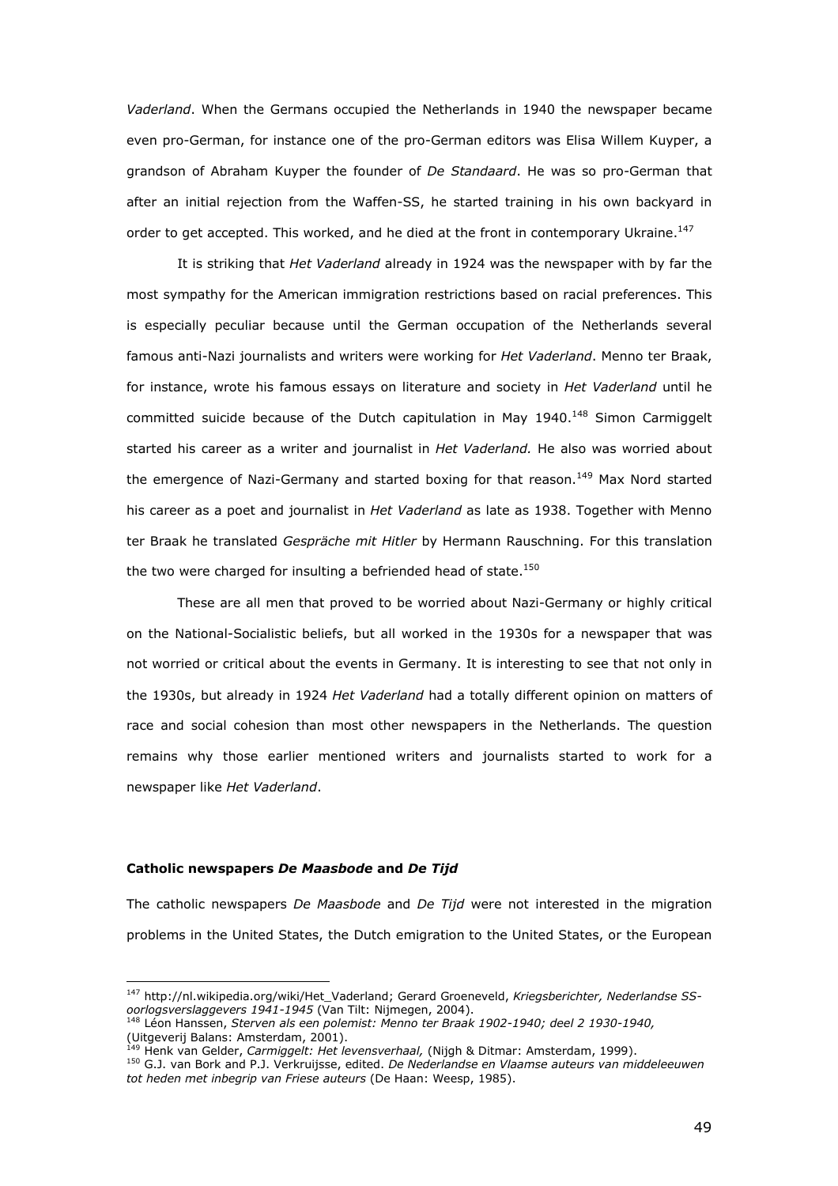*Vaderland*. When the Germans occupied the Netherlands in 1940 the newspaper became even pro-German, for instance one of the pro-German editors was Elisa Willem Kuyper, a grandson of Abraham Kuyper the founder of *De Standaard*. He was so pro-German that after an initial rejection from the Waffen-SS, he started training in his own backyard in order to get accepted. This worked, and he died at the front in contemporary Ukraine.[147]

It is striking that *Het Vaderland* already in 1924 was the newspaper with by far the most sympathy for the American immigration restrictions based on racial preferences. This is especially peculiar because until the German occupation of the Netherlands several famous anti-Nazi journalists and writers were working for *Het Vaderland*. Menno ter Braak, for instance, wrote his famous essays on literature and society in *Het Vaderland* until he committed suicide because of the Dutch capitulation in May 1940.[148] Simon Carmiggelt started his career as a writer and journalist in *Het Vaderland*. He also was worried about the emergence of Nazi-Germany and started boxing for that reason.[149] Max Nord started his career as a poet and journalist in *Het Vaderland* as late as 1938. Together with Menno ter Braak he translated *Gespräche mit Hitler* by Hermann Rauschning. For this translation the two were charged for insulting a befriended head of state.[150]

These are all men that proved to be worried about Nazi-Germany or highly critical on the National-Socialistic beliefs, but all worked in the 1930s for a newspaper that was not worried or critical about the events in Germany. It is interesting to see that not only in the 1930s, but already in 1924 *Het Vaderland* had a totally different opinion on matters of race and social cohesion than most other newspapers in the Netherlands. The question remains why those earlier mentioned writers and journalists started to work for a newspaper like *Het Vaderland*.

**Catholic newspapers *De Maasbode* and *De Tijd***

The catholic newspapers *De Maasbode* and *De Tijd* were not interested in the migration problems in the United States, the Dutch emigration to the United States, or the European

---

[147] http://nl.wikipedia.org/wiki/Het_Vaderland; Gerard Groeneveld, *Kriegsberichter, Nederlandse SS-oorlogsverslaggevers 1941-1945* (Van Tilt: Nijmegen, 2004).

[148] Léon Hanssen, *Sterven als een polemist: Menno ter Braak 1902-1940; deel 2 1930-1940,* (Uitgeverij Balans: Amsterdam, 2001).

[149] Henk van Gelder, *Carmiggelt: Het levensverhaal,* (Nijgh & Ditmar: Amsterdam, 1999).

[150] G.J. van Bork and P.J. Verkruijsse, edited. *De Nederlandse en Vlaamse auteurs van middeleeuwen tot heden met inbegrip van Friese auteurs* (De Haan: Weesp, 1985).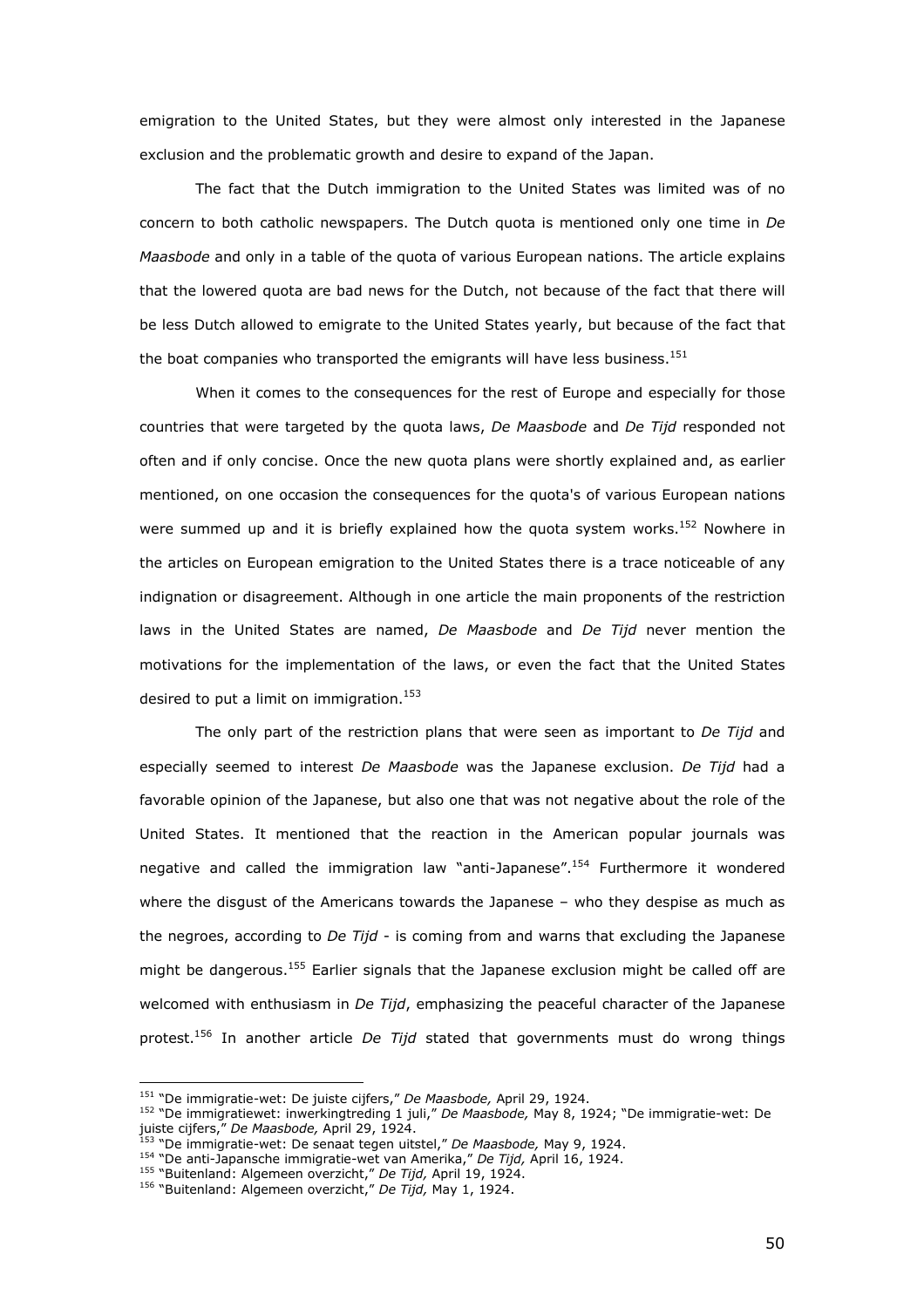emigration to the United States, but they were almost only interested in the Japanese exclusion and the problematic growth and desire to expand of the Japan.

The fact that the Dutch immigration to the United States was limited was of no concern to both catholic newspapers. The Dutch quota is mentioned only one time in *De Maasbode* and only in a table of the quota of various European nations. The article explains that the lowered quota are bad news for the Dutch, not because of the fact that there will be less Dutch allowed to emigrate to the United States yearly, but because of the fact that the boat companies who transported the emigrants will have less business.[151]

When it comes to the consequences for the rest of Europe and especially for those countries that were targeted by the quota laws, *De Maasbode* and *De Tijd* responded not often and if only concise. Once the new quota plans were shortly explained and, as earlier mentioned, on one occasion the consequences for the quota's of various European nations were summed up and it is briefly explained how the quota system works.[152] Nowhere in the articles on European emigration to the United States there is a trace noticeable of any indignation or disagreement. Although in one article the main proponents of the restriction laws in the United States are named, *De Maasbode* and *De Tijd* never mention the motivations for the implementation of the laws, or even the fact that the United States desired to put a limit on immigration.[153]

The only part of the restriction plans that were seen as important to *De Tijd* and especially seemed to interest *De Maasbode* was the Japanese exclusion. *De Tijd* had a favorable opinion of the Japanese, but also one that was not negative about the role of the United States. It mentioned that the reaction in the American popular journals was negative and called the immigration law "anti-Japanese".[154] Furthermore it wondered where the disgust of the Americans towards the Japanese – who they despise as much as the negroes, according to *De Tijd* - is coming from and warns that excluding the Japanese might be dangerous.[155] Earlier signals that the Japanese exclusion might be called off are welcomed with enthusiasm in *De Tijd*, emphasizing the peaceful character of the Japanese protest.[156] In another article *De Tijd* stated that governments must do wrong things

---

[151] "De immigratie-wet: De juiste cijfers," *De Maasbode,* April 29, 1924.

[152] "De immigratiewet: inwerkingtreding 1 juli," *De Maasbode,* May 8, 1924; "De immigratie-wet: De juiste cijfers," *De Maasbode,* April 29, 1924.

[153] "De immigratie-wet: De senaat tegen uitstel," *De Maasbode,* May 9, 1924.

[154] "De anti-Japansche immigratie-wet van Amerika," *De Tijd,* April 16, 1924.

[155] "Buitenland: Algemeen overzicht," *De Tijd,* April 19, 1924.

[156] "Buitenland: Algemeen overzicht," *De Tijd,* May 1, 1924.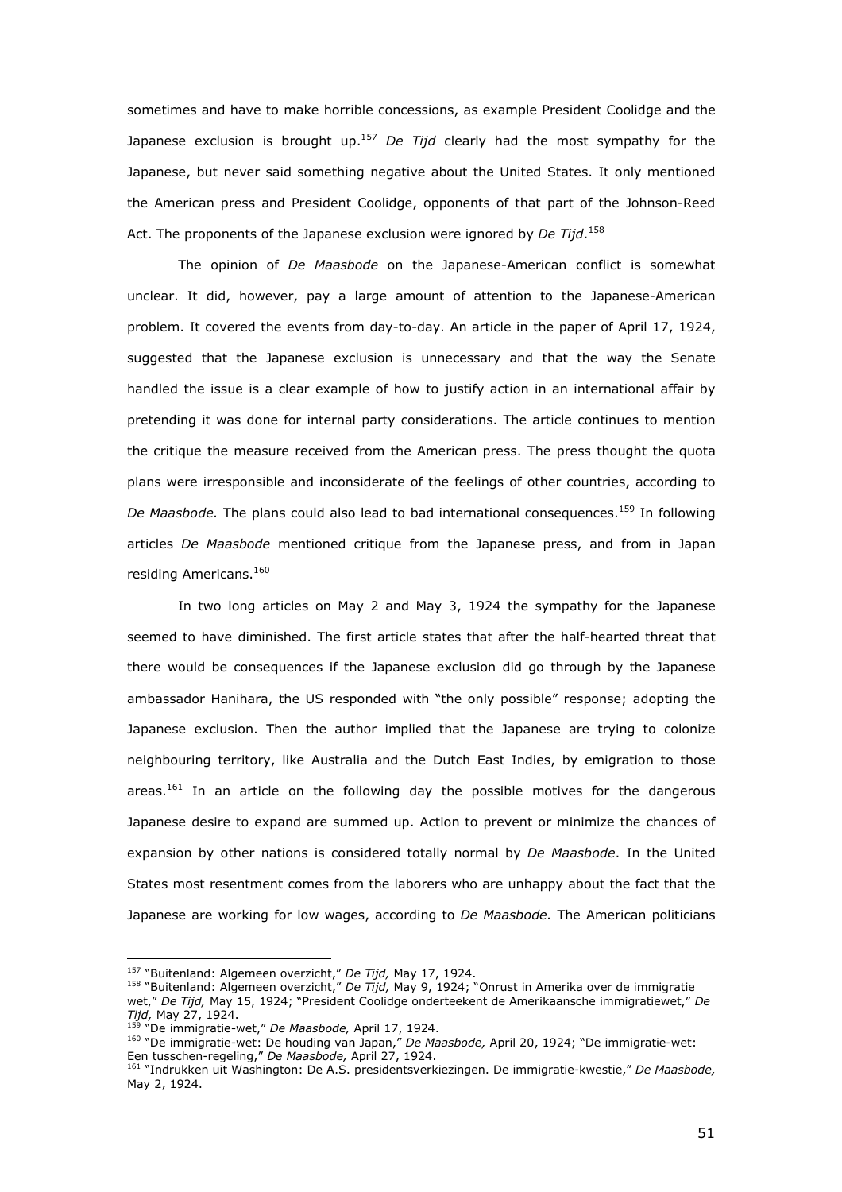sometimes and have to make horrible concessions, as example President Coolidge and the Japanese exclusion is brought up.[157] *De Tijd* clearly had the most sympathy for the Japanese, but never said something negative about the United States. It only mentioned the American press and President Coolidge, opponents of that part of the Johnson-Reed Act. The proponents of the Japanese exclusion were ignored by *De Tijd*.[158]

The opinion of *De Maasbode* on the Japanese-American conflict is somewhat unclear. It did, however, pay a large amount of attention to the Japanese-American problem. It covered the events from day-to-day. An article in the paper of April 17, 1924, suggested that the Japanese exclusion is unnecessary and that the way the Senate handled the issue is a clear example of how to justify action in an international affair by pretending it was done for internal party considerations. The article continues to mention the critique the measure received from the American press. The press thought the quota plans were irresponsible and inconsiderate of the feelings of other countries, according to *De Maasbode.* The plans could also lead to bad international consequences.[159] In following articles *De Maasbode* mentioned critique from the Japanese press, and from in Japan residing Americans.[160]

In two long articles on May 2 and May 3, 1924 the sympathy for the Japanese seemed to have diminished. The first article states that after the half-hearted threat that there would be consequences if the Japanese exclusion did go through by the Japanese ambassador Hanihara, the US responded with "the only possible" response; adopting the Japanese exclusion. Then the author implied that the Japanese are trying to colonize neighbouring territory, like Australia and the Dutch East Indies, by emigration to those areas.[161] In an article on the following day the possible motives for the dangerous Japanese desire to expand are summed up. Action to prevent or minimize the chances of expansion by other nations is considered totally normal by *De Maasbode*. In the United States most resentment comes from the laborers who are unhappy about the fact that the Japanese are working for low wages, according to *De Maasbode.* The American politicians

---

[157] "Buitenland: Algemeen overzicht," *De Tijd,* May 17, 1924.

[158] "Buitenland: Algemeen overzicht," *De Tijd,* May 9, 1924; "Onrust in Amerika over de immigratie wet," *De Tijd,* May 15, 1924; "President Coolidge onderteekent de Amerikaansche immigratiewet," *De Tijd,* May 27, 1924.

[159] "De immigratie-wet," *De Maasbode,* April 17, 1924.

[160] "De immigratie-wet: De houding van Japan," *De Maasbode,* April 20, 1924; "De immigratie-wet: Een tusschen-regeling," *De Maasbode,* April 27, 1924.

[161] "Indrukken uit Washington: De A.S. presidentsverkiezingen. De immigratie-kwestie," *De Maasbode,* May 2, 1924.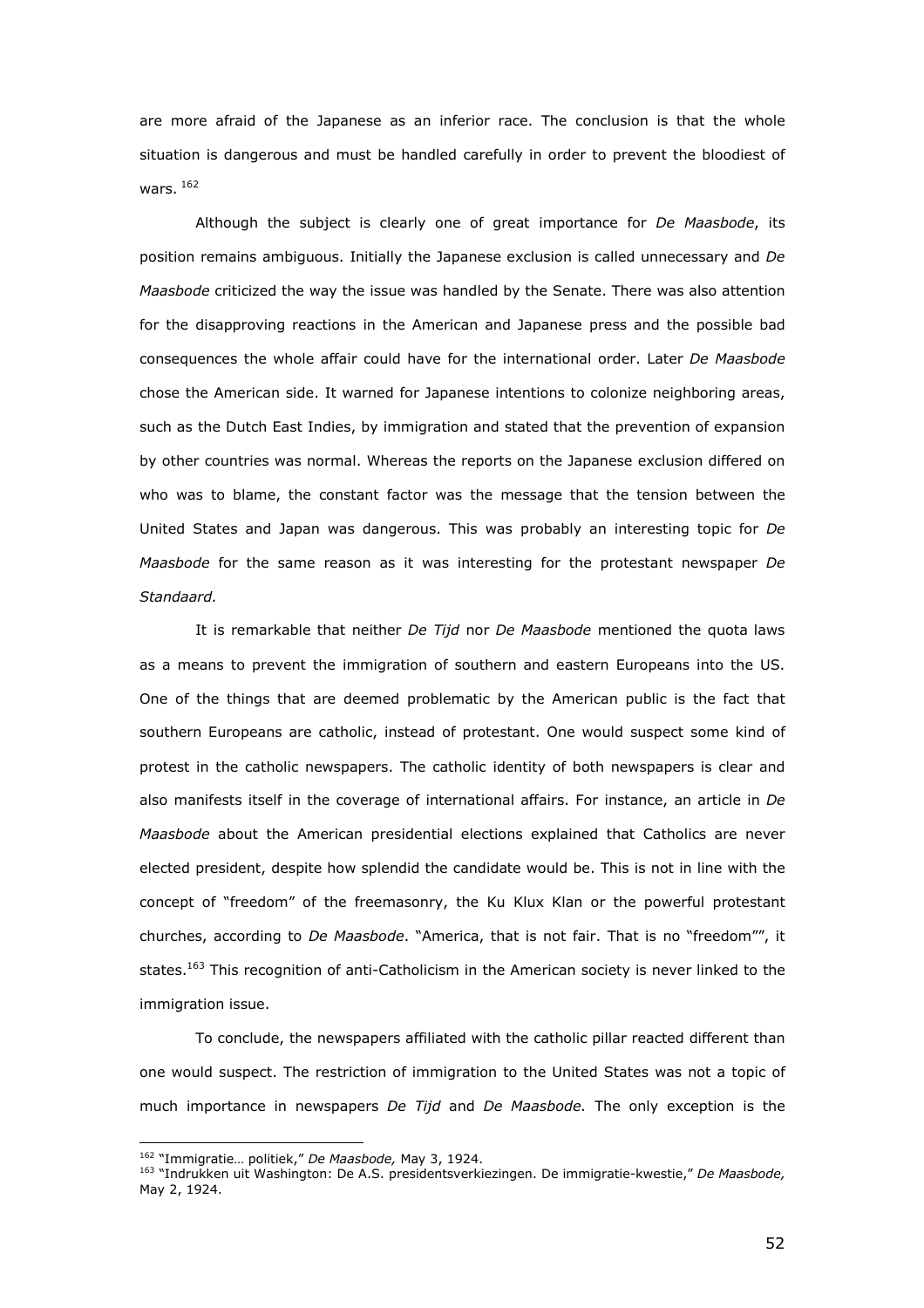are more afraid of the Japanese as an inferior race. The conclusion is that the whole situation is dangerous and must be handled carefully in order to prevent the bloodiest of wars. [162]

Although the subject is clearly one of great importance for *De Maasbode*, its position remains ambiguous. Initially the Japanese exclusion is called unnecessary and *De Maasbode* criticized the way the issue was handled by the Senate. There was also attention for the disapproving reactions in the American and Japanese press and the possible bad consequences the whole affair could have for the international order. Later *De Maasbode* chose the American side. It warned for Japanese intentions to colonize neighboring areas, such as the Dutch East Indies, by immigration and stated that the prevention of expansion by other countries was normal. Whereas the reports on the Japanese exclusion differed on who was to blame, the constant factor was the message that the tension between the United States and Japan was dangerous. This was probably an interesting topic for *De Maasbode* for the same reason as it was interesting for the protestant newspaper *De Standaard.*

It is remarkable that neither *De Tijd* nor *De Maasbode* mentioned the quota laws as a means to prevent the immigration of southern and eastern Europeans into the US. One of the things that are deemed problematic by the American public is the fact that southern Europeans are catholic, instead of protestant. One would suspect some kind of protest in the catholic newspapers. The catholic identity of both newspapers is clear and also manifests itself in the coverage of international affairs. For instance, an article in *De Maasbode* about the American presidential elections explained that Catholics are never elected president, despite how splendid the candidate would be. This is not in line with the concept of "freedom" of the freemasonry, the Ku Klux Klan or the powerful protestant churches, according to *De Maasbode*. "America, that is not fair. That is no "freedom"", it states.[163] This recognition of anti-Catholicism in the American society is never linked to the immigration issue.

To conclude, the newspapers affiliated with the catholic pillar reacted different than one would suspect. The restriction of immigration to the United States was not a topic of much importance in newspapers *De Tijd* and *De Maasbode.* The only exception is the

---

[162] "Immigratie… politiek," *De Maasbode,* May 3, 1924.

[163] "Indrukken uit Washington: De A.S. presidentsverkiezingen. De immigratie-kwestie," *De Maasbode,* May 2, 1924.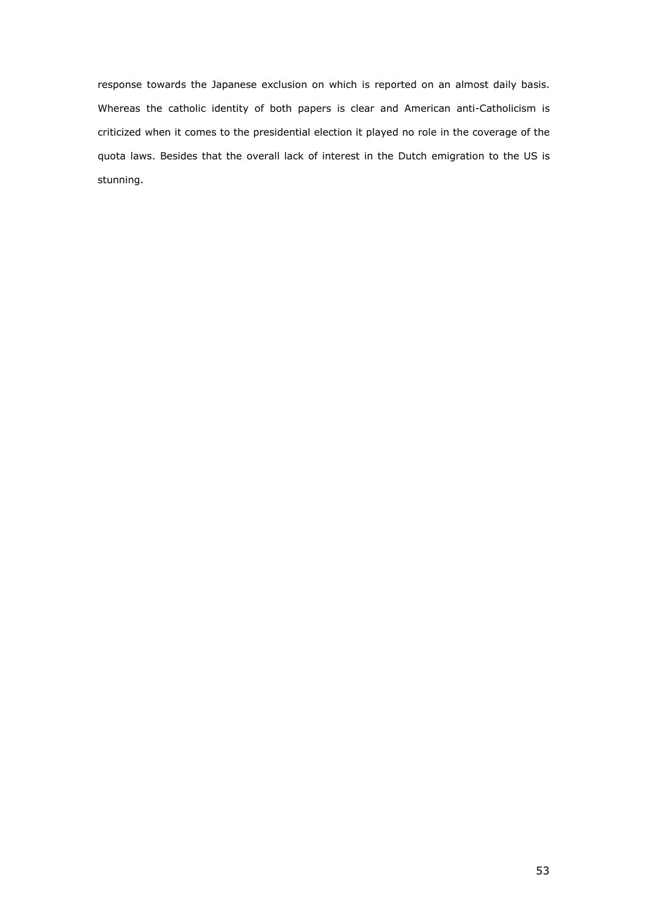response towards the Japanese exclusion on which is reported on an almost daily basis. Whereas the catholic identity of both papers is clear and American anti-Catholicism is criticized when it comes to the presidential election it played no role in the coverage of the quota laws. Besides that the overall lack of interest in the Dutch emigration to the US is stunning.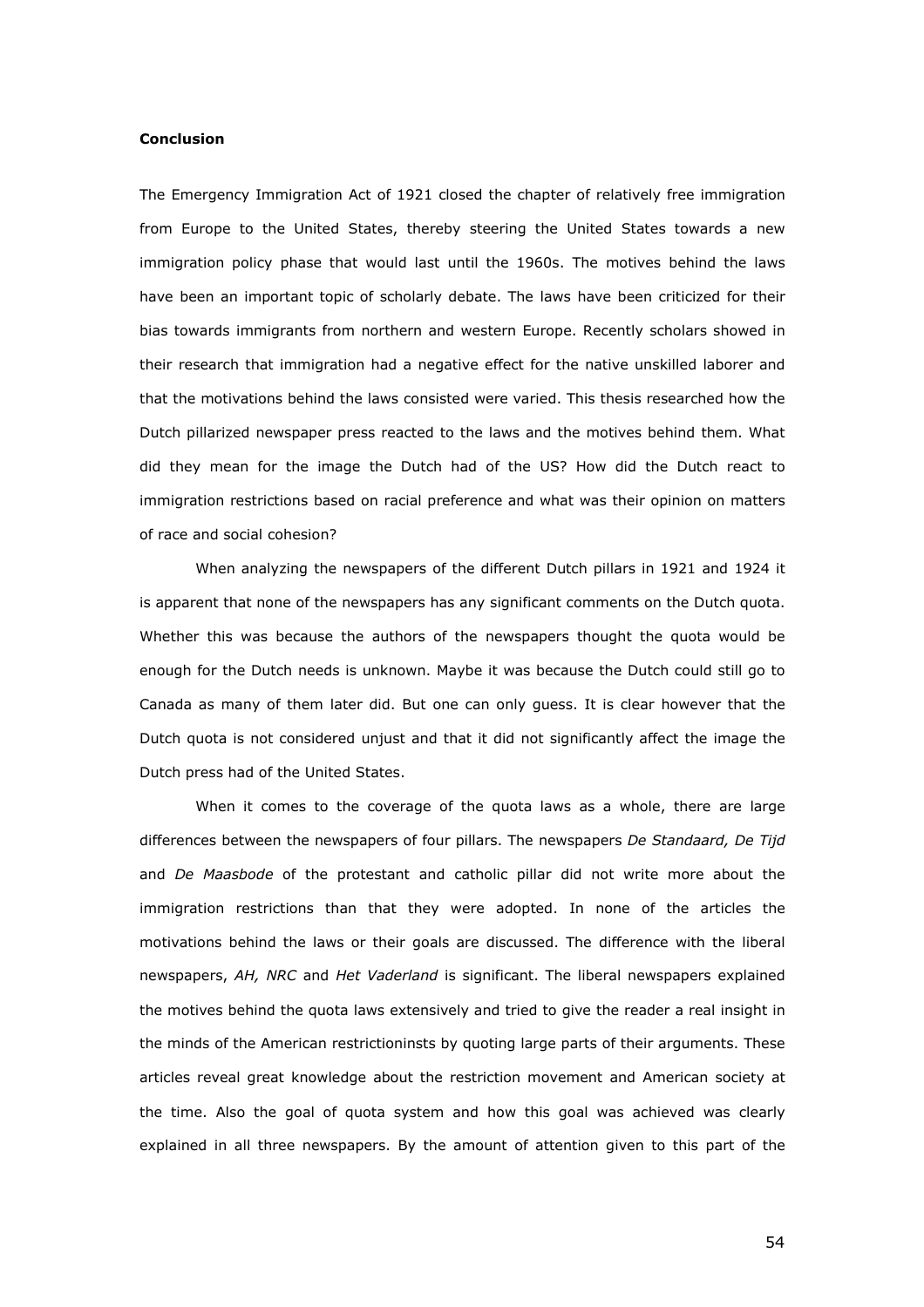**Conclusion**

The Emergency Immigration Act of 1921 closed the chapter of relatively free immigration from Europe to the United States, thereby steering the United States towards a new immigration policy phase that would last until the 1960s. The motives behind the laws have been an important topic of scholarly debate. The laws have been criticized for their bias towards immigrants from northern and western Europe. Recently scholars showed in their research that immigration had a negative effect for the native unskilled laborer and that the motivations behind the laws consisted were varied. This thesis researched how the Dutch pillarized newspaper press reacted to the laws and the motives behind them. What did they mean for the image the Dutch had of the US? How did the Dutch react to immigration restrictions based on racial preference and what was their opinion on matters of race and social cohesion?

When analyzing the newspapers of the different Dutch pillars in 1921 and 1924 it is apparent that none of the newspapers has any significant comments on the Dutch quota. Whether this was because the authors of the newspapers thought the quota would be enough for the Dutch needs is unknown. Maybe it was because the Dutch could still go to Canada as many of them later did. But one can only guess. It is clear however that the Dutch quota is not considered unjust and that it did not significantly affect the image the Dutch press had of the United States.

When it comes to the coverage of the quota laws as a whole, there are large differences between the newspapers of four pillars. The newspapers *De Standaard, De Tijd* and *De Maasbode* of the protestant and catholic pillar did not write more about the immigration restrictions than that they were adopted. In none of the articles the motivations behind the laws or their goals are discussed. The difference with the liberal newspapers, *AH, NRC* and *Het Vaderland* is significant. The liberal newspapers explained the motives behind the quota laws extensively and tried to give the reader a real insight in the minds of the American restrictioninsts by quoting large parts of their arguments. These articles reveal great knowledge about the restriction movement and American society at the time. Also the goal of quota system and how this goal was achieved was clearly explained in all three newspapers. By the amount of attention given to this part of the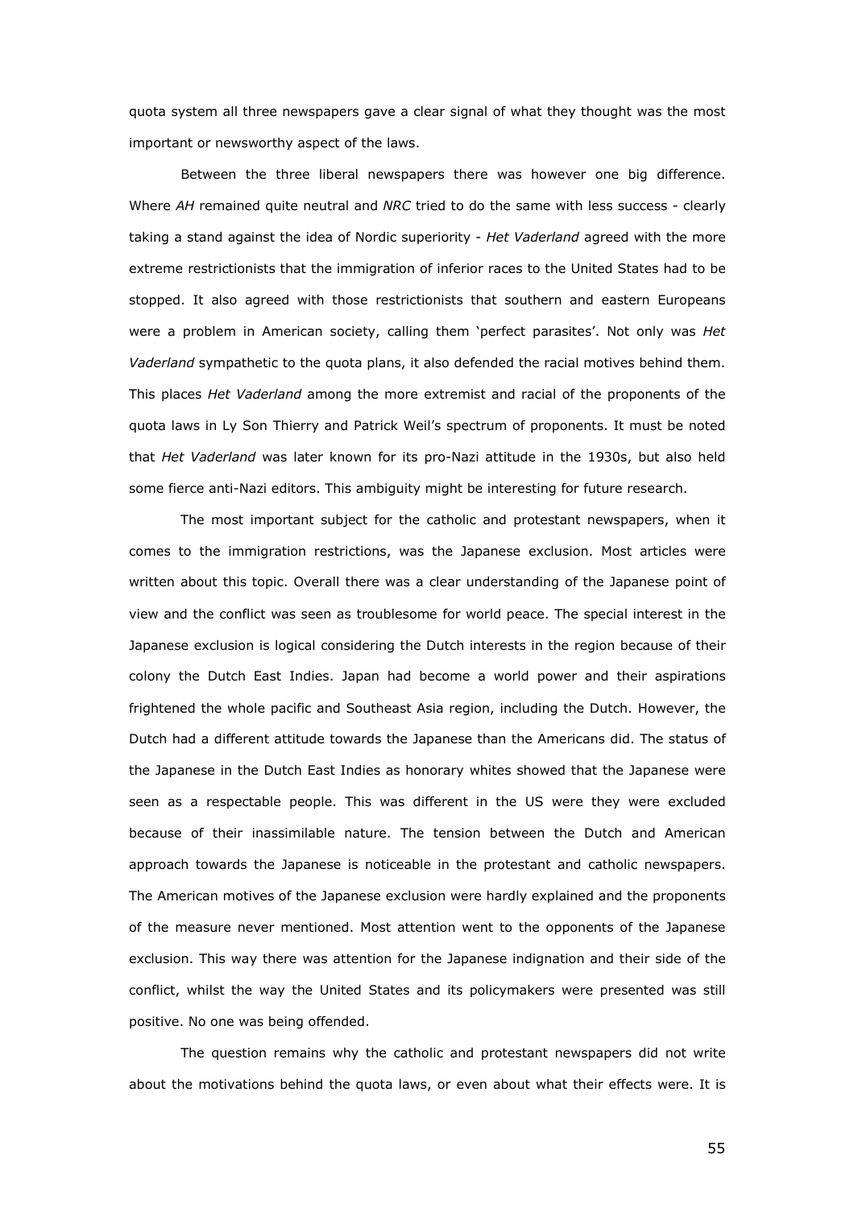quota system all three newspapers gave a clear signal of what they thought was the most important or newsworthy aspect of the laws.

Between the three liberal newspapers there was however one big difference. Where *AH* remained quite neutral and *NRC* tried to do the same with less success - clearly taking a stand against the idea of Nordic superiority - *Het Vaderland* agreed with the more extreme restrictionists that the immigration of inferior races to the United States had to be stopped. It also agreed with those restrictionists that southern and eastern Europeans were a problem in American society, calling them 'perfect parasites'. Not only was *Het Vaderland* sympathetic to the quota plans, it also defended the racial motives behind them. This places *Het Vaderland* among the more extremist and racial of the proponents of the quota laws in Ly Son Thierry and Patrick Weil's spectrum of proponents. It must be noted that *Het Vaderland* was later known for its pro-Nazi attitude in the 1930s, but also held some fierce anti-Nazi editors. This ambiguity might be interesting for future research.

The most important subject for the catholic and protestant newspapers, when it comes to the immigration restrictions, was the Japanese exclusion. Most articles were written about this topic. Overall there was a clear understanding of the Japanese point of view and the conflict was seen as troublesome for world peace. The special interest in the Japanese exclusion is logical considering the Dutch interests in the region because of their colony the Dutch East Indies. Japan had become a world power and their aspirations frightened the whole pacific and Southeast Asia region, including the Dutch. However, the Dutch had a different attitude towards the Japanese than the Americans did. The status of the Japanese in the Dutch East Indies as honorary whites showed that the Japanese were seen as a respectable people. This was different in the US were they were excluded because of their inassimilable nature. The tension between the Dutch and American approach towards the Japanese is noticeable in the protestant and catholic newspapers. The American motives of the Japanese exclusion were hardly explained and the proponents of the measure never mentioned. Most attention went to the opponents of the Japanese exclusion. This way there was attention for the Japanese indignation and their side of the conflict, whilst the way the United States and its policymakers were presented was still positive. No one was being offended.

The question remains why the catholic and protestant newspapers did not write about the motivations behind the quota laws, or even about what their effects were. It is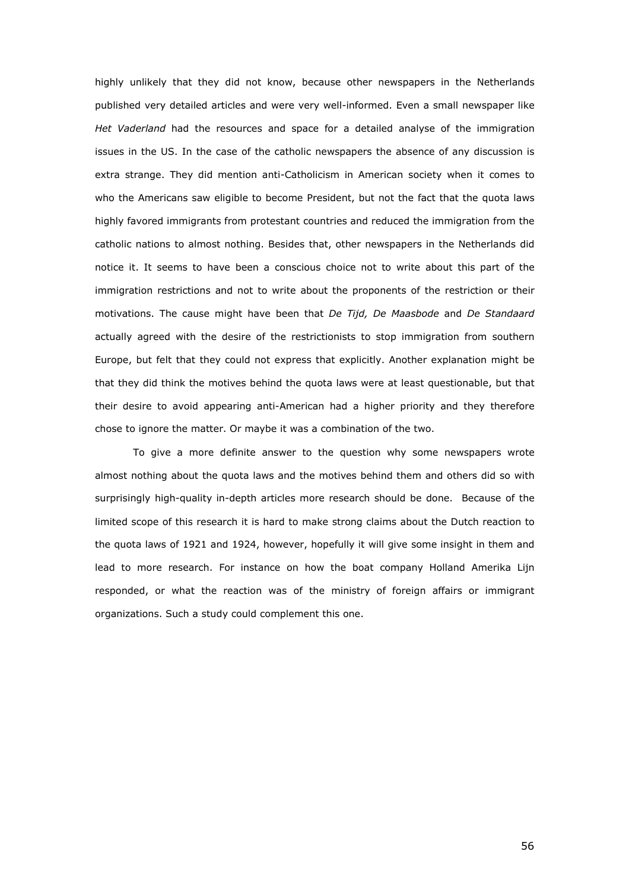highly unlikely that they did not know, because other newspapers in the Netherlands published very detailed articles and were very well-informed. Even a small newspaper like *Het Vaderland* had the resources and space for a detailed analyse of the immigration issues in the US. In the case of the catholic newspapers the absence of any discussion is extra strange. They did mention anti-Catholicism in American society when it comes to who the Americans saw eligible to become President, but not the fact that the quota laws highly favored immigrants from protestant countries and reduced the immigration from the catholic nations to almost nothing. Besides that, other newspapers in the Netherlands did notice it. It seems to have been a conscious choice not to write about this part of the immigration restrictions and not to write about the proponents of the restriction or their motivations. The cause might have been that *De Tijd, De Maasbode* and *De Standaard* actually agreed with the desire of the restrictionists to stop immigration from southern Europe, but felt that they could not express that explicitly. Another explanation might be that they did think the motives behind the quota laws were at least questionable, but that their desire to avoid appearing anti-American had a higher priority and they therefore chose to ignore the matter. Or maybe it was a combination of the two.

To give a more definite answer to the question why some newspapers wrote almost nothing about the quota laws and the motives behind them and others did so with surprisingly high-quality in-depth articles more research should be done. Because of the limited scope of this research it is hard to make strong claims about the Dutch reaction to the quota laws of 1921 and 1924, however, hopefully it will give some insight in them and lead to more research. For instance on how the boat company Holland Amerika Lijn responded, or what the reaction was of the ministry of foreign affairs or immigrant organizations. Such a study could complement this one.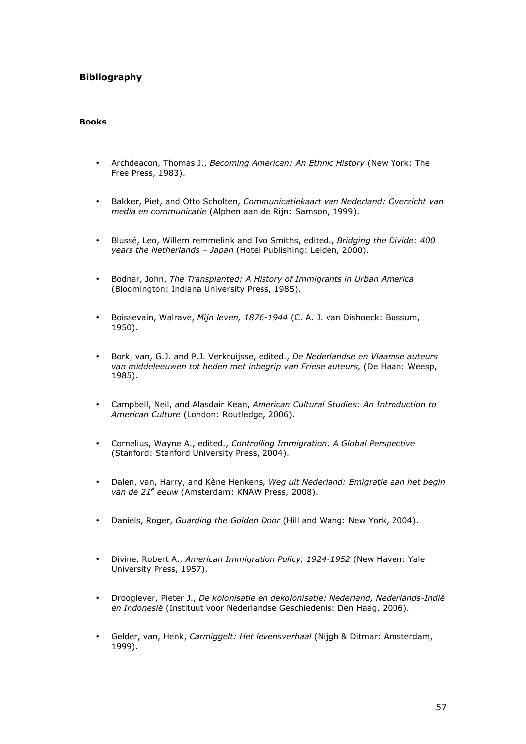## Bibliography

### Books

- Archdeacon, Thomas J., *Becoming American: An Ethnic History* (New York: The Free Press, 1983).

- Bakker, Piet, and Otto Scholten, *Communicatiekaart van Nederland: Overzicht van media en communicatie* (Alphen aan de Rijn: Samson, 1999).

- Blussé, Leo, Willem remmelink and Ivo Smiths, edited., *Bridging the Divide: 400 years the Netherlands – Japan* (Hotei Publishing: Leiden, 2000).

- Bodnar, John, *The Transplanted: A History of Immigrants in Urban America* (Bloomington: Indiana University Press, 1985).

- Boissevain, Walrave, *Mijn leven, 1876-1944* (C. A. J. van Dishoeck: Bussum, 1950).

- Bork, van, G.J. and P.J. Verkruijsse, edited., *De Nederlandse en Vlaamse auteurs van middeleeuwen tot heden met inbegrip van Friese auteurs,* (De Haan: Weesp, 1985).

- Campbell, Neil, and Alasdair Kean, *American Cultural Studies: An Introduction to American Culture* (London: Routledge, 2006).

- Cornelius, Wayne A., edited., *Controlling Immigration: A Global Perspective* (Stanford: Stanford University Press, 2004).

- Dalen, van, Harry, and Kène Henkens, *Weg uit Nederland: Emigratie aan het begin van de 21e eeuw* (Amsterdam: KNAW Press, 2008).

- Daniels, Roger, *Guarding the Golden Door* (Hill and Wang: New York, 2004).

- Divine, Robert A., *American Immigration Policy, 1924-1952* (New Haven: Yale University Press, 1957).

- Drooglever, Pieter J., *De kolonisatie en dekolonisatie: Nederland, Nederlands-Indië en Indonesië* (Instituut voor Nederlandse Geschiedenis: Den Haag, 2006).

- Gelder, van, Henk, *Carmiggelt: Het levensverhaal* (Nijgh & Ditmar: Amsterdam, 1999).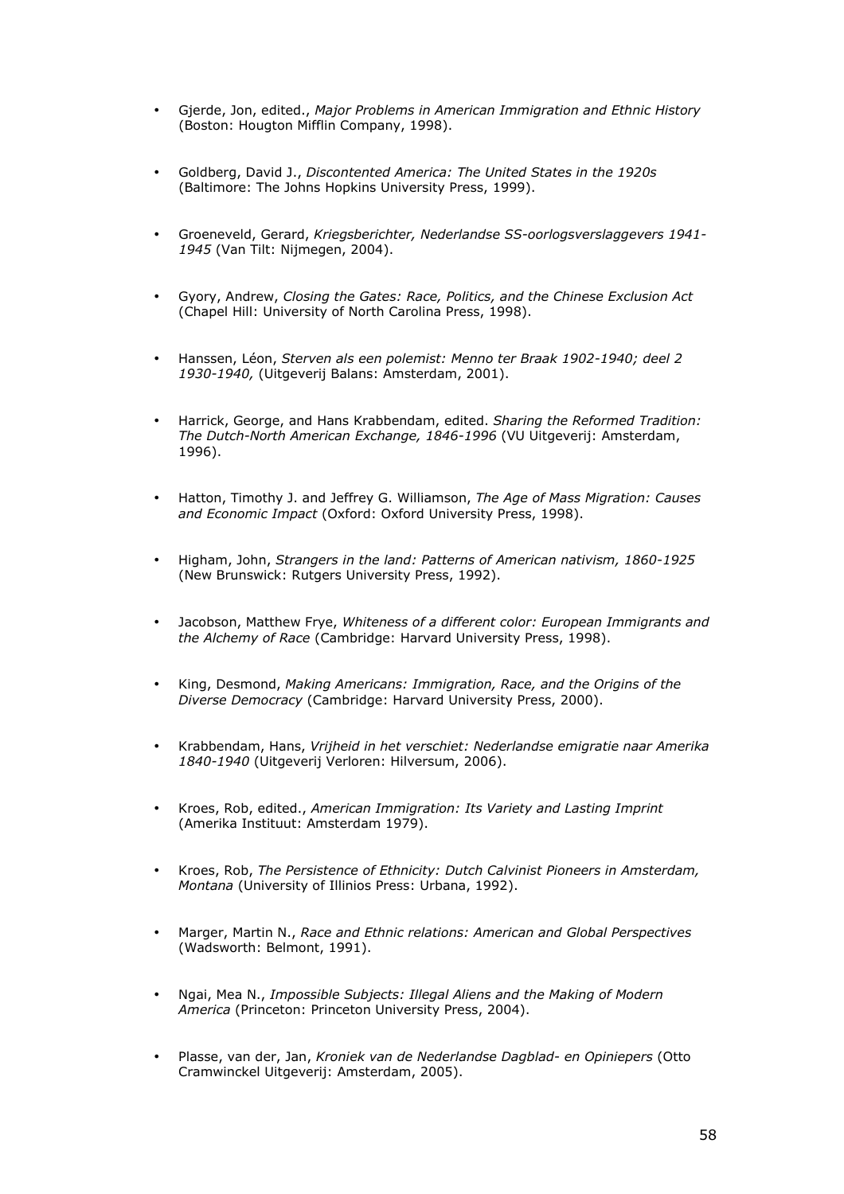- Gjerde, Jon, edited., *Major Problems in American Immigration and Ethnic History* (Boston: Hougton Mifflin Company, 1998).

- Goldberg, David J., *Discontented America: The United States in the 1920s* (Baltimore: The Johns Hopkins University Press, 1999).

- Groeneveld, Gerard, *Kriegsberichter, Nederlandse SS-oorlogsverslaggevers 1941-1945* (Van Tilt: Nijmegen, 2004).

- Gyory, Andrew, *Closing the Gates: Race, Politics, and the Chinese Exclusion Act* (Chapel Hill: University of North Carolina Press, 1998).

- Hanssen, Léon, *Sterven als een polemist: Menno ter Braak 1902-1940; deel 2 1930-1940,* (Uitgeverij Balans: Amsterdam, 2001).

- Harrick, George, and Hans Krabbendam, edited. *Sharing the Reformed Tradition: The Dutch-North American Exchange, 1846-1996* (VU Uitgeverij: Amsterdam, 1996).

- Hatton, Timothy J. and Jeffrey G. Williamson, *The Age of Mass Migration: Causes and Economic Impact* (Oxford: Oxford University Press, 1998).

- Higham, John, *Strangers in the land: Patterns of American nativism, 1860-1925* (New Brunswick: Rutgers University Press, 1992).

- Jacobson, Matthew Frye, *Whiteness of a different color: European Immigrants and the Alchemy of Race* (Cambridge: Harvard University Press, 1998).

- King, Desmond, *Making Americans: Immigration, Race, and the Origins of the Diverse Democracy* (Cambridge: Harvard University Press, 2000).

- Krabbendam, Hans, *Vrijheid in het verschiet: Nederlandse emigratie naar Amerika 1840-1940* (Uitgeverij Verloren: Hilversum, 2006).

- Kroes, Rob, edited., *American Immigration: Its Variety and Lasting Imprint* (Amerika Instituut: Amsterdam 1979).

- Kroes, Rob, *The Persistence of Ethnicity: Dutch Calvinist Pioneers in Amsterdam, Montana* (University of Illinios Press: Urbana, 1992).

- Marger, Martin N., *Race and Ethnic relations: American and Global Perspectives* (Wadsworth: Belmont, 1991).

- Ngai, Mea N., *Impossible Subjects: Illegal Aliens and the Making of Modern America* (Princeton: Princeton University Press, 2004).

- Plasse, van der, Jan, *Kroniek van de Nederlandse Dagblad- en Opiniepers* (Otto Cramwinckel Uitgeverij: Amsterdam, 2005).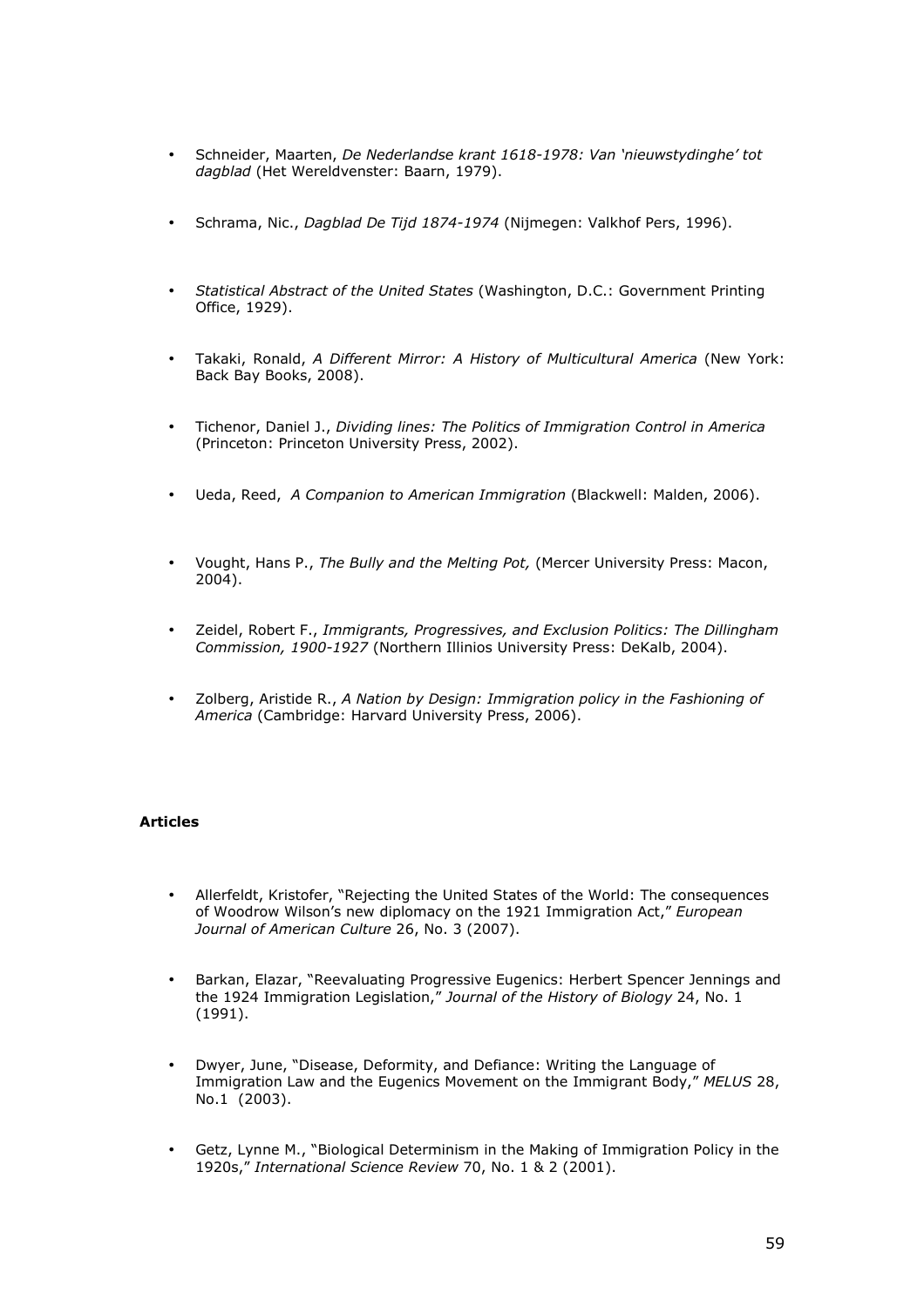- Schneider, Maarten, *De Nederlandse krant 1618-1978: Van 'nieuwstydinghe' tot dagblad* (Het Wereldvenster: Baarn, 1979).

- Schrama, Nic., *Dagblad De Tijd 1874-1974* (Nijmegen: Valkhof Pers, 1996).

- *Statistical Abstract of the United States* (Washington, D.C.: Government Printing Office, 1929).

- Takaki, Ronald, *A Different Mirror: A History of Multicultural America* (New York: Back Bay Books, 2008).

- Tichenor, Daniel J., *Dividing lines: The Politics of Immigration Control in America* (Princeton: Princeton University Press, 2002).

- Ueda, Reed, *A Companion to American Immigration* (Blackwell: Malden, 2006).

- Vought, Hans P., *The Bully and the Melting Pot,* (Mercer University Press: Macon, 2004).

- Zeidel, Robert F., *Immigrants, Progressives, and Exclusion Politics: The Dillingham Commission, 1900-1927* (Northern Illinios University Press: DeKalb, 2004).

- Zolberg, Aristide R., *A Nation by Design: Immigration policy in the Fashioning of America* (Cambridge: Harvard University Press, 2006).

**Articles**

- Allerfeldt, Kristofer, "Rejecting the United States of the World: The consequences of Woodrow Wilson's new diplomacy on the 1921 Immigration Act," *European Journal of American Culture* 26, No. 3 (2007).

- Barkan, Elazar, "Reevaluating Progressive Eugenics: Herbert Spencer Jennings and the 1924 Immigration Legislation," *Journal of the History of Biology* 24, No. 1 (1991).

- Dwyer, June, "Disease, Deformity, and Defiance: Writing the Language of Immigration Law and the Eugenics Movement on the Immigrant Body," *MELUS* 28, No.1 (2003).

- Getz, Lynne M., "Biological Determinism in the Making of Immigration Policy in the 1920s," *International Science Review* 70, No. 1 & 2 (2001).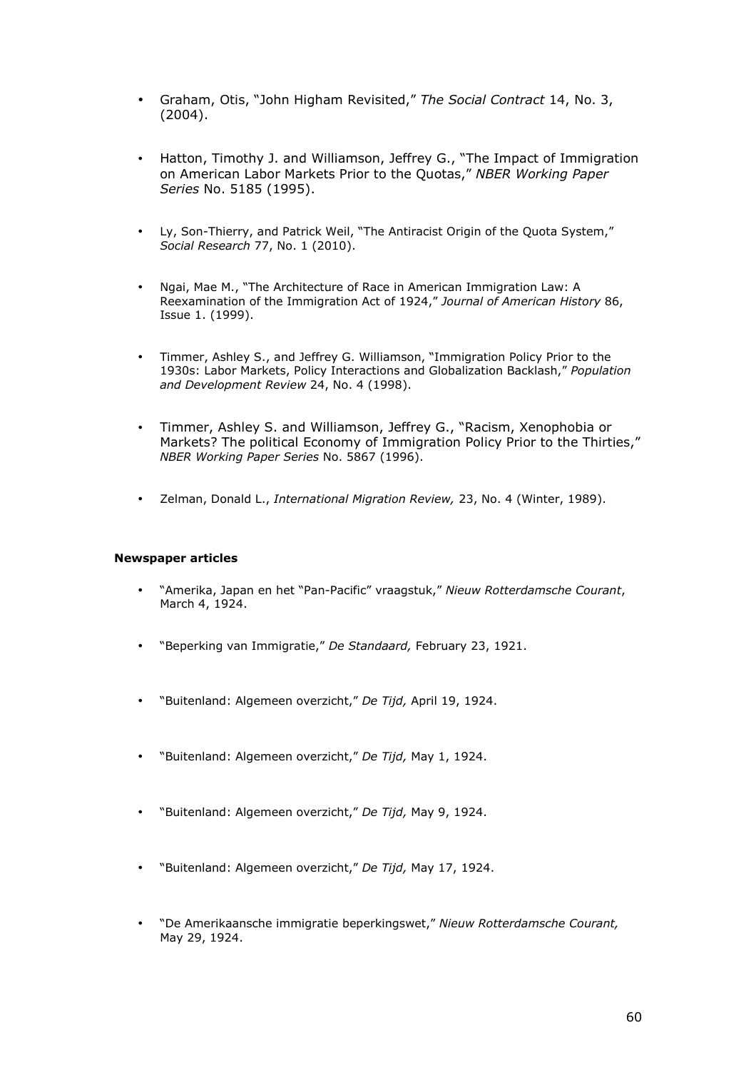- Graham, Otis, "John Higham Revisited," *The Social Contract* 14, No. 3, (2004).

- Hatton, Timothy J. and Williamson, Jeffrey G., "The Impact of Immigration on American Labor Markets Prior to the Quotas," *NBER Working Paper Series* No. 5185 (1995).

- Ly, Son-Thierry, and Patrick Weil, "The Antiracist Origin of the Quota System," *Social Research* 77, No. 1 (2010).

- Ngai, Mae M., "The Architecture of Race in American Immigration Law: A Reexamination of the Immigration Act of 1924," *Journal of American History* 86, Issue 1. (1999).

- Timmer, Ashley S., and Jeffrey G. Williamson, "Immigration Policy Prior to the 1930s: Labor Markets, Policy Interactions and Globalization Backlash," *Population and Development Review* 24, No. 4 (1998).

- Timmer, Ashley S. and Williamson, Jeffrey G., "Racism, Xenophobia or Markets? The political Economy of Immigration Policy Prior to the Thirties," *NBER Working Paper Series* No. 5867 (1996).

- Zelman, Donald L., *International Migration Review,* 23, No. 4 (Winter, 1989).

**Newspaper articles**

- "Amerika, Japan en het "Pan-Pacific" vraagstuk," *Nieuw Rotterdamsche Courant*, March 4, 1924.

- "Beperking van Immigratie," *De Standaard,* February 23, 1921.

- "Buitenland: Algemeen overzicht," *De Tijd,* April 19, 1924.

- "Buitenland: Algemeen overzicht," *De Tijd,* May 1, 1924.

- "Buitenland: Algemeen overzicht," *De Tijd,* May 9, 1924.

- "Buitenland: Algemeen overzicht," *De Tijd,* May 17, 1924.

- "De Amerikaansche immigratie beperkingswet," *Nieuw Rotterdamsche Courant,* May 29, 1924.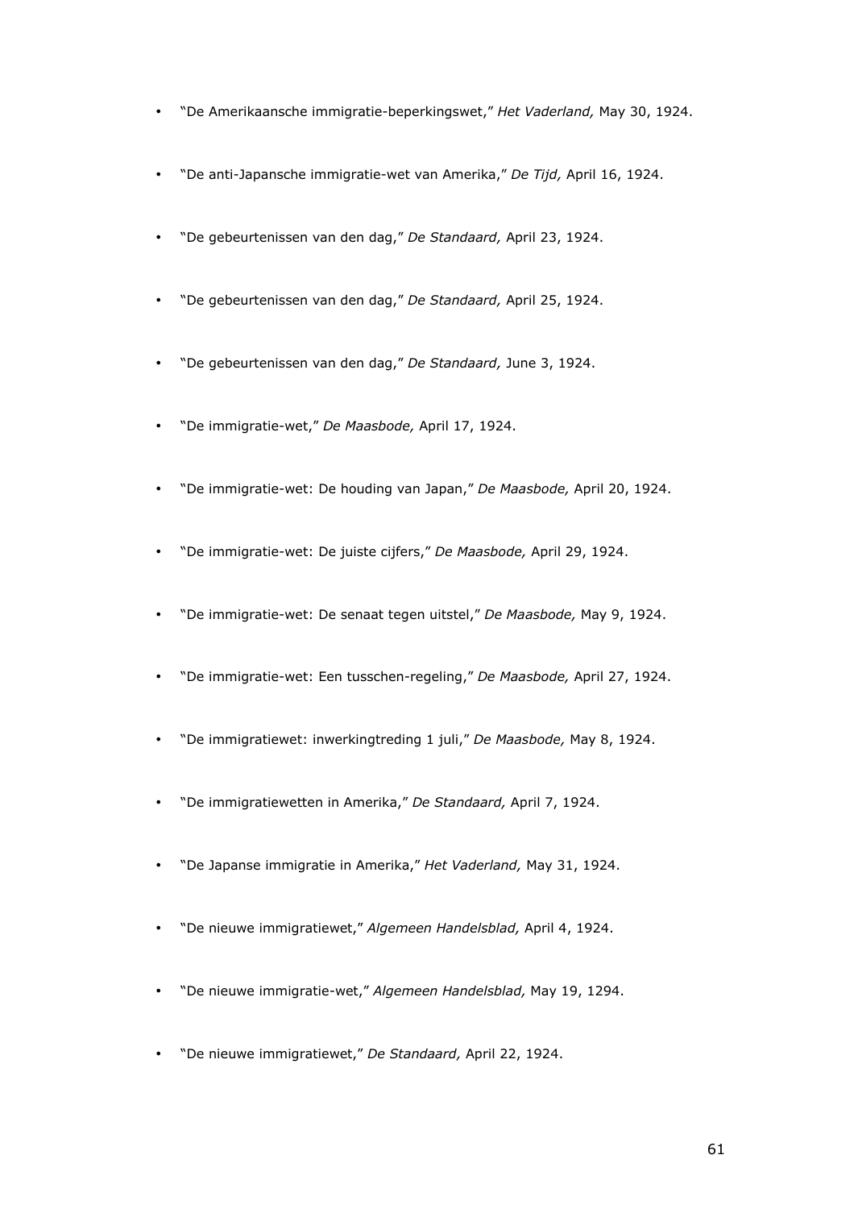- "De Amerikaansche immigratie-beperkingswet," *Het Vaderland,* May 30, 1924.
- "De anti-Japansche immigratie-wet van Amerika," *De Tijd,* April 16, 1924.
- "De gebeurtenissen van den dag," *De Standaard,* April 23, 1924.
- "De gebeurtenissen van den dag," *De Standaard,* April 25, 1924.
- "De gebeurtenissen van den dag," *De Standaard,* June 3, 1924.
- "De immigratie-wet," *De Maasbode,* April 17, 1924.
- "De immigratie-wet: De houding van Japan," *De Maasbode,* April 20, 1924.
- "De immigratie-wet: De juiste cijfers," *De Maasbode,* April 29, 1924.
- "De immigratie-wet: De senaat tegen uitstel," *De Maasbode,* May 9, 1924.
- "De immigratie-wet: Een tusschen-regeling," *De Maasbode,* April 27, 1924.
- "De immigratiewet: inwerkingtreding 1 juli," *De Maasbode,* May 8, 1924.
- "De immigratiewetten in Amerika," *De Standaard,* April 7, 1924.
- "De Japanse immigratie in Amerika," *Het Vaderland,* May 31, 1924.
- "De nieuwe immigratiewet," *Algemeen Handelsblad,* April 4, 1924.
- "De nieuwe immigratie-wet," *Algemeen Handelsblad,* May 19, 1294.
- "De nieuwe immigratiewet," *De Standaard,* April 22, 1924.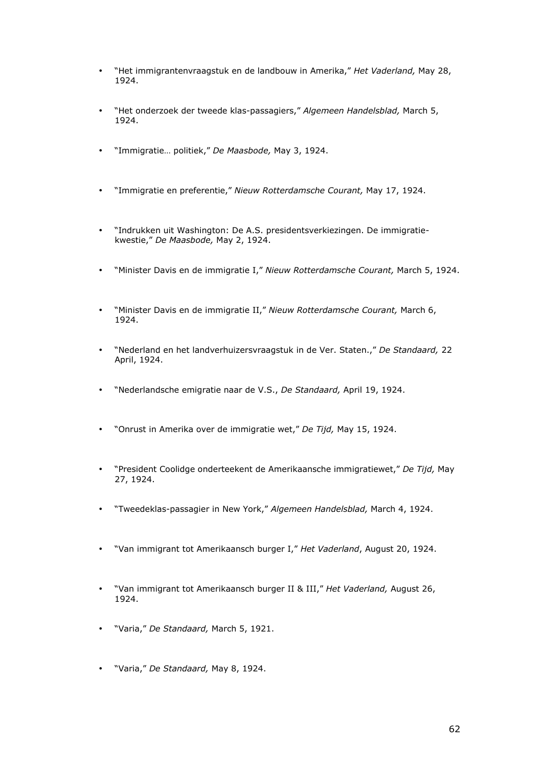- "Het immigrantenvraagstuk en de landbouw in Amerika," *Het Vaderland,* May 28, 1924.

- "Het onderzoek der tweede klas-passagiers," *Algemeen Handelsblad,* March 5, 1924.

- "Immigratie… politiek," *De Maasbode,* May 3, 1924.

- "Immigratie en preferentie," *Nieuw Rotterdamsche Courant,* May 17, 1924.

- "Indrukken uit Washington: De A.S. presidentsverkiezingen. De immigratie-kwestie," *De Maasbode,* May 2, 1924.

- "Minister Davis en de immigratie I," *Nieuw Rotterdamsche Courant,* March 5, 1924.

- "Minister Davis en de immigratie II," *Nieuw Rotterdamsche Courant,* March 6, 1924.

- "Nederland en het landverhuizersvraagstuk in de Ver. Staten.," *De Standaard,* 22 April, 1924.

- "Nederlandsche emigratie naar de V.S., *De Standaard,* April 19, 1924.

- "Onrust in Amerika over de immigratie wet," *De Tijd,* May 15, 1924.

- "President Coolidge onderteekent de Amerikaansche immigratiewet," *De Tijd,* May 27, 1924.

- "Tweedeklas-passagier in New York," *Algemeen Handelsblad,* March 4, 1924.

- "Van immigrant tot Amerikaansch burger I," *Het Vaderland*, August 20, 1924.

- "Van immigrant tot Amerikaansch burger II & III," *Het Vaderland,* August 26, 1924.

- "Varia," *De Standaard,* March 5, 1921.

- "Varia," *De Standaard,* May 8, 1924.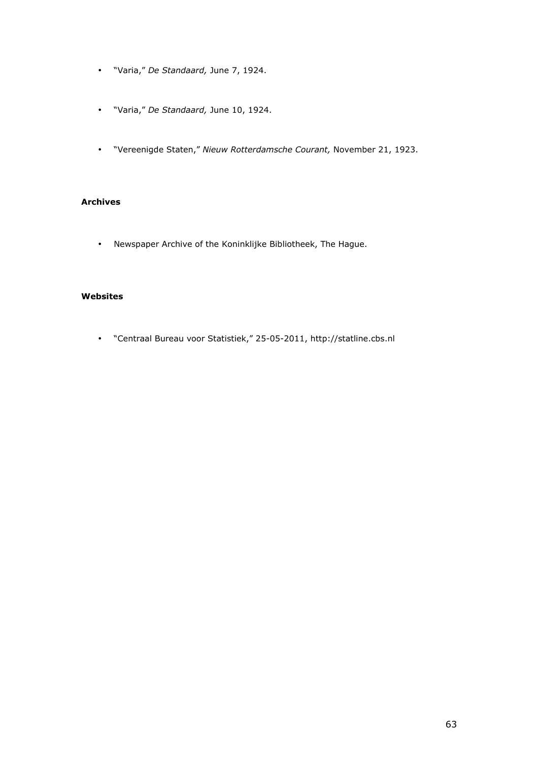- "Varia," *De Standaard,* June 7, 1924.

- "Varia," *De Standaard,* June 10, 1924.

- "Vereenigde Staten," *Nieuw Rotterdamsche Courant,* November 21, 1923.

**Archives**

- Newspaper Archive of the Koninklijke Bibliotheek, The Hague.

**Websites**

- "Centraal Bureau voor Statistiek," 25-05-2011, http://statline.cbs.nl